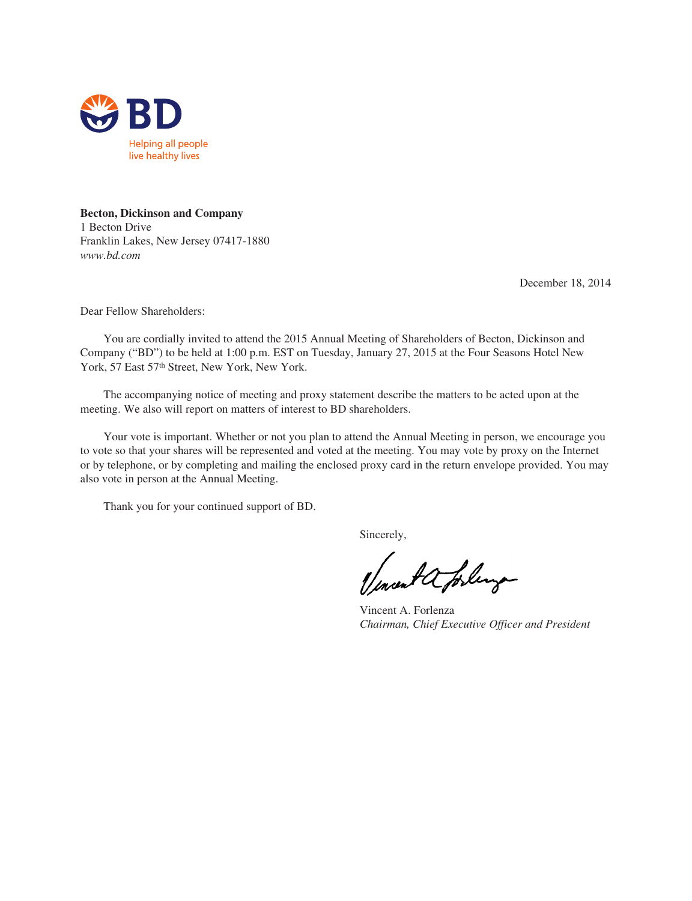BD

Helping all people
live healthy lives

**Becton, Dickinson and Company**
1 Becton Drive
Franklin Lakes, New Jersey 07417-1880
*www.bd.com*

December 18, 2014

Dear Fellow Shareholders:

You are cordially invited to attend the 2015 Annual Meeting of Shareholders of Becton, Dickinson and Company ("BD") to be held at 1:00 p.m. EST on Tuesday, January 27, 2015 at the Four Seasons Hotel New York, 57 East 57th Street, New York, New York.

The accompanying notice of meeting and proxy statement describe the matters to be acted upon at the meeting. We also will report on matters of interest to BD shareholders.

Your vote is important. Whether or not you plan to attend the Annual Meeting in person, we encourage you to vote so that your shares will be represented and voted at the meeting. You may vote by proxy on the Internet or by telephone, or by completing and mailing the enclosed proxy card in the return envelope provided. You may also vote in person at the Annual Meeting.

Thank you for your continued support of BD.

Sincerely,

Vincent A. Forlenza
*Chairman, Chief Executive Officer and President*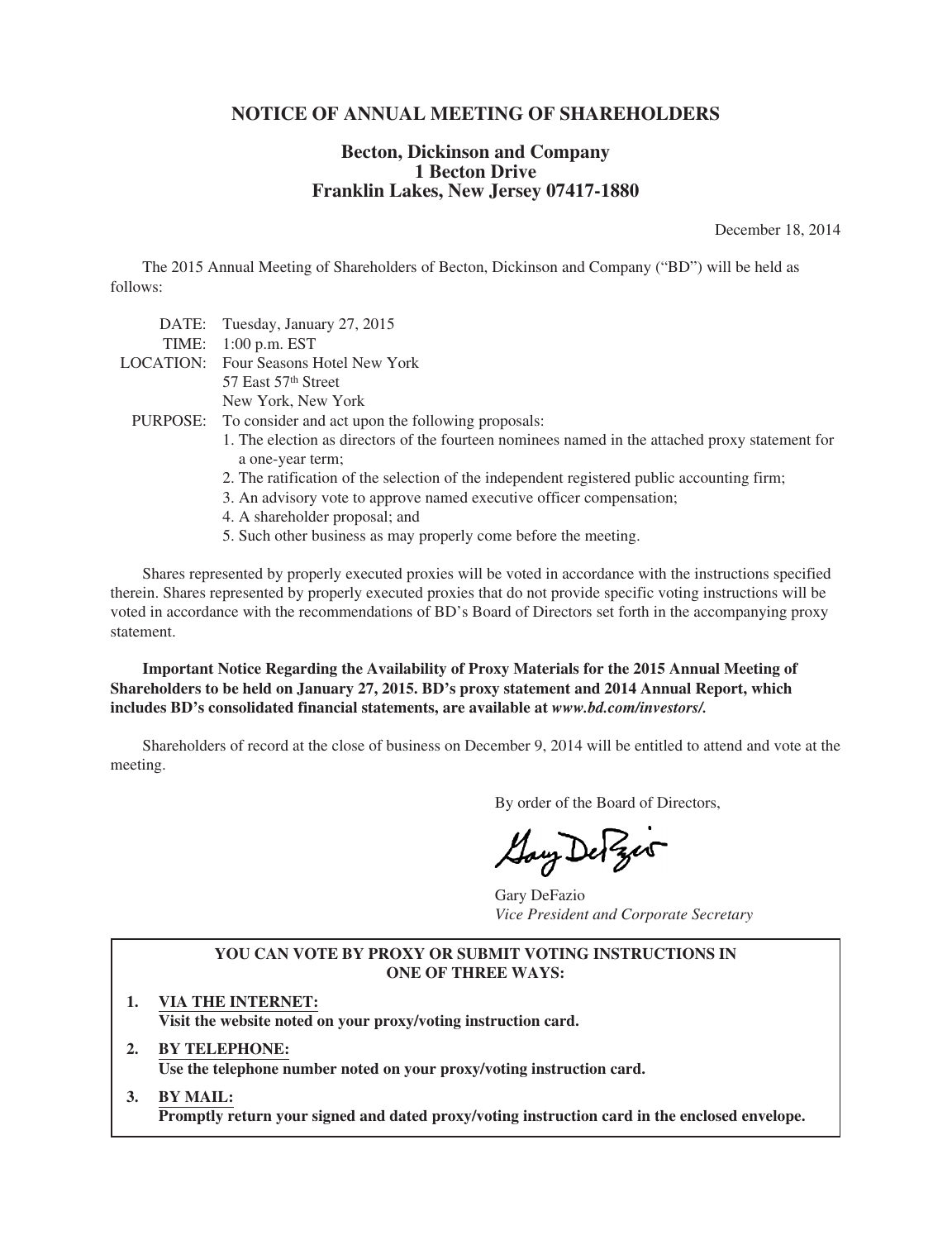# NOTICE OF ANNUAL MEETING OF SHAREHOLDERS

## Becton, Dickinson and Company
## 1 Becton Drive
## Franklin Lakes, New Jersey 07417-1880

December 18, 2014

The 2015 Annual Meeting of Shareholders of Becton, Dickinson and Company ("BD") will be held as follows:

| | |
|---|---|
| DATE: | Tuesday, January 27, 2015 |
| TIME: | 1:00 p.m. EST |
| LOCATION: | Four Seasons Hotel New York<br>57 East 57th Street<br>New York, New York |
| PURPOSE: | To consider and act upon the following proposals:<br>1. The election as directors of the fourteen nominees named in the attached proxy statement for a one-year term;<br>2. The ratification of the selection of the independent registered public accounting firm;<br>3. An advisory vote to approve named executive officer compensation;<br>4. A shareholder proposal; and<br>5. Such other business as may properly come before the meeting. |

Shares represented by properly executed proxies will be voted in accordance with the instructions specified therein. Shares represented by properly executed proxies that do not provide specific voting instructions will be voted in accordance with the recommendations of BD's Board of Directors set forth in the accompanying proxy statement.

**Important Notice Regarding the Availability of Proxy Materials for the 2015 Annual Meeting of Shareholders to be held on January 27, 2015. BD's proxy statement and 2014 Annual Report, which includes BD's consolidated financial statements, are available at *www.bd.com/investors/.***

Shareholders of record at the close of business on December 9, 2014 will be entitled to attend and vote at the meeting.

By order of the Board of Directors,

Gary DeFazio
*Vice President and Corporate Secretary*

---

**YOU CAN VOTE BY PROXY OR SUBMIT VOTING INSTRUCTIONS IN ONE OF THREE WAYS:**

1. **VIA THE INTERNET:**
   **Visit the website noted on your proxy/voting instruction card.**
2. **BY TELEPHONE:**
   **Use the telephone number noted on your proxy/voting instruction card.**
3. **BY MAIL:**
   **Promptly return your signed and dated proxy/voting instruction card in the enclosed envelope.**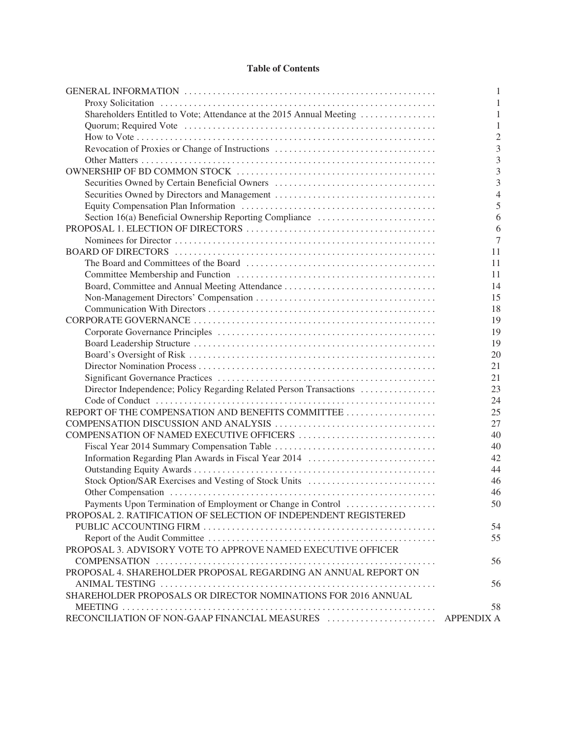# Table of Contents

| | |
|---|---|
| GENERAL INFORMATION | 1 |
| Proxy Solicitation | 1 |
| Shareholders Entitled to Vote; Attendance at the 2015 Annual Meeting | 1 |
| Quorum; Required Vote | 1 |
| How to Vote | 2 |
| Revocation of Proxies or Change of Instructions | 3 |
| Other Matters | 3 |
| OWNERSHIP OF BD COMMON STOCK | 3 |
| Securities Owned by Certain Beneficial Owners | 3 |
| Securities Owned by Directors and Management | 4 |
| Equity Compensation Plan Information | 5 |
| Section 16(a) Beneficial Ownership Reporting Compliance | 6 |
| PROPOSAL 1. ELECTION OF DIRECTORS | 6 |
| Nominees for Director | 7 |
| BOARD OF DIRECTORS | 11 |
| The Board and Committees of the Board | 11 |
| Committee Membership and Function | 11 |
| Board, Committee and Annual Meeting Attendance | 14 |
| Non-Management Directors' Compensation | 15 |
| Communication With Directors | 18 |
| CORPORATE GOVERNANCE | 19 |
| Corporate Governance Principles | 19 |
| Board Leadership Structure | 19 |
| Board's Oversight of Risk | 20 |
| Director Nomination Process | 21 |
| Significant Governance Practices | 21 |
| Director Independence; Policy Regarding Related Person Transactions | 23 |
| Code of Conduct | 24 |
| REPORT OF THE COMPENSATION AND BENEFITS COMMITTEE | 25 |
| COMPENSATION DISCUSSION AND ANALYSIS | 27 |
| COMPENSATION OF NAMED EXECUTIVE OFFICERS | 40 |
| Fiscal Year 2014 Summary Compensation Table | 40 |
| Information Regarding Plan Awards in Fiscal Year 2014 | 42 |
| Outstanding Equity Awards | 44 |
| Stock Option/SAR Exercises and Vesting of Stock Units | 46 |
| Other Compensation | 46 |
| Payments Upon Termination of Employment or Change in Control | 50 |
| PROPOSAL 2. RATIFICATION OF SELECTION OF INDEPENDENT REGISTERED PUBLIC ACCOUNTING FIRM | 54 |
| Report of the Audit Committee | 55 |
| PROPOSAL 3. ADVISORY VOTE TO APPROVE NAMED EXECUTIVE OFFICER COMPENSATION | 56 |
| PROPOSAL 4. SHAREHOLDER PROPOSAL REGARDING AN ANNUAL REPORT ON ANIMAL TESTING | 56 |
| SHAREHOLDER PROPOSALS OR DIRECTOR NOMINATIONS FOR 2016 ANNUAL MEETING | 58 |
| RECONCILIATION OF NON-GAAP FINANCIAL MEASURES | APPENDIX A |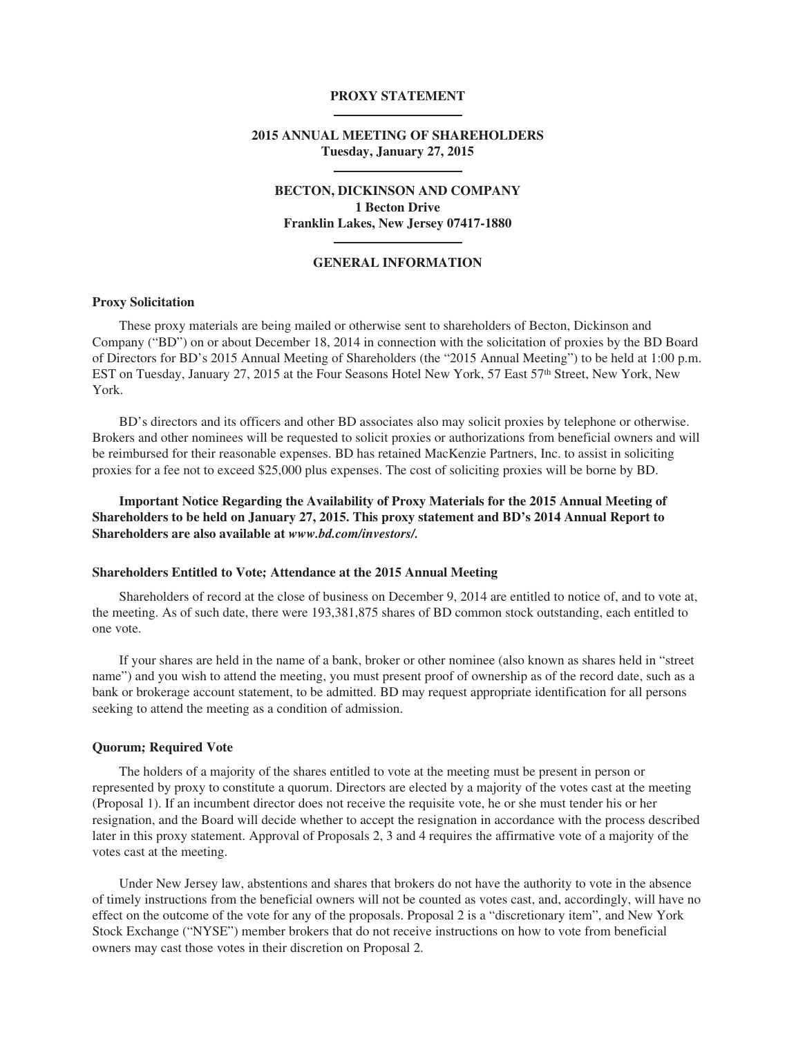# PROXY STATEMENT

## 2015 ANNUAL MEETING OF SHAREHOLDERS
**Tuesday, January 27, 2015**

## BECTON, DICKINSON AND COMPANY
**1 Becton Drive**
**Franklin Lakes, New Jersey 07417-1880**

## GENERAL INFORMATION

### Proxy Solicitation

These proxy materials are being mailed or otherwise sent to shareholders of Becton, Dickinson and Company ("BD") on or about December 18, 2014 in connection with the solicitation of proxies by the BD Board of Directors for BD's 2015 Annual Meeting of Shareholders (the "2015 Annual Meeting") to be held at 1:00 p.m. EST on Tuesday, January 27, 2015 at the Four Seasons Hotel New York, 57 East 57th Street, New York, New York.

BD's directors and its officers and other BD associates also may solicit proxies by telephone or otherwise. Brokers and other nominees will be requested to solicit proxies or authorizations from beneficial owners and will be reimbursed for their reasonable expenses. BD has retained MacKenzie Partners, Inc. to assist in soliciting proxies for a fee not to exceed $25,000 plus expenses. The cost of soliciting proxies will be borne by BD.

**Important Notice Regarding the Availability of Proxy Materials for the 2015 Annual Meeting of Shareholders to be held on January 27, 2015. This proxy statement and BD's 2014 Annual Report to Shareholders are also available at *www.bd.com/investors/.***

### Shareholders Entitled to Vote; Attendance at the 2015 Annual Meeting

Shareholders of record at the close of business on December 9, 2014 are entitled to notice of, and to vote at, the meeting. As of such date, there were 193,381,875 shares of BD common stock outstanding, each entitled to one vote.

If your shares are held in the name of a bank, broker or other nominee (also known as shares held in "street name") and you wish to attend the meeting, you must present proof of ownership as of the record date, such as a bank or brokerage account statement, to be admitted. BD may request appropriate identification for all persons seeking to attend the meeting as a condition of admission.

### Quorum; Required Vote

The holders of a majority of the shares entitled to vote at the meeting must be present in person or represented by proxy to constitute a quorum. Directors are elected by a majority of the votes cast at the meeting (Proposal 1). If an incumbent director does not receive the requisite vote, he or she must tender his or her resignation, and the Board will decide whether to accept the resignation in accordance with the process described later in this proxy statement. Approval of Proposals 2, 3 and 4 requires the affirmative vote of a majority of the votes cast at the meeting.

Under New Jersey law, abstentions and shares that brokers do not have the authority to vote in the absence of timely instructions from the beneficial owners will not be counted as votes cast, and, accordingly, will have no effect on the outcome of the vote for any of the proposals. Proposal 2 is a "discretionary item", and New York Stock Exchange ("NYSE") member brokers that do not receive instructions on how to vote from beneficial owners may cast those votes in their discretion on Proposal 2.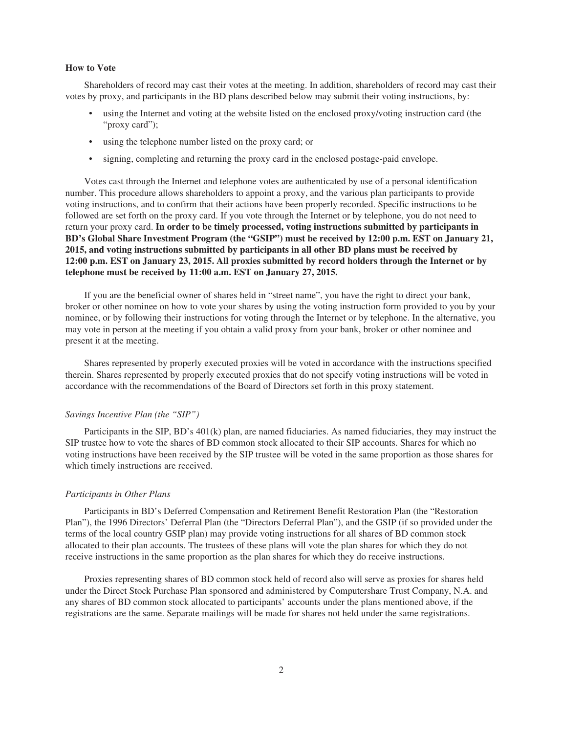### How to Vote

Shareholders of record may cast their votes at the meeting. In addition, shareholders of record may cast their votes by proxy, and participants in the BD plans described below may submit their voting instructions, by:

- using the Internet and voting at the website listed on the enclosed proxy/voting instruction card (the "proxy card");
- using the telephone number listed on the proxy card; or
- signing, completing and returning the proxy card in the enclosed postage-paid envelope.

Votes cast through the Internet and telephone votes are authenticated by use of a personal identification number. This procedure allows shareholders to appoint a proxy, and the various plan participants to provide voting instructions, and to confirm that their actions have been properly recorded. Specific instructions to be followed are set forth on the proxy card. If you vote through the Internet or by telephone, you do not need to return your proxy card. **In order to be timely processed, voting instructions submitted by participants in BD's Global Share Investment Program (the "GSIP") must be received by 12:00 p.m. EST on January 21, 2015, and voting instructions submitted by participants in all other BD plans must be received by 12:00 p.m. EST on January 23, 2015. All proxies submitted by record holders through the Internet or by telephone must be received by 11:00 a.m. EST on January 27, 2015.**

If you are the beneficial owner of shares held in "street name", you have the right to direct your bank, broker or other nominee on how to vote your shares by using the voting instruction form provided to you by your nominee, or by following their instructions for voting through the Internet or by telephone. In the alternative, you may vote in person at the meeting if you obtain a valid proxy from your bank, broker or other nominee and present it at the meeting.

Shares represented by properly executed proxies will be voted in accordance with the instructions specified therein. Shares represented by properly executed proxies that do not specify voting instructions will be voted in accordance with the recommendations of the Board of Directors set forth in this proxy statement.

*Savings Incentive Plan (the "SIP")*

Participants in the SIP, BD's 401(k) plan, are named fiduciaries. As named fiduciaries, they may instruct the SIP trustee how to vote the shares of BD common stock allocated to their SIP accounts. Shares for which no voting instructions have been received by the SIP trustee will be voted in the same proportion as those shares for which timely instructions are received.

*Participants in Other Plans*

Participants in BD's Deferred Compensation and Retirement Benefit Restoration Plan (the "Restoration Plan"), the 1996 Directors' Deferral Plan (the "Directors Deferral Plan"), and the GSIP (if so provided under the terms of the local country GSIP plan) may provide voting instructions for all shares of BD common stock allocated to their plan accounts. The trustees of these plans will vote the plan shares for which they do not receive instructions in the same proportion as the plan shares for which they do receive instructions.

Proxies representing shares of BD common stock held of record also will serve as proxies for shares held under the Direct Stock Purchase Plan sponsored and administered by Computershare Trust Company, N.A. and any shares of BD common stock allocated to participants' accounts under the plans mentioned above, if the registrations are the same. Separate mailings will be made for shares not held under the same registrations.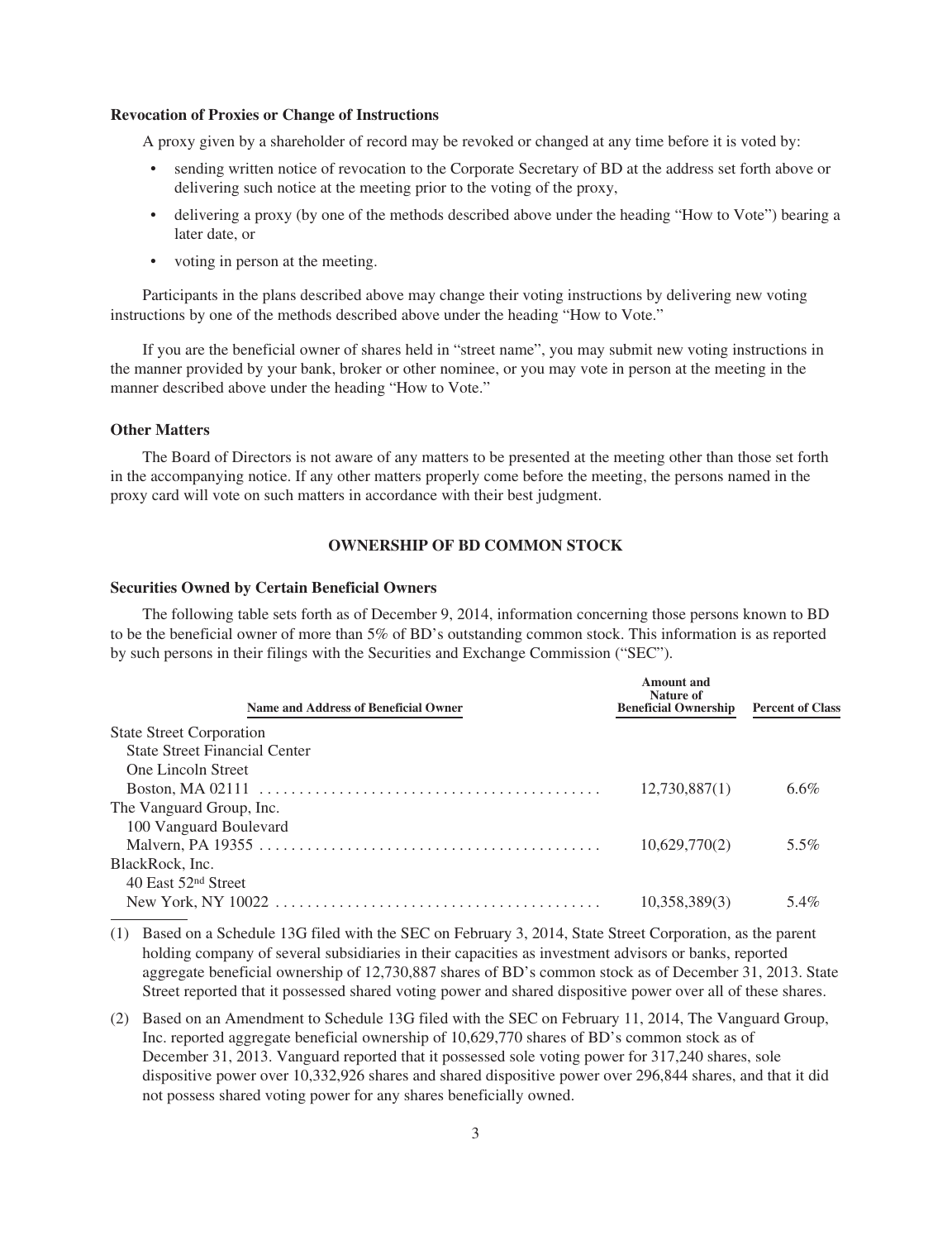### Revocation of Proxies or Change of Instructions

A proxy given by a shareholder of record may be revoked or changed at any time before it is voted by:

- sending written notice of revocation to the Corporate Secretary of BD at the address set forth above or delivering such notice at the meeting prior to the voting of the proxy,
- delivering a proxy (by one of the methods described above under the heading "How to Vote") bearing a later date, or
- voting in person at the meeting.

Participants in the plans described above may change their voting instructions by delivering new voting instructions by one of the methods described above under the heading "How to Vote."

If you are the beneficial owner of shares held in "street name", you may submit new voting instructions in the manner provided by your bank, broker or other nominee, or you may vote in person at the meeting in the manner described above under the heading "How to Vote."

### Other Matters

The Board of Directors is not aware of any matters to be presented at the meeting other than those set forth in the accompanying notice. If any other matters properly come before the meeting, the persons named in the proxy card will vote on such matters in accordance with their best judgment.

## OWNERSHIP OF BD COMMON STOCK

### Securities Owned by Certain Beneficial Owners

The following table sets forth as of December 9, 2014, information concerning those persons known to BD to be the beneficial owner of more than 5% of BD's outstanding common stock. This information is as reported by such persons in their filings with the Securities and Exchange Commission ("SEC").

| Name and Address of Beneficial Owner | Amount and Nature of Beneficial Ownership | Percent of Class |
|---|---|---|
| State Street Corporation<br>State Street Financial Center<br>One Lincoln Street<br>Boston, MA 02111 | 12,730,887(1) | 6.6% |
| The Vanguard Group, Inc.<br>100 Vanguard Boulevard<br>Malvern, PA 19355 | 10,629,770(2) | 5.5% |
| BlackRock, Inc.<br>40 East 52nd Street<br>New York, NY 10022 | 10,358,389(3) | 5.4% |

(1) Based on a Schedule 13G filed with the SEC on February 3, 2014, State Street Corporation, as the parent holding company of several subsidiaries in their capacities as investment advisors or banks, reported aggregate beneficial ownership of 12,730,887 shares of BD's common stock as of December 31, 2013. State Street reported that it possessed shared voting power and shared dispositive power over all of these shares.

(2) Based on an Amendment to Schedule 13G filed with the SEC on February 11, 2014, The Vanguard Group, Inc. reported aggregate beneficial ownership of 10,629,770 shares of BD's common stock as of December 31, 2013. Vanguard reported that it possessed sole voting power for 317,240 shares, sole dispositive power over 10,332,926 shares and shared dispositive power over 296,844 shares, and that it did not possess shared voting power for any shares beneficially owned.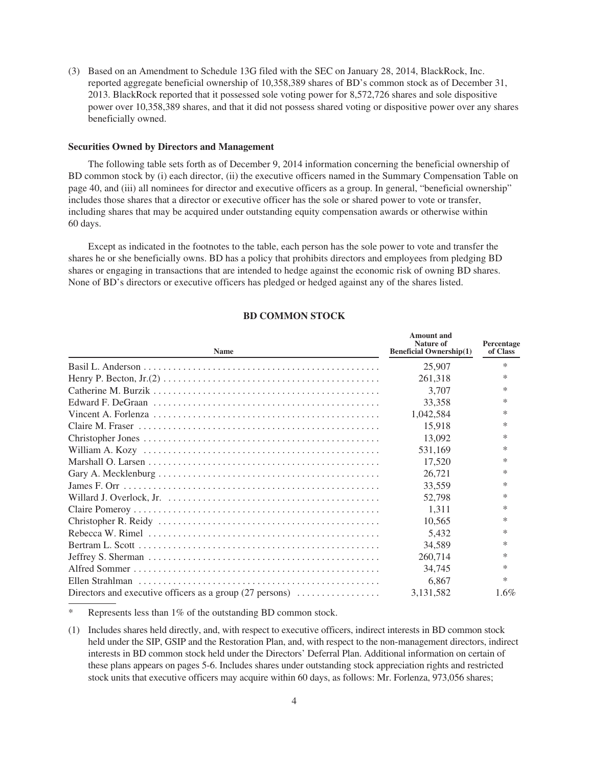(3) Based on an Amendment to Schedule 13G filed with the SEC on January 28, 2014, BlackRock, Inc. reported aggregate beneficial ownership of 10,358,389 shares of BD's common stock as of December 31, 2013. BlackRock reported that it possessed sole voting power for 8,572,726 shares and sole dispositive power over 10,358,389 shares, and that it did not possess shared voting or dispositive power over any shares beneficially owned.

**Securities Owned by Directors and Management**

The following table sets forth as of December 9, 2014 information concerning the beneficial ownership of BD common stock by (i) each director, (ii) the executive officers named in the Summary Compensation Table on page 40, and (iii) all nominees for director and executive officers as a group. In general, "beneficial ownership" includes those shares that a director or executive officer has the sole or shared power to vote or transfer, including shares that may be acquired under outstanding equity compensation awards or otherwise within 60 days.

Except as indicated in the footnotes to the table, each person has the sole power to vote and transfer the shares he or she beneficially owns. BD has a policy that prohibits directors and employees from pledging BD shares or engaging in transactions that are intended to hedge against the economic risk of owning BD shares. None of BD's directors or executive officers has pledged or hedged against any of the shares listed.

**BD COMMON STOCK**

| Name | Amount and Nature of Beneficial Ownership(1) | Percentage of Class |
|---|---|---|
| Basil L. Anderson | 25,907 | * |
| Henry P. Becton, Jr.(2) | 261,318 | * |
| Catherine M. Burzik | 3,707 | * |
| Edward F. DeGraan | 33,358 | * |
| Vincent A. Forlenza | 1,042,584 | * |
| Claire M. Fraser | 15,918 | * |
| Christopher Jones | 13,092 | * |
| William A. Kozy | 531,169 | * |
| Marshall O. Larsen | 17,520 | * |
| Gary A. Mecklenburg | 26,721 | * |
| James F. Orr | 33,559 | * |
| Willard J. Overlock, Jr. | 52,798 | * |
| Claire Pomeroy | 1,311 | * |
| Christopher R. Reidy | 10,565 | * |
| Rebecca W. Rimel | 5,432 | * |
| Bertram L. Scott | 34,589 | * |
| Jeffrey S. Sherman | 260,714 | * |
| Alfred Sommer | 34,745 | * |
| Ellen Strahlman | 6,867 | * |
| Directors and executive officers as a group (27 persons) | 3,131,582 | 1.6% |

\* Represents less than 1% of the outstanding BD common stock.

(1) Includes shares held directly, and, with respect to executive officers, indirect interests in BD common stock held under the SIP, GSIP and the Restoration Plan, and, with respect to the non-management directors, indirect interests in BD common stock held under the Directors' Deferral Plan. Additional information on certain of these plans appears on pages 5-6. Includes shares under outstanding stock appreciation rights and restricted stock units that executive officers may acquire within 60 days, as follows: Mr. Forlenza, 973,056 shares;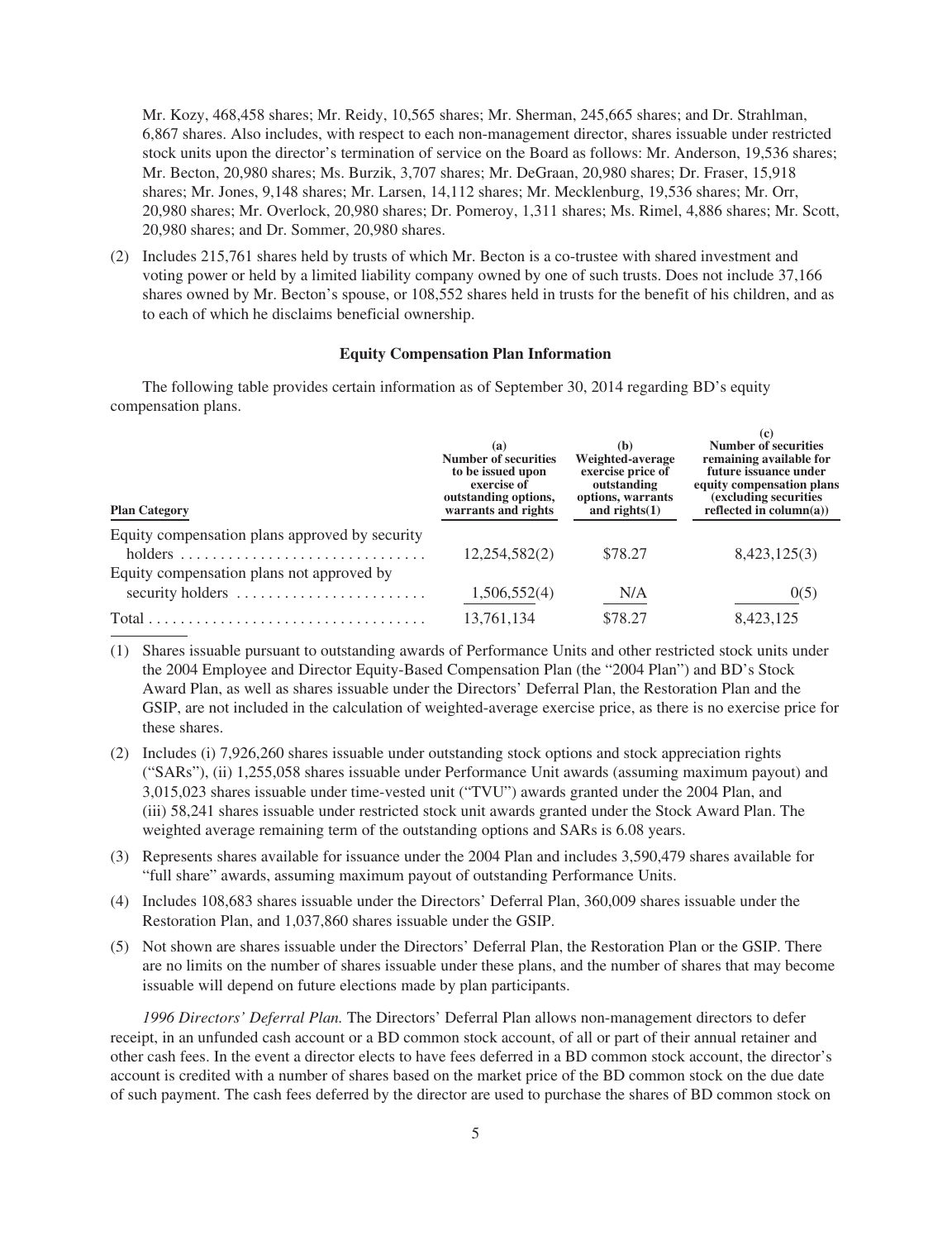Mr. Kozy, 468,458 shares; Mr. Reidy, 10,565 shares; Mr. Sherman, 245,665 shares; and Dr. Strahlman, 6,867 shares. Also includes, with respect to each non-management director, shares issuable under restricted stock units upon the director's termination of service on the Board as follows: Mr. Anderson, 19,536 shares; Mr. Becton, 20,980 shares; Ms. Burzik, 3,707 shares; Mr. DeGraan, 20,980 shares; Dr. Fraser, 15,918 shares; Mr. Jones, 9,148 shares; Mr. Larsen, 14,112 shares; Mr. Mecklenburg, 19,536 shares; Mr. Orr, 20,980 shares; Mr. Overlock, 20,980 shares; Dr. Pomeroy, 1,311 shares; Ms. Rimel, 4,886 shares; Mr. Scott, 20,980 shares; and Dr. Sommer, 20,980 shares.

(2) Includes 215,761 shares held by trusts of which Mr. Becton is a co-trustee with shared investment and voting power or held by a limited liability company owned by one of such trusts. Does not include 37,166 shares owned by Mr. Becton's spouse, or 108,552 shares held in trusts for the benefit of his children, and as to each of which he disclaims beneficial ownership.

**Equity Compensation Plan Information**

The following table provides certain information as of September 30, 2014 regarding BD's equity compensation plans.

| Plan Category | (a) Number of securities to be issued upon exercise of outstanding options, warrants and rights | (b) Weighted-average exercise price of outstanding options, warrants and rights(1) | (c) Number of securities remaining available for future issuance under equity compensation plans (excluding securities reflected in column(a)) |
|---|---|---|---|
| Equity compensation plans approved by security holders | 12,254,582(2) | $78.27 | 8,423,125(3) |
| Equity compensation plans not approved by security holders | 1,506,552(4) | N/A | 0(5) |
| Total | 13,761,134 | $78.27 | 8,423,125 |

(1) Shares issuable pursuant to outstanding awards of Performance Units and other restricted stock units under the 2004 Employee and Director Equity-Based Compensation Plan (the "2004 Plan") and BD's Stock Award Plan, as well as shares issuable under the Directors' Deferral Plan, the Restoration Plan and the GSIP, are not included in the calculation of weighted-average exercise price, as there is no exercise price for these shares.

(2) Includes (i) 7,926,260 shares issuable under outstanding stock options and stock appreciation rights ("SARs"), (ii) 1,255,058 shares issuable under Performance Unit awards (assuming maximum payout) and 3,015,023 shares issuable under time-vested unit ("TVU") awards granted under the 2004 Plan, and (iii) 58,241 shares issuable under restricted stock unit awards granted under the Stock Award Plan. The weighted average remaining term of the outstanding options and SARs is 6.08 years.

(3) Represents shares available for issuance under the 2004 Plan and includes 3,590,479 shares available for "full share" awards, assuming maximum payout of outstanding Performance Units.

(4) Includes 108,683 shares issuable under the Directors' Deferral Plan, 360,009 shares issuable under the Restoration Plan, and 1,037,860 shares issuable under the GSIP.

(5) Not shown are shares issuable under the Directors' Deferral Plan, the Restoration Plan or the GSIP. There are no limits on the number of shares issuable under these plans, and the number of shares that may become issuable will depend on future elections made by plan participants.

*1996 Directors' Deferral Plan.* The Directors' Deferral Plan allows non-management directors to defer receipt, in an unfunded cash account or a BD common stock account, of all or part of their annual retainer and other cash fees. In the event a director elects to have fees deferred in a BD common stock account, the director's account is credited with a number of shares based on the market price of the BD common stock on the due date of such payment. The cash fees deferred by the director are used to purchase the shares of BD common stock on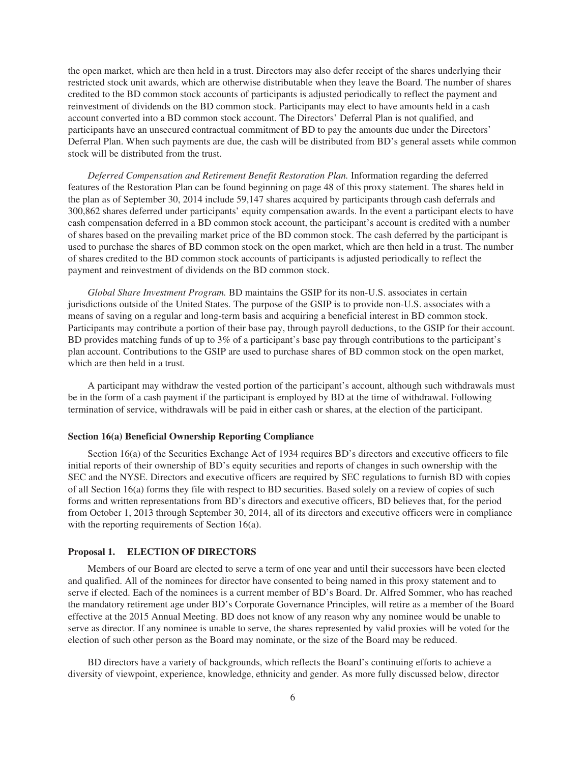the open market, which are then held in a trust. Directors may also defer receipt of the shares underlying their restricted stock unit awards, which are otherwise distributable when they leave the Board. The number of shares credited to the BD common stock accounts of participants is adjusted periodically to reflect the payment and reinvestment of dividends on the BD common stock. Participants may elect to have amounts held in a cash account converted into a BD common stock account. The Directors' Deferral Plan is not qualified, and participants have an unsecured contractual commitment of BD to pay the amounts due under the Directors' Deferral Plan. When such payments are due, the cash will be distributed from BD's general assets while common stock will be distributed from the trust.

*Deferred Compensation and Retirement Benefit Restoration Plan.* Information regarding the deferred features of the Restoration Plan can be found beginning on page 48 of this proxy statement. The shares held in the plan as of September 30, 2014 include 59,147 shares acquired by participants through cash deferrals and 300,862 shares deferred under participants' equity compensation awards. In the event a participant elects to have cash compensation deferred in a BD common stock account, the participant's account is credited with a number of shares based on the prevailing market price of the BD common stock. The cash deferred by the participant is used to purchase the shares of BD common stock on the open market, which are then held in a trust. The number of shares credited to the BD common stock accounts of participants is adjusted periodically to reflect the payment and reinvestment of dividends on the BD common stock.

*Global Share Investment Program.* BD maintains the GSIP for its non-U.S. associates in certain jurisdictions outside of the United States. The purpose of the GSIP is to provide non-U.S. associates with a means of saving on a regular and long-term basis and acquiring a beneficial interest in BD common stock. Participants may contribute a portion of their base pay, through payroll deductions, to the GSIP for their account. BD provides matching funds of up to 3% of a participant's base pay through contributions to the participant's plan account. Contributions to the GSIP are used to purchase shares of BD common stock on the open market, which are then held in a trust.

A participant may withdraw the vested portion of the participant's account, although such withdrawals must be in the form of a cash payment if the participant is employed by BD at the time of withdrawal. Following termination of service, withdrawals will be paid in either cash or shares, at the election of the participant.

**Section 16(a) Beneficial Ownership Reporting Compliance**

Section 16(a) of the Securities Exchange Act of 1934 requires BD's directors and executive officers to file initial reports of their ownership of BD's equity securities and reports of changes in such ownership with the SEC and the NYSE. Directors and executive officers are required by SEC regulations to furnish BD with copies of all Section 16(a) forms they file with respect to BD securities. Based solely on a review of copies of such forms and written representations from BD's directors and executive officers, BD believes that, for the period from October 1, 2013 through September 30, 2014, all of its directors and executive officers were in compliance with the reporting requirements of Section 16(a).

**Proposal 1. ELECTION OF DIRECTORS**

Members of our Board are elected to serve a term of one year and until their successors have been elected and qualified. All of the nominees for director have consented to being named in this proxy statement and to serve if elected. Each of the nominees is a current member of BD's Board. Dr. Alfred Sommer, who has reached the mandatory retirement age under BD's Corporate Governance Principles, will retire as a member of the Board effective at the 2015 Annual Meeting. BD does not know of any reason why any nominee would be unable to serve as director. If any nominee is unable to serve, the shares represented by valid proxies will be voted for the election of such other person as the Board may nominate, or the size of the Board may be reduced.

BD directors have a variety of backgrounds, which reflects the Board's continuing efforts to achieve a diversity of viewpoint, experience, knowledge, ethnicity and gender. As more fully discussed below, director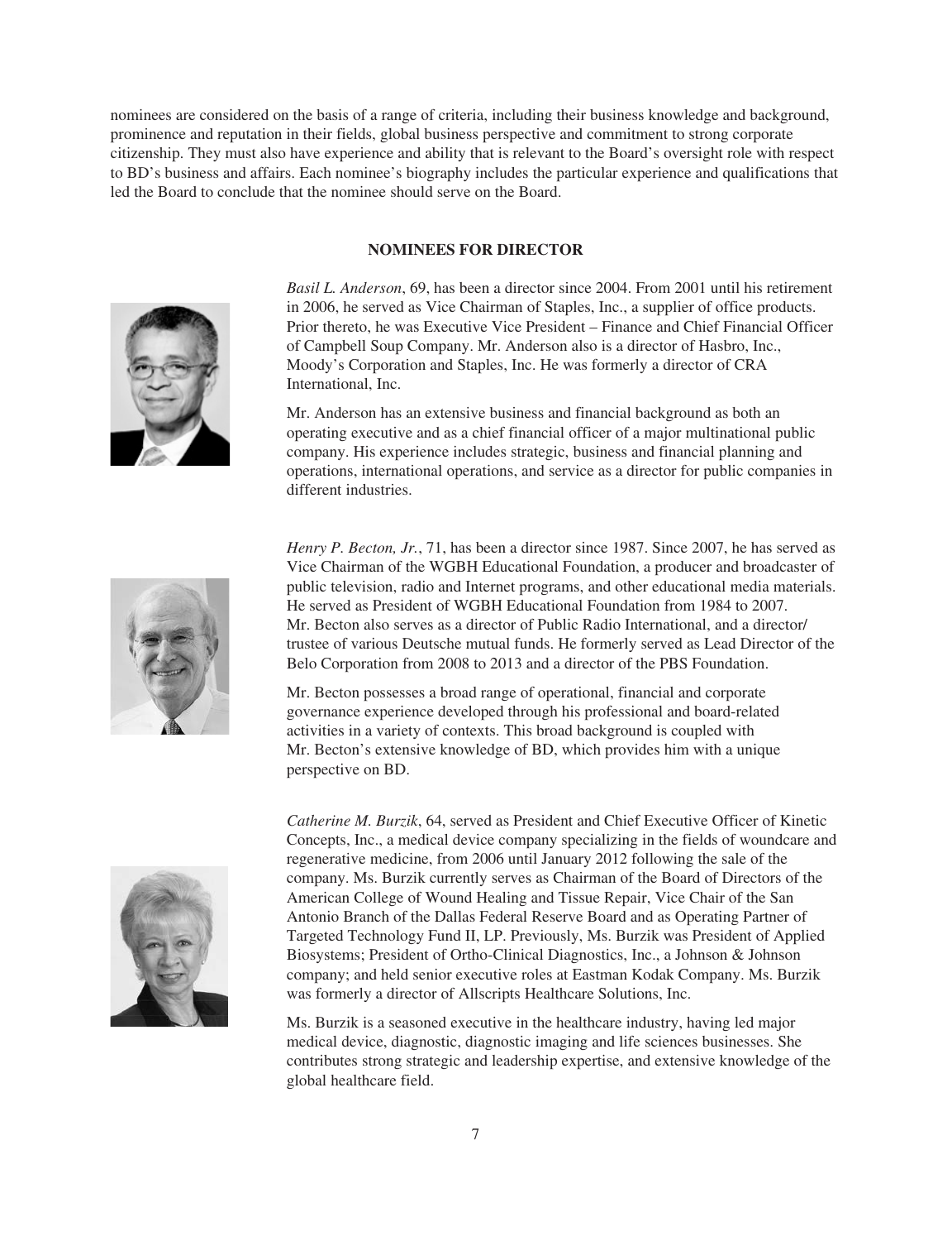nominees are considered on the basis of a range of criteria, including their business knowledge and background, prominence and reputation in their fields, global business perspective and commitment to strong corporate citizenship. They must also have experience and ability that is relevant to the Board's oversight role with respect to BD's business and affairs. Each nominee's biography includes the particular experience and qualifications that led the Board to conclude that the nominee should serve on the Board.

## NOMINEES FOR DIRECTOR

*Basil L. Anderson*, 69, has been a director since 2004. From 2001 until his retirement in 2006, he served as Vice Chairman of Staples, Inc., a supplier of office products. Prior thereto, he was Executive Vice President – Finance and Chief Financial Officer of Campbell Soup Company. Mr. Anderson also is a director of Hasbro, Inc., Moody's Corporation and Staples, Inc. He was formerly a director of CRA International, Inc.

Mr. Anderson has an extensive business and financial background as both an operating executive and as a chief financial officer of a major multinational public company. His experience includes strategic, business and financial planning and operations, international operations, and service as a director for public companies in different industries.

*Henry P. Becton, Jr.*, 71, has been a director since 1987. Since 2007, he has served as Vice Chairman of the WGBH Educational Foundation, a producer and broadcaster of public television, radio and Internet programs, and other educational media materials. He served as President of WGBH Educational Foundation from 1984 to 2007. Mr. Becton also serves as a director of Public Radio International, and a director/trustee of various Deutsche mutual funds. He formerly served as Lead Director of the Belo Corporation from 2008 to 2013 and a director of the PBS Foundation.

Mr. Becton possesses a broad range of operational, financial and corporate governance experience developed through his professional and board-related activities in a variety of contexts. This broad background is coupled with Mr. Becton's extensive knowledge of BD, which provides him with a unique perspective on BD.

*Catherine M. Burzik*, 64, served as President and Chief Executive Officer of Kinetic Concepts, Inc., a medical device company specializing in the fields of woundcare and regenerative medicine, from 2006 until January 2012 following the sale of the company. Ms. Burzik currently serves as Chairman of the Board of Directors of the American College of Wound Healing and Tissue Repair, Vice Chair of the San Antonio Branch of the Dallas Federal Reserve Board and as Operating Partner of Targeted Technology Fund II, LP. Previously, Ms. Burzik was President of Applied Biosystems; President of Ortho-Clinical Diagnostics, Inc., a Johnson & Johnson company; and held senior executive roles at Eastman Kodak Company. Ms. Burzik was formerly a director of Allscripts Healthcare Solutions, Inc.

Ms. Burzik is a seasoned executive in the healthcare industry, having led major medical device, diagnostic, diagnostic imaging and life sciences businesses. She contributes strong strategic and leadership expertise, and extensive knowledge of the global healthcare field.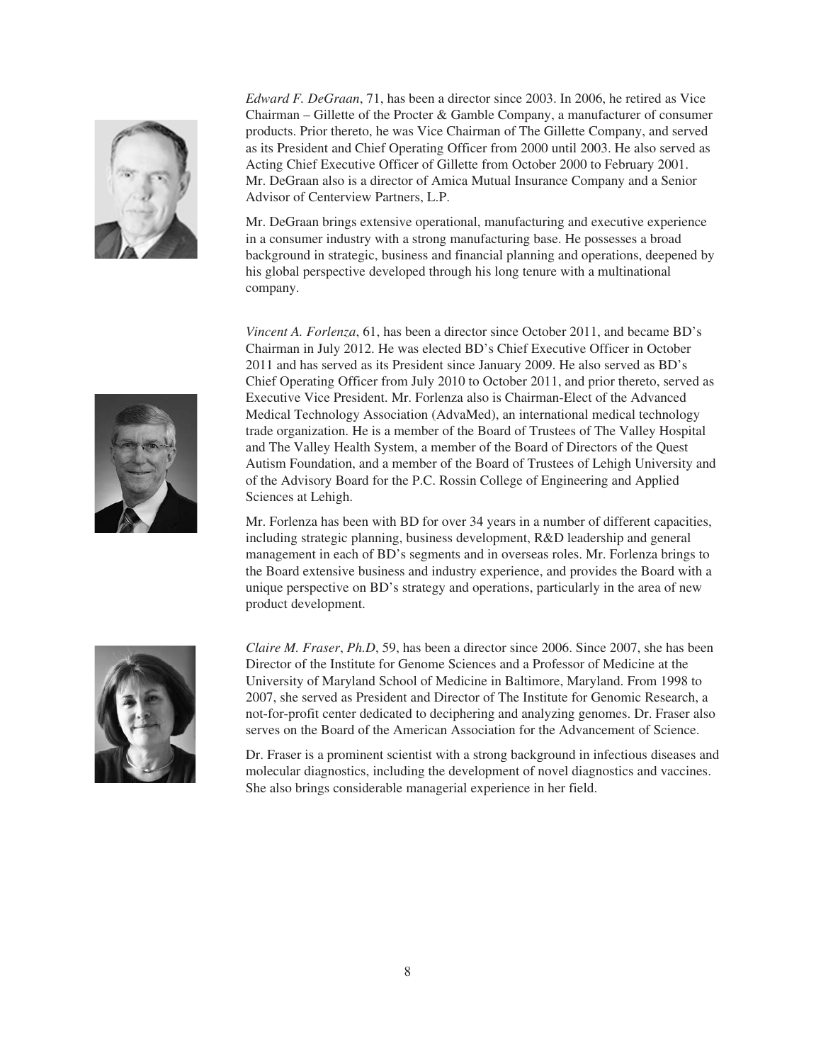*Edward F. DeGraan*, 71, has been a director since 2003. In 2006, he retired as Vice Chairman – Gillette of the Procter & Gamble Company, a manufacturer of consumer products. Prior thereto, he was Vice Chairman of The Gillette Company, and served as its President and Chief Operating Officer from 2000 until 2003. He also served as Acting Chief Executive Officer of Gillette from October 2000 to February 2001. Mr. DeGraan also is a director of Amica Mutual Insurance Company and a Senior Advisor of Centerview Partners, L.P.

Mr. DeGraan brings extensive operational, manufacturing and executive experience in a consumer industry with a strong manufacturing base. He possesses a broad background in strategic, business and financial planning and operations, deepened by his global perspective developed through his long tenure with a multinational company.

*Vincent A. Forlenza*, 61, has been a director since October 2011, and became BD's Chairman in July 2012. He was elected BD's Chief Executive Officer in October 2011 and has served as its President since January 2009. He also served as BD's Chief Operating Officer from July 2010 to October 2011, and prior thereto, served as Executive Vice President. Mr. Forlenza also is Chairman-Elect of the Advanced Medical Technology Association (AdvaMed), an international medical technology trade organization. He is a member of the Board of Trustees of The Valley Hospital and The Valley Health System, a member of the Board of Directors of the Quest Autism Foundation, and a member of the Board of Trustees of Lehigh University and of the Advisory Board for the P.C. Rossin College of Engineering and Applied Sciences at Lehigh.

Mr. Forlenza has been with BD for over 34 years in a number of different capacities, including strategic planning, business development, R&D leadership and general management in each of BD's segments and in overseas roles. Mr. Forlenza brings to the Board extensive business and industry experience, and provides the Board with a unique perspective on BD's strategy and operations, particularly in the area of new product development.

*Claire M. Fraser*, *Ph.D*, 59, has been a director since 2006. Since 2007, she has been Director of the Institute for Genome Sciences and a Professor of Medicine at the University of Maryland School of Medicine in Baltimore, Maryland. From 1998 to 2007, she served as President and Director of The Institute for Genomic Research, a not-for-profit center dedicated to deciphering and analyzing genomes. Dr. Fraser also serves on the Board of the American Association for the Advancement of Science.

Dr. Fraser is a prominent scientist with a strong background in infectious diseases and molecular diagnostics, including the development of novel diagnostics and vaccines. She also brings considerable managerial experience in her field.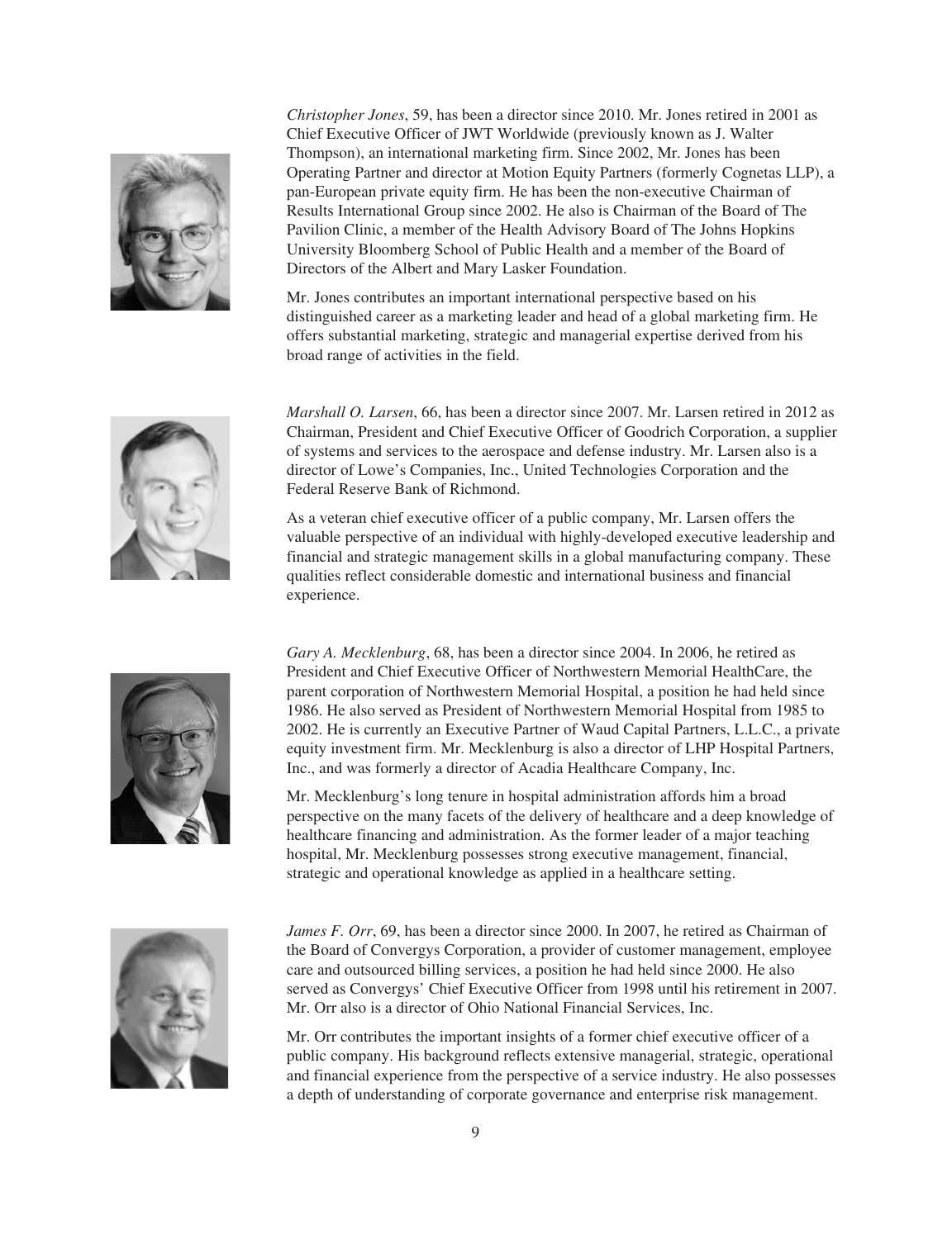*Christopher Jones*, 59, has been a director since 2010. Mr. Jones retired in 2001 as Chief Executive Officer of JWT Worldwide (previously known as J. Walter Thompson), an international marketing firm. Since 2002, Mr. Jones has been Operating Partner and director at Motion Equity Partners (formerly Cognetas LLP), a pan-European private equity firm. He has been the non-executive Chairman of Results International Group since 2002. He also is Chairman of the Board of The Pavilion Clinic, a member of the Health Advisory Board of The Johns Hopkins University Bloomberg School of Public Health and a member of the Board of Directors of the Albert and Mary Lasker Foundation.

Mr. Jones contributes an important international perspective based on his distinguished career as a marketing leader and head of a global marketing firm. He offers substantial marketing, strategic and managerial expertise derived from his broad range of activities in the field.

*Marshall O. Larsen*, 66, has been a director since 2007. Mr. Larsen retired in 2012 as Chairman, President and Chief Executive Officer of Goodrich Corporation, a supplier of systems and services to the aerospace and defense industry. Mr. Larsen also is a director of Lowe's Companies, Inc., United Technologies Corporation and the Federal Reserve Bank of Richmond.

As a veteran chief executive officer of a public company, Mr. Larsen offers the valuable perspective of an individual with highly-developed executive leadership and financial and strategic management skills in a global manufacturing company. These qualities reflect considerable domestic and international business and financial experience.

*Gary A. Mecklenburg*, 68, has been a director since 2004. In 2006, he retired as President and Chief Executive Officer of Northwestern Memorial HealthCare, the parent corporation of Northwestern Memorial Hospital, a position he had held since 1986. He also served as President of Northwestern Memorial Hospital from 1985 to 2002. He is currently an Executive Partner of Waud Capital Partners, L.L.C., a private equity investment firm. Mr. Mecklenburg is also a director of LHP Hospital Partners, Inc., and was formerly a director of Acadia Healthcare Company, Inc.

Mr. Mecklenburg's long tenure in hospital administration affords him a broad perspective on the many facets of the delivery of healthcare and a deep knowledge of healthcare financing and administration. As the former leader of a major teaching hospital, Mr. Mecklenburg possesses strong executive management, financial, strategic and operational knowledge as applied in a healthcare setting.

*James F. Orr*, 69, has been a director since 2000. In 2007, he retired as Chairman of the Board of Convergys Corporation, a provider of customer management, employee care and outsourced billing services, a position he had held since 2000. He also served as Convergys' Chief Executive Officer from 1998 until his retirement in 2007. Mr. Orr also is a director of Ohio National Financial Services, Inc.

Mr. Orr contributes the important insights of a former chief executive officer of a public company. His background reflects extensive managerial, strategic, operational and financial experience from the perspective of a service industry. He also possesses a depth of understanding of corporate governance and enterprise risk management.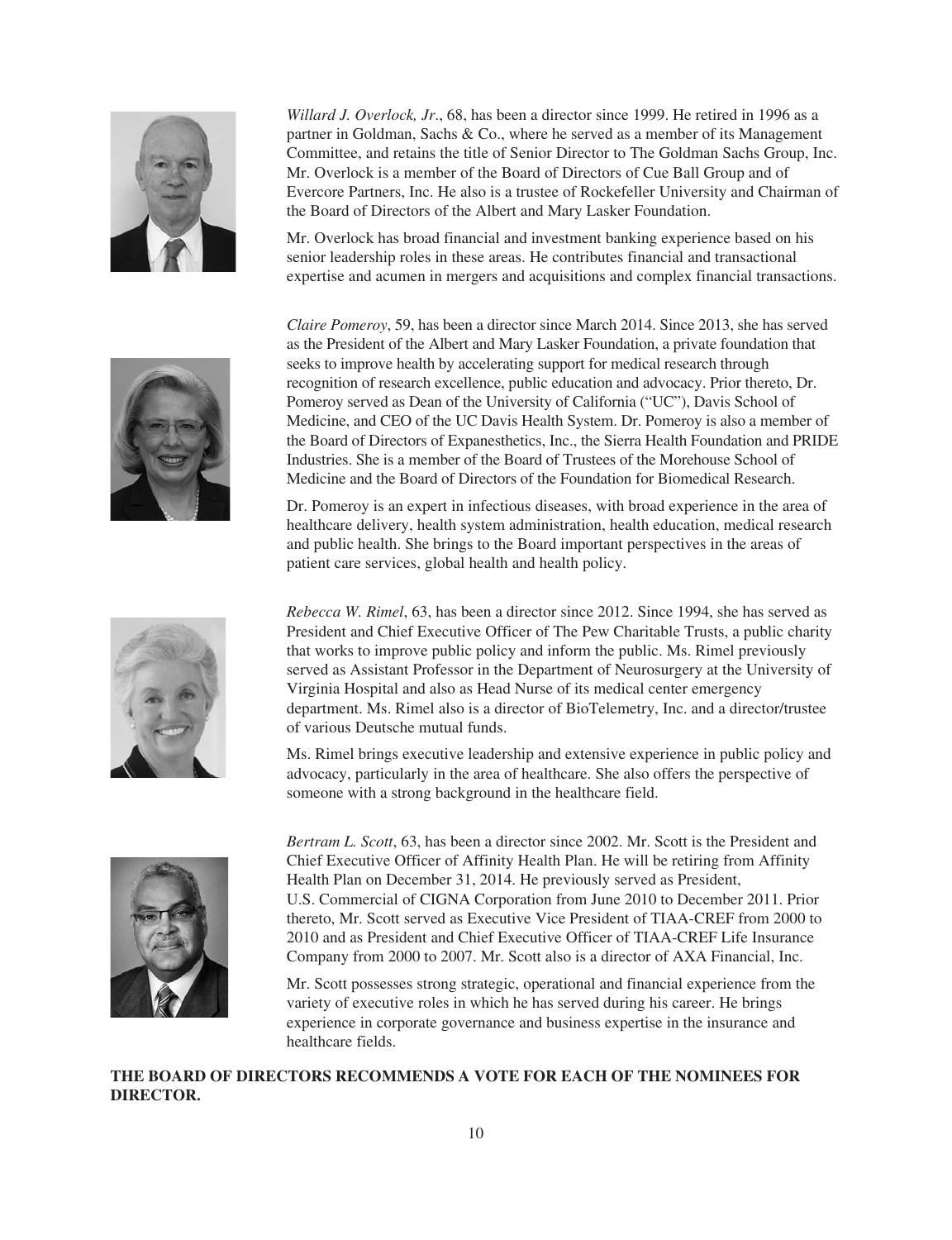*Willard J. Overlock, Jr*., 68, has been a director since 1999. He retired in 1996 as a partner in Goldman, Sachs & Co., where he served as a member of its Management Committee, and retains the title of Senior Director to The Goldman Sachs Group, Inc. Mr. Overlock is a member of the Board of Directors of Cue Ball Group and of Evercore Partners, Inc. He also is a trustee of Rockefeller University and Chairman of the Board of Directors of the Albert and Mary Lasker Foundation.

Mr. Overlock has broad financial and investment banking experience based on his senior leadership roles in these areas. He contributes financial and transactional expertise and acumen in mergers and acquisitions and complex financial transactions.

*Claire Pomeroy*, 59, has been a director since March 2014. Since 2013, she has served as the President of the Albert and Mary Lasker Foundation, a private foundation that seeks to improve health by accelerating support for medical research through recognition of research excellence, public education and advocacy. Prior thereto, Dr. Pomeroy served as Dean of the University of California ("UC"), Davis School of Medicine, and CEO of the UC Davis Health System. Dr. Pomeroy is also a member of the Board of Directors of Expanesthetics, Inc., the Sierra Health Foundation and PRIDE Industries. She is a member of the Board of Trustees of the Morehouse School of Medicine and the Board of Directors of the Foundation for Biomedical Research.

Dr. Pomeroy is an expert in infectious diseases, with broad experience in the area of healthcare delivery, health system administration, health education, medical research and public health. She brings to the Board important perspectives in the areas of patient care services, global health and health policy.

*Rebecca W. Rimel*, 63, has been a director since 2012. Since 1994, she has served as President and Chief Executive Officer of The Pew Charitable Trusts, a public charity that works to improve public policy and inform the public. Ms. Rimel previously served as Assistant Professor in the Department of Neurosurgery at the University of Virginia Hospital and also as Head Nurse of its medical center emergency department. Ms. Rimel also is a director of BioTelemetry, Inc. and a director/trustee of various Deutsche mutual funds.

Ms. Rimel brings executive leadership and extensive experience in public policy and advocacy, particularly in the area of healthcare. She also offers the perspective of someone with a strong background in the healthcare field.

*Bertram L. Scott*, 63, has been a director since 2002. Mr. Scott is the President and Chief Executive Officer of Affinity Health Plan. He will be retiring from Affinity Health Plan on December 31, 2014. He previously served as President, U.S. Commercial of CIGNA Corporation from June 2010 to December 2011. Prior thereto, Mr. Scott served as Executive Vice President of TIAA-CREF from 2000 to 2010 and as President and Chief Executive Officer of TIAA-CREF Life Insurance Company from 2000 to 2007. Mr. Scott also is a director of AXA Financial, Inc.

Mr. Scott possesses strong strategic, operational and financial experience from the variety of executive roles in which he has served during his career. He brings experience in corporate governance and business expertise in the insurance and healthcare fields.

**THE BOARD OF DIRECTORS RECOMMENDS A VOTE FOR EACH OF THE NOMINEES FOR DIRECTOR.**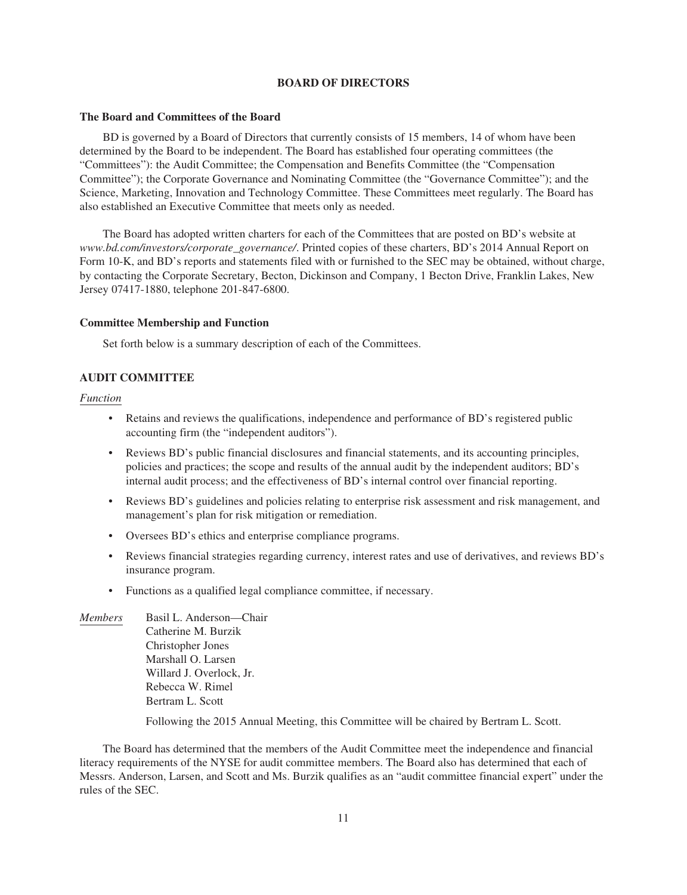## BOARD OF DIRECTORS

### The Board and Committees of the Board

BD is governed by a Board of Directors that currently consists of 15 members, 14 of whom have been determined by the Board to be independent. The Board has established four operating committees (the "Committees"): the Audit Committee; the Compensation and Benefits Committee (the "Compensation Committee"); the Corporate Governance and Nominating Committee (the "Governance Committee"); and the Science, Marketing, Innovation and Technology Committee. These Committees meet regularly. The Board has also established an Executive Committee that meets only as needed.

The Board has adopted written charters for each of the Committees that are posted on BD's website at *www.bd.com/investors/corporate_governance/*. Printed copies of these charters, BD's 2014 Annual Report on Form 10-K, and BD's reports and statements filed with or furnished to the SEC may be obtained, without charge, by contacting the Corporate Secretary, Becton, Dickinson and Company, 1 Becton Drive, Franklin Lakes, New Jersey 07417-1880, telephone 201-847-6800.

### Committee Membership and Function

Set forth below is a summary description of each of the Committees.

### AUDIT COMMITTEE

*Function*

- Retains and reviews the qualifications, independence and performance of BD's registered public accounting firm (the "independent auditors").
- Reviews BD's public financial disclosures and financial statements, and its accounting principles, policies and practices; the scope and results of the annual audit by the independent auditors; BD's internal audit process; and the effectiveness of BD's internal control over financial reporting.
- Reviews BD's guidelines and policies relating to enterprise risk assessment and risk management, and management's plan for risk mitigation or remediation.
- Oversees BD's ethics and enterprise compliance programs.
- Reviews financial strategies regarding currency, interest rates and use of derivatives, and reviews BD's insurance program.
- Functions as a qualified legal compliance committee, if necessary.

*Members*

Basil L. Anderson—Chair
Catherine M. Burzik
Christopher Jones
Marshall O. Larsen
Willard J. Overlock, Jr.
Rebecca W. Rimel
Bertram L. Scott

Following the 2015 Annual Meeting, this Committee will be chaired by Bertram L. Scott.

The Board has determined that the members of the Audit Committee meet the independence and financial literacy requirements of the NYSE for audit committee members. The Board also has determined that each of Messrs. Anderson, Larsen, and Scott and Ms. Burzik qualifies as an "audit committee financial expert" under the rules of the SEC.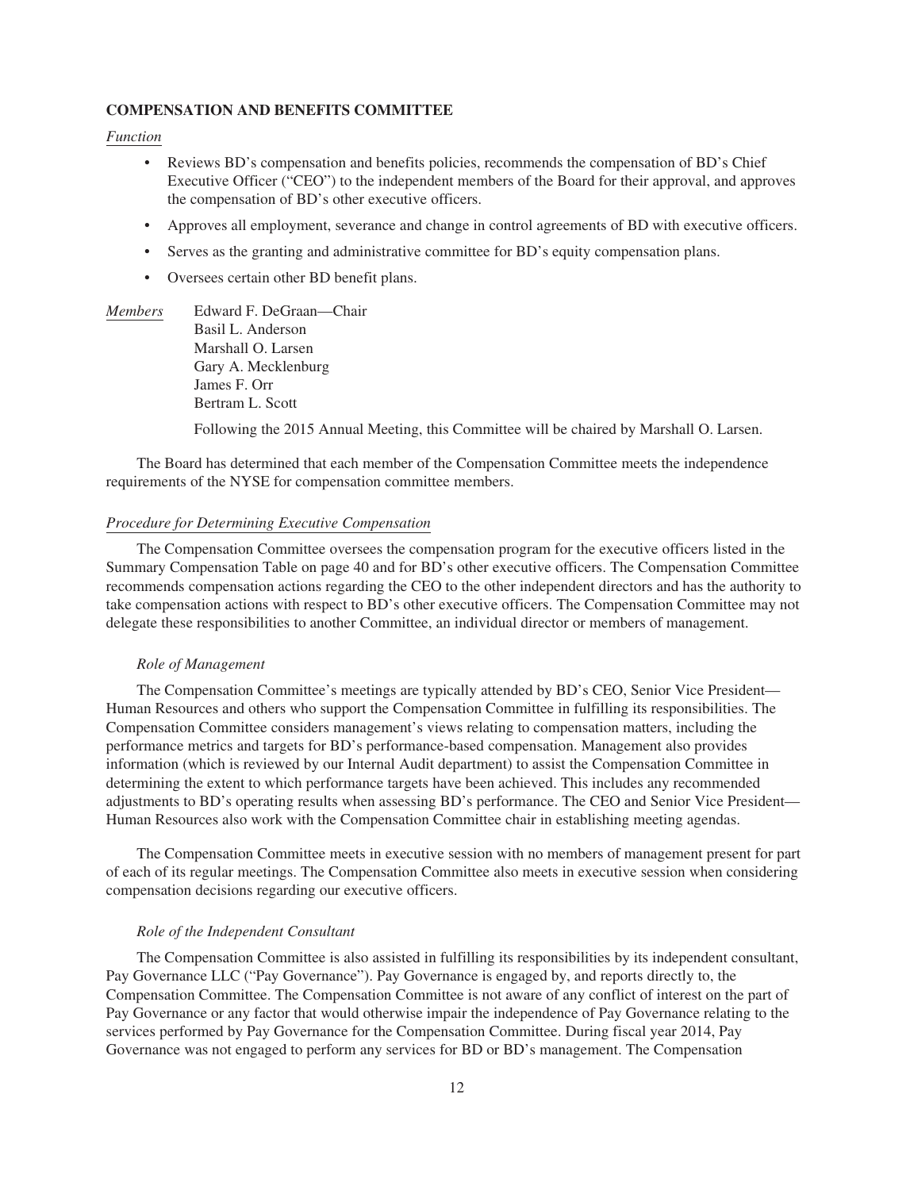## COMPENSATION AND BENEFITS COMMITTEE

*Function*

- Reviews BD's compensation and benefits policies, recommends the compensation of BD's Chief Executive Officer ("CEO") to the independent members of the Board for their approval, and approves the compensation of BD's other executive officers.
- Approves all employment, severance and change in control agreements of BD with executive officers.
- Serves as the granting and administrative committee for BD's equity compensation plans.
- Oversees certain other BD benefit plans.

*Members*

Edward F. DeGraan—Chair
Basil L. Anderson
Marshall O. Larsen
Gary A. Mecklenburg
James F. Orr
Bertram L. Scott

Following the 2015 Annual Meeting, this Committee will be chaired by Marshall O. Larsen.

The Board has determined that each member of the Compensation Committee meets the independence requirements of the NYSE for compensation committee members.

*Procedure for Determining Executive Compensation*

The Compensation Committee oversees the compensation program for the executive officers listed in the Summary Compensation Table on page 40 and for BD's other executive officers. The Compensation Committee recommends compensation actions regarding the CEO to the other independent directors and has the authority to take compensation actions with respect to BD's other executive officers. The Compensation Committee may not delegate these responsibilities to another Committee, an individual director or members of management.

*Role of Management*

The Compensation Committee's meetings are typically attended by BD's CEO, Senior Vice President—Human Resources and others who support the Compensation Committee in fulfilling its responsibilities. The Compensation Committee considers management's views relating to compensation matters, including the performance metrics and targets for BD's performance-based compensation. Management also provides information (which is reviewed by our Internal Audit department) to assist the Compensation Committee in determining the extent to which performance targets have been achieved. This includes any recommended adjustments to BD's operating results when assessing BD's performance. The CEO and Senior Vice President—Human Resources also work with the Compensation Committee chair in establishing meeting agendas.

The Compensation Committee meets in executive session with no members of management present for part of each of its regular meetings. The Compensation Committee also meets in executive session when considering compensation decisions regarding our executive officers.

*Role of the Independent Consultant*

The Compensation Committee is also assisted in fulfilling its responsibilities by its independent consultant, Pay Governance LLC ("Pay Governance"). Pay Governance is engaged by, and reports directly to, the Compensation Committee. The Compensation Committee is not aware of any conflict of interest on the part of Pay Governance or any factor that would otherwise impair the independence of Pay Governance relating to the services performed by Pay Governance for the Compensation Committee. During fiscal year 2014, Pay Governance was not engaged to perform any services for BD or BD's management. The Compensation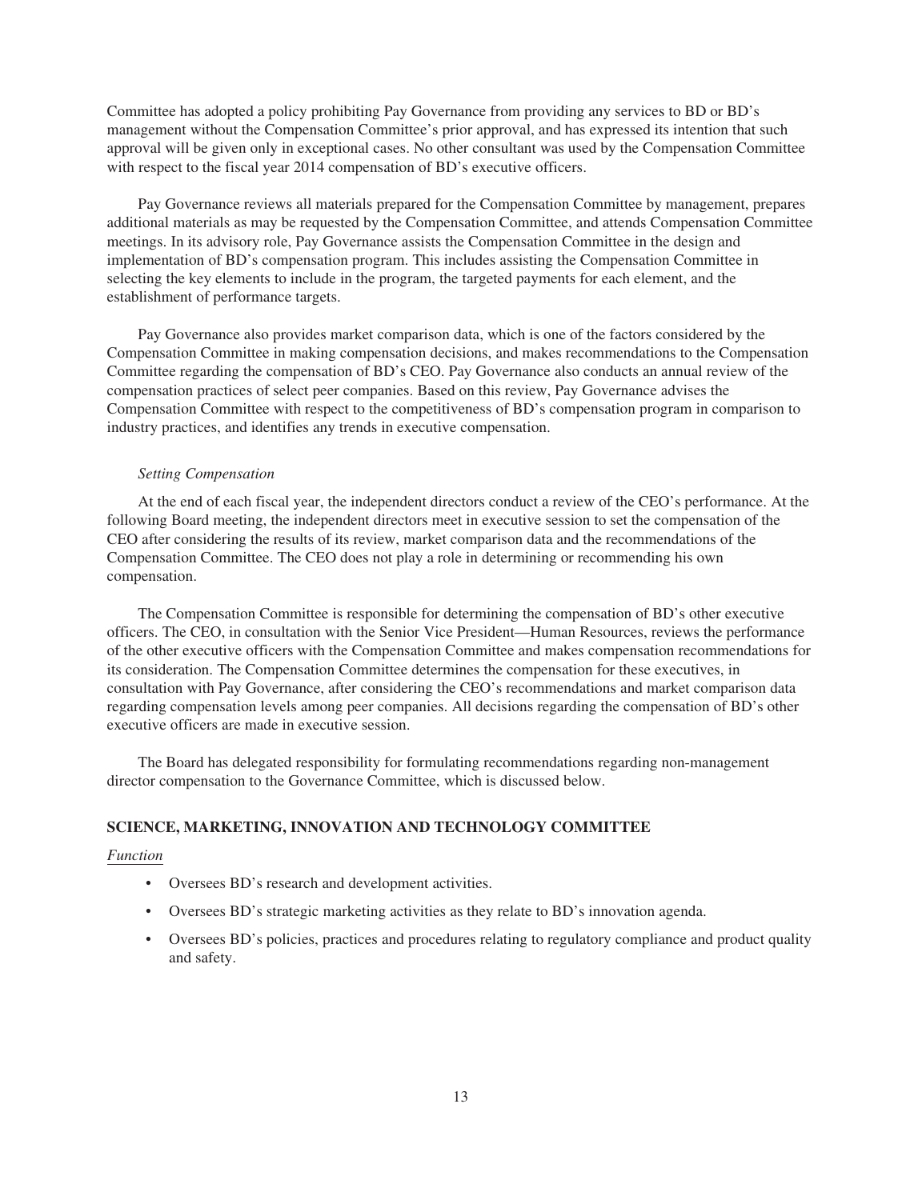Committee has adopted a policy prohibiting Pay Governance from providing any services to BD or BD's management without the Compensation Committee's prior approval, and has expressed its intention that such approval will be given only in exceptional cases. No other consultant was used by the Compensation Committee with respect to the fiscal year 2014 compensation of BD's executive officers.

Pay Governance reviews all materials prepared for the Compensation Committee by management, prepares additional materials as may be requested by the Compensation Committee, and attends Compensation Committee meetings. In its advisory role, Pay Governance assists the Compensation Committee in the design and implementation of BD's compensation program. This includes assisting the Compensation Committee in selecting the key elements to include in the program, the targeted payments for each element, and the establishment of performance targets.

Pay Governance also provides market comparison data, which is one of the factors considered by the Compensation Committee in making compensation decisions, and makes recommendations to the Compensation Committee regarding the compensation of BD's CEO. Pay Governance also conducts an annual review of the compensation practices of select peer companies. Based on this review, Pay Governance advises the Compensation Committee with respect to the competitiveness of BD's compensation program in comparison to industry practices, and identifies any trends in executive compensation.

*Setting Compensation*

At the end of each fiscal year, the independent directors conduct a review of the CEO's performance. At the following Board meeting, the independent directors meet in executive session to set the compensation of the CEO after considering the results of its review, market comparison data and the recommendations of the Compensation Committee. The CEO does not play a role in determining or recommending his own compensation.

The Compensation Committee is responsible for determining the compensation of BD's other executive officers. The CEO, in consultation with the Senior Vice President—Human Resources, reviews the performance of the other executive officers with the Compensation Committee and makes compensation recommendations for its consideration. The Compensation Committee determines the compensation for these executives, in consultation with Pay Governance, after considering the CEO's recommendations and market comparison data regarding compensation levels among peer companies. All decisions regarding the compensation of BD's other executive officers are made in executive session.

The Board has delegated responsibility for formulating recommendations regarding non-management director compensation to the Governance Committee, which is discussed below.

## SCIENCE, MARKETING, INNOVATION AND TECHNOLOGY COMMITTEE

*Function*

- Oversees BD's research and development activities.
- Oversees BD's strategic marketing activities as they relate to BD's innovation agenda.
- Oversees BD's policies, practices and procedures relating to regulatory compliance and product quality and safety.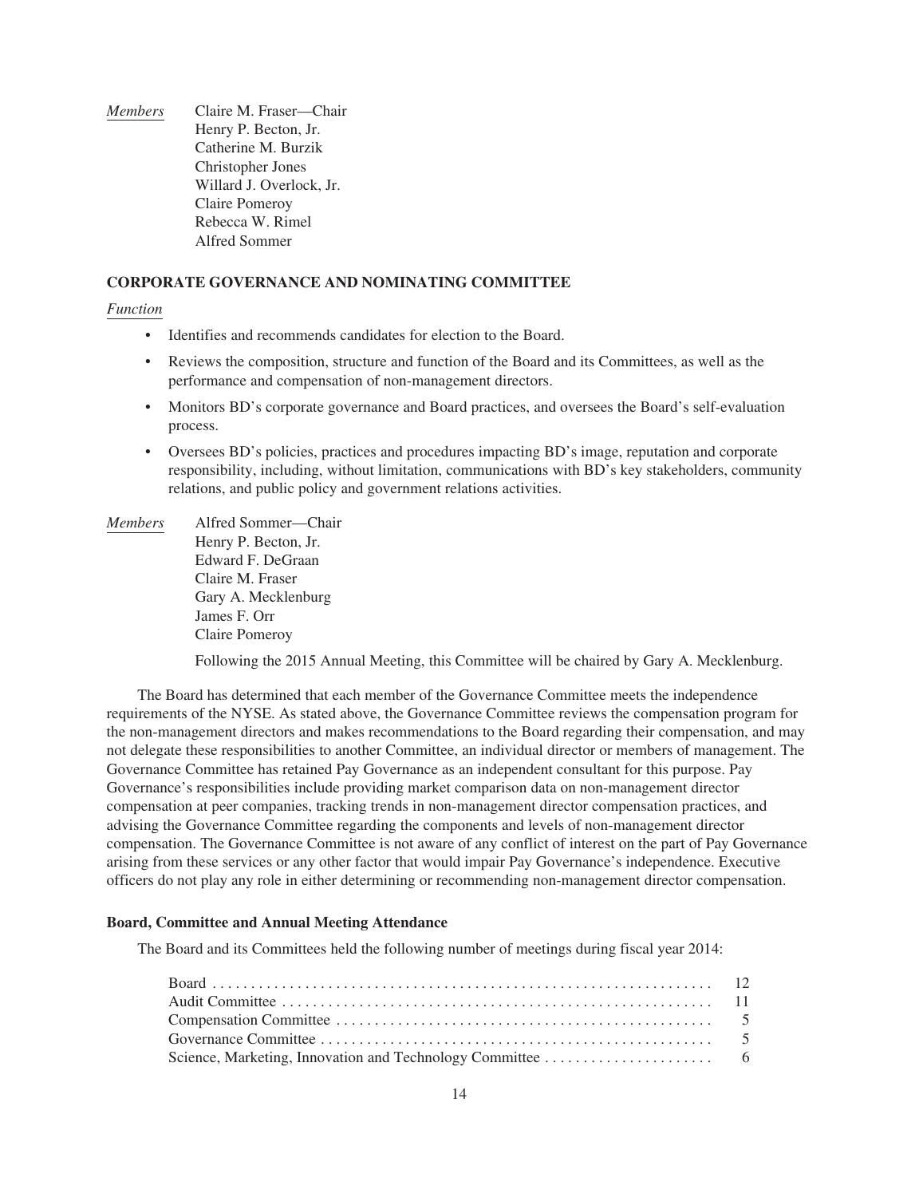*Members* Claire M. Fraser—Chair
Henry P. Becton, Jr.
Catherine M. Burzik
Christopher Jones
Willard J. Overlock, Jr.
Claire Pomeroy
Rebecca W. Rimel
Alfred Sommer

**CORPORATE GOVERNANCE AND NOMINATING COMMITTEE**

*Function*

- Identifies and recommends candidates for election to the Board.
- Reviews the composition, structure and function of the Board and its Committees, as well as the performance and compensation of non-management directors.
- Monitors BD's corporate governance and Board practices, and oversees the Board's self-evaluation process.
- Oversees BD's policies, practices and procedures impacting BD's image, reputation and corporate responsibility, including, without limitation, communications with BD's key stakeholders, community relations, and public policy and government relations activities.

*Members* Alfred Sommer—Chair
Henry P. Becton, Jr.
Edward F. DeGraan
Claire M. Fraser
Gary A. Mecklenburg
James F. Orr
Claire Pomeroy

Following the 2015 Annual Meeting, this Committee will be chaired by Gary A. Mecklenburg.

The Board has determined that each member of the Governance Committee meets the independence requirements of the NYSE. As stated above, the Governance Committee reviews the compensation program for the non-management directors and makes recommendations to the Board regarding their compensation, and may not delegate these responsibilities to another Committee, an individual director or members of management. The Governance Committee has retained Pay Governance as an independent consultant for this purpose. Pay Governance's responsibilities include providing market comparison data on non-management director compensation at peer companies, tracking trends in non-management director compensation practices, and advising the Governance Committee regarding the components and levels of non-management director compensation. The Governance Committee is not aware of any conflict of interest on the part of Pay Governance arising from these services or any other factor that would impair Pay Governance's independence. Executive officers do not play any role in either determining or recommending non-management director compensation.

**Board, Committee and Annual Meeting Attendance**

The Board and its Committees held the following number of meetings during fiscal year 2014:

| | |
|---|---|
| Board | 12 |
| Audit Committee | 11 |
| Compensation Committee | 5 |
| Governance Committee | 5 |
| Science, Marketing, Innovation and Technology Committee | 6 |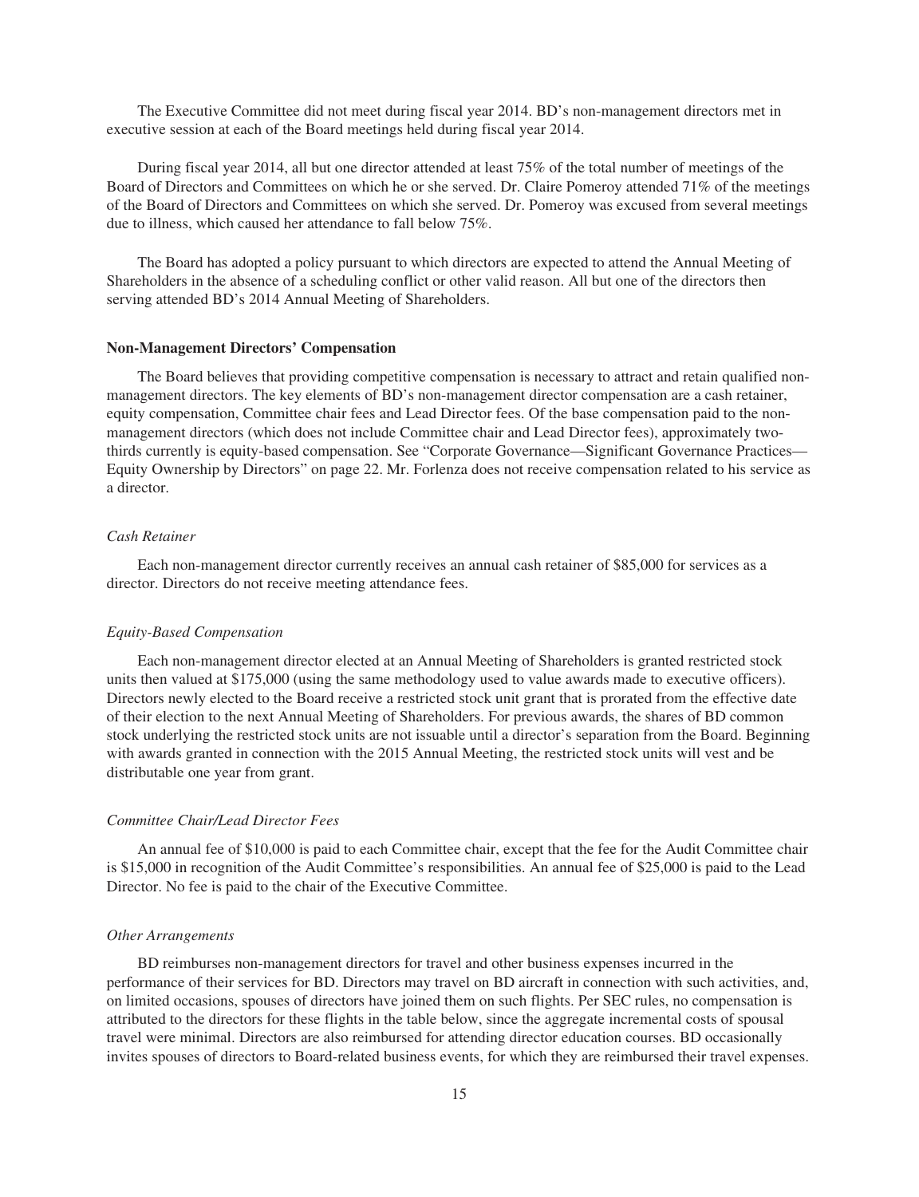The Executive Committee did not meet during fiscal year 2014. BD's non-management directors met in executive session at each of the Board meetings held during fiscal year 2014.

During fiscal year 2014, all but one director attended at least 75% of the total number of meetings of the Board of Directors and Committees on which he or she served. Dr. Claire Pomeroy attended 71% of the meetings of the Board of Directors and Committees on which she served. Dr. Pomeroy was excused from several meetings due to illness, which caused her attendance to fall below 75%.

The Board has adopted a policy pursuant to which directors are expected to attend the Annual Meeting of Shareholders in the absence of a scheduling conflict or other valid reason. All but one of the directors then serving attended BD's 2014 Annual Meeting of Shareholders.

**Non-Management Directors' Compensation**

The Board believes that providing competitive compensation is necessary to attract and retain qualified non-management directors. The key elements of BD's non-management director compensation are a cash retainer, equity compensation, Committee chair fees and Lead Director fees. Of the base compensation paid to the non-management directors (which does not include Committee chair and Lead Director fees), approximately two-thirds currently is equity-based compensation. See "Corporate Governance—Significant Governance Practices—Equity Ownership by Directors" on page 22. Mr. Forlenza does not receive compensation related to his service as a director.

*Cash Retainer*

Each non-management director currently receives an annual cash retainer of $85,000 for services as a director. Directors do not receive meeting attendance fees.

*Equity-Based Compensation*

Each non-management director elected at an Annual Meeting of Shareholders is granted restricted stock units then valued at $175,000 (using the same methodology used to value awards made to executive officers). Directors newly elected to the Board receive a restricted stock unit grant that is prorated from the effective date of their election to the next Annual Meeting of Shareholders. For previous awards, the shares of BD common stock underlying the restricted stock units are not issuable until a director's separation from the Board. Beginning with awards granted in connection with the 2015 Annual Meeting, the restricted stock units will vest and be distributable one year from grant.

*Committee Chair/Lead Director Fees*

An annual fee of $10,000 is paid to each Committee chair, except that the fee for the Audit Committee chair is $15,000 in recognition of the Audit Committee's responsibilities. An annual fee of $25,000 is paid to the Lead Director. No fee is paid to the chair of the Executive Committee.

*Other Arrangements*

BD reimburses non-management directors for travel and other business expenses incurred in the performance of their services for BD. Directors may travel on BD aircraft in connection with such activities, and, on limited occasions, spouses of directors have joined them on such flights. Per SEC rules, no compensation is attributed to the directors for these flights in the table below, since the aggregate incremental costs of spousal travel were minimal. Directors are also reimbursed for attending director education courses. BD occasionally invites spouses of directors to Board-related business events, for which they are reimbursed their travel expenses.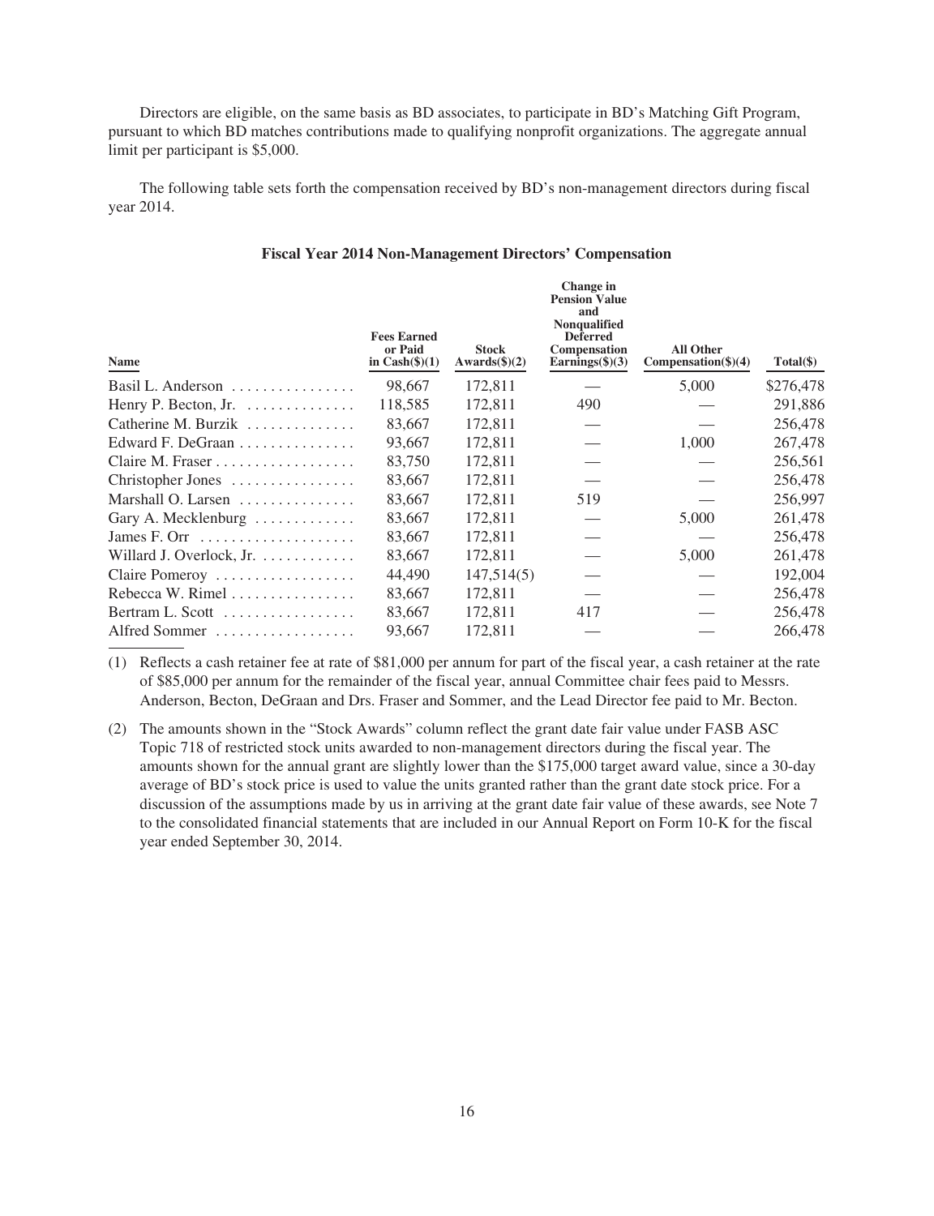Directors are eligible, on the same basis as BD associates, to participate in BD's Matching Gift Program, pursuant to which BD matches contributions made to qualifying nonprofit organizations. The aggregate annual limit per participant is $5,000.

The following table sets forth the compensation received by BD's non-management directors during fiscal year 2014.

**Fiscal Year 2014 Non-Management Directors' Compensation**

| Name | Fees Earned or Paid in Cash($)(1) | Stock Awards($)(2) | Change in Pension Value and Nonqualified Deferred Compensation Earnings($)(3) | All Other Compensation($)(4) | Total($) |
|---|---|---|---|---|---|
| Basil L. Anderson | 98,667 | 172,811 | — | 5,000 | $276,478 |
| Henry P. Becton, Jr. | 118,585 | 172,811 | 490 | — | 291,886 |
| Catherine M. Burzik | 83,667 | 172,811 | — | — | 256,478 |
| Edward F. DeGraan | 93,667 | 172,811 | — | 1,000 | 267,478 |
| Claire M. Fraser | 83,750 | 172,811 | — | — | 256,561 |
| Christopher Jones | 83,667 | 172,811 | — | — | 256,478 |
| Marshall O. Larsen | 83,667 | 172,811 | 519 | — | 256,997 |
| Gary A. Mecklenburg | 83,667 | 172,811 | — | 5,000 | 261,478 |
| James F. Orr | 83,667 | 172,811 | — | — | 256,478 |
| Willard J. Overlock, Jr. | 83,667 | 172,811 | — | 5,000 | 261,478 |
| Claire Pomeroy | 44,490 | 147,514(5) | — | — | 192,004 |
| Rebecca W. Rimel | 83,667 | 172,811 | — | — | 256,478 |
| Bertram L. Scott | 83,667 | 172,811 | 417 | — | 256,478 |
| Alfred Sommer | 93,667 | 172,811 | — | — | 266,478 |

(1) Reflects a cash retainer fee at rate of $81,000 per annum for part of the fiscal year, a cash retainer at the rate of $85,000 per annum for the remainder of the fiscal year, annual Committee chair fees paid to Messrs. Anderson, Becton, DeGraan and Drs. Fraser and Sommer, and the Lead Director fee paid to Mr. Becton.

(2) The amounts shown in the "Stock Awards" column reflect the grant date fair value under FASB ASC Topic 718 of restricted stock units awarded to non-management directors during the fiscal year. The amounts shown for the annual grant are slightly lower than the $175,000 target award value, since a 30-day average of BD's stock price is used to value the units granted rather than the grant date stock price. For a discussion of the assumptions made by us in arriving at the grant date fair value of these awards, see Note 7 to the consolidated financial statements that are included in our Annual Report on Form 10-K for the fiscal year ended September 30, 2014.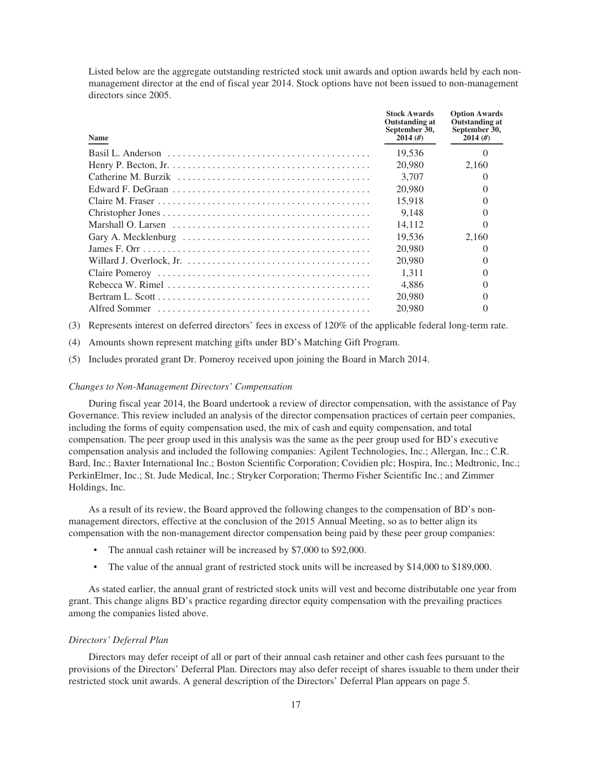Listed below are the aggregate outstanding restricted stock unit awards and option awards held by each non-management director at the end of fiscal year 2014. Stock options have not been issued to non-management directors since 2005.

| Name | Stock Awards Outstanding at September 30, 2014 (#) | Option Awards Outstanding at September 30, 2014 (#) |
|---|---|---|
| Basil L. Anderson | 19,536 | 0 |
| Henry P. Becton, Jr. | 20,980 | 2,160 |
| Catherine M. Burzik | 3,707 | 0 |
| Edward F. DeGraan | 20,980 | 0 |
| Claire M. Fraser | 15,918 | 0 |
| Christopher Jones | 9,148 | 0 |
| Marshall O. Larsen | 14,112 | 0 |
| Gary A. Mecklenburg | 19,536 | 2,160 |
| James F. Orr | 20,980 | 0 |
| Willard J. Overlock, Jr. | 20,980 | 0 |
| Claire Pomeroy | 1,311 | 0 |
| Rebecca W. Rimel | 4,886 | 0 |
| Bertram L. Scott | 20,980 | 0 |
| Alfred Sommer | 20,980 | 0 |

(3) Represents interest on deferred directors' fees in excess of 120% of the applicable federal long-term rate.

(4) Amounts shown represent matching gifts under BD's Matching Gift Program.

(5) Includes prorated grant Dr. Pomeroy received upon joining the Board in March 2014.

*Changes to Non-Management Directors' Compensation*

During fiscal year 2014, the Board undertook a review of director compensation, with the assistance of Pay Governance. This review included an analysis of the director compensation practices of certain peer companies, including the forms of equity compensation used, the mix of cash and equity compensation, and total compensation. The peer group used in this analysis was the same as the peer group used for BD's executive compensation analysis and included the following companies: Agilent Technologies, Inc.; Allergan, Inc.; C.R. Bard, Inc.; Baxter International Inc.; Boston Scientific Corporation; Covidien plc; Hospira, Inc.; Medtronic, Inc.; PerkinElmer, Inc.; St. Jude Medical, Inc.; Stryker Corporation; Thermo Fisher Scientific Inc.; and Zimmer Holdings, Inc.

As a result of its review, the Board approved the following changes to the compensation of BD's non-management directors, effective at the conclusion of the 2015 Annual Meeting, so as to better align its compensation with the non-management director compensation being paid by these peer group companies:

- The annual cash retainer will be increased by $7,000 to $92,000.
- The value of the annual grant of restricted stock units will be increased by $14,000 to $189,000.

As stated earlier, the annual grant of restricted stock units will vest and become distributable one year from grant. This change aligns BD's practice regarding director equity compensation with the prevailing practices among the companies listed above.

*Directors' Deferral Plan*

Directors may defer receipt of all or part of their annual cash retainer and other cash fees pursuant to the provisions of the Directors' Deferral Plan. Directors may also defer receipt of shares issuable to them under their restricted stock unit awards. A general description of the Directors' Deferral Plan appears on page 5.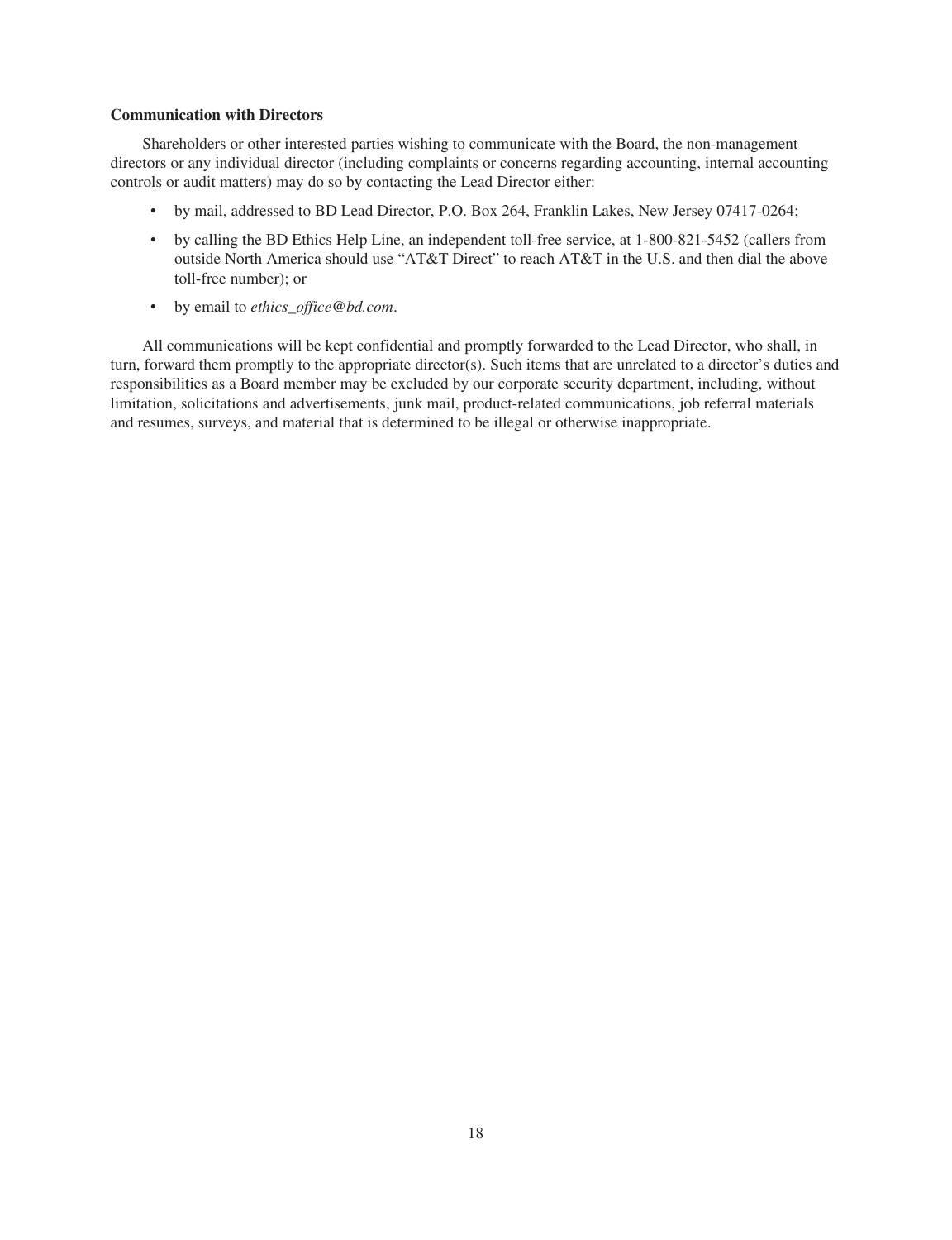**Communication with Directors**

Shareholders or other interested parties wishing to communicate with the Board, the non-management directors or any individual director (including complaints or concerns regarding accounting, internal accounting controls or audit matters) may do so by contacting the Lead Director either:

- by mail, addressed to BD Lead Director, P.O. Box 264, Franklin Lakes, New Jersey 07417-0264;
- by calling the BD Ethics Help Line, an independent toll-free service, at 1-800-821-5452 (callers from outside North America should use "AT&T Direct" to reach AT&T in the U.S. and then dial the above toll-free number); or
- by email to *ethics_office@bd.com*.

All communications will be kept confidential and promptly forwarded to the Lead Director, who shall, in turn, forward them promptly to the appropriate director(s). Such items that are unrelated to a director's duties and responsibilities as a Board member may be excluded by our corporate security department, including, without limitation, solicitations and advertisements, junk mail, product-related communications, job referral materials and resumes, surveys, and material that is determined to be illegal or otherwise inappropriate.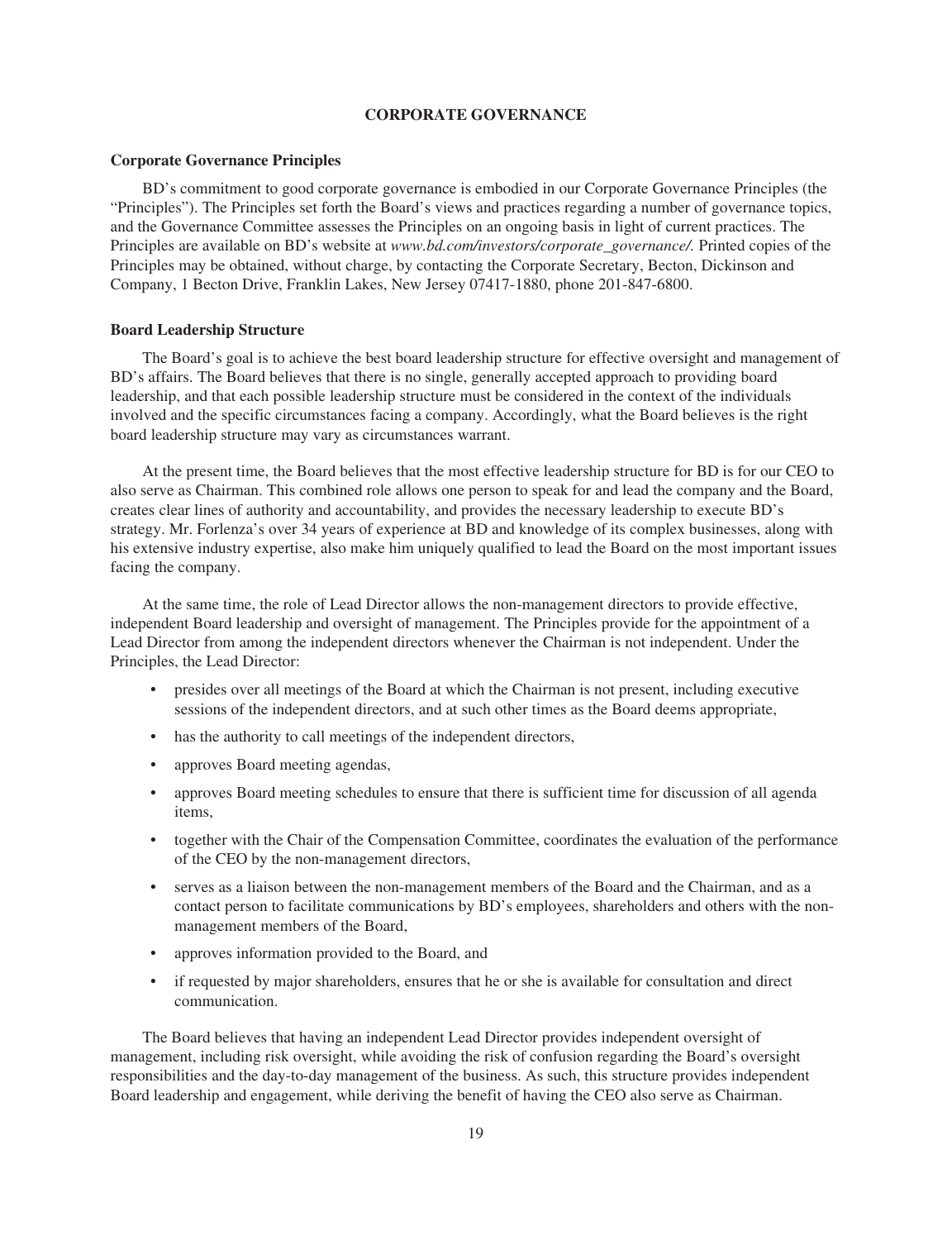# CORPORATE GOVERNANCE

## Corporate Governance Principles

BD's commitment to good corporate governance is embodied in our Corporate Governance Principles (the "Principles"). The Principles set forth the Board's views and practices regarding a number of governance topics, and the Governance Committee assesses the Principles on an ongoing basis in light of current practices. The Principles are available on BD's website at *www.bd.com/investors/corporate_governance/.* Printed copies of the Principles may be obtained, without charge, by contacting the Corporate Secretary, Becton, Dickinson and Company, 1 Becton Drive, Franklin Lakes, New Jersey 07417-1880, phone 201-847-6800.

## Board Leadership Structure

The Board's goal is to achieve the best board leadership structure for effective oversight and management of BD's affairs. The Board believes that there is no single, generally accepted approach to providing board leadership, and that each possible leadership structure must be considered in the context of the individuals involved and the specific circumstances facing a company. Accordingly, what the Board believes is the right board leadership structure may vary as circumstances warrant.

At the present time, the Board believes that the most effective leadership structure for BD is for our CEO to also serve as Chairman. This combined role allows one person to speak for and lead the company and the Board, creates clear lines of authority and accountability, and provides the necessary leadership to execute BD's strategy. Mr. Forlenza's over 34 years of experience at BD and knowledge of its complex businesses, along with his extensive industry expertise, also make him uniquely qualified to lead the Board on the most important issues facing the company.

At the same time, the role of Lead Director allows the non-management directors to provide effective, independent Board leadership and oversight of management. The Principles provide for the appointment of a Lead Director from among the independent directors whenever the Chairman is not independent. Under the Principles, the Lead Director:

- presides over all meetings of the Board at which the Chairman is not present, including executive sessions of the independent directors, and at such other times as the Board deems appropriate,
- has the authority to call meetings of the independent directors,
- approves Board meeting agendas,
- approves Board meeting schedules to ensure that there is sufficient time for discussion of all agenda items,
- together with the Chair of the Compensation Committee, coordinates the evaluation of the performance of the CEO by the non-management directors,
- serves as a liaison between the non-management members of the Board and the Chairman, and as a contact person to facilitate communications by BD's employees, shareholders and others with the non-management members of the Board,
- approves information provided to the Board, and
- if requested by major shareholders, ensures that he or she is available for consultation and direct communication.

The Board believes that having an independent Lead Director provides independent oversight of management, including risk oversight, while avoiding the risk of confusion regarding the Board's oversight responsibilities and the day-to-day management of the business. As such, this structure provides independent Board leadership and engagement, while deriving the benefit of having the CEO also serve as Chairman.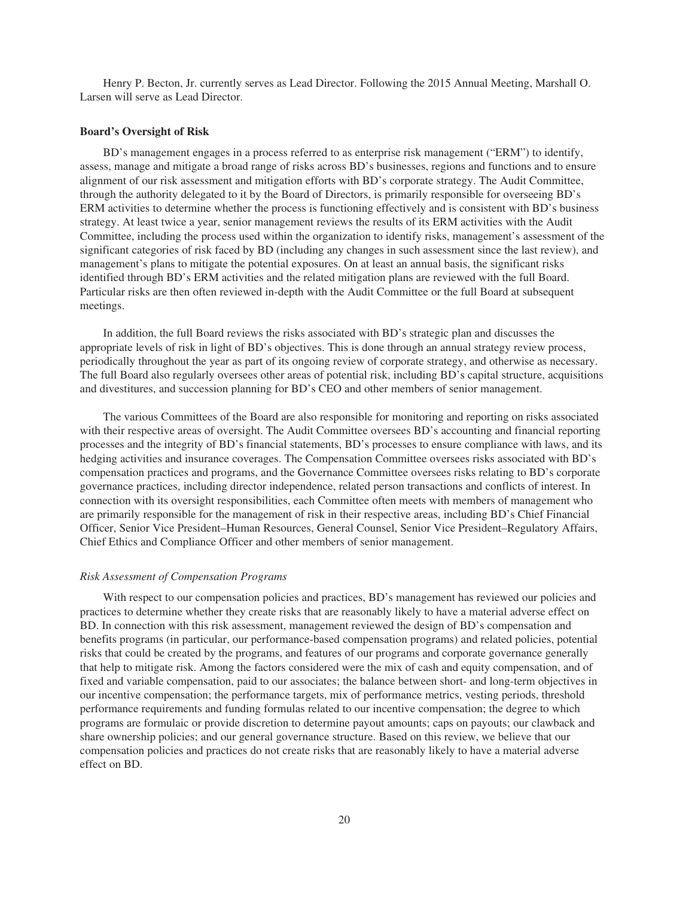Henry P. Becton, Jr. currently serves as Lead Director. Following the 2015 Annual Meeting, Marshall O. Larsen will serve as Lead Director.

**Board's Oversight of Risk**

BD's management engages in a process referred to as enterprise risk management ("ERM") to identify, assess, manage and mitigate a broad range of risks across BD's businesses, regions and functions and to ensure alignment of our risk assessment and mitigation efforts with BD's corporate strategy. The Audit Committee, through the authority delegated to it by the Board of Directors, is primarily responsible for overseeing BD's ERM activities to determine whether the process is functioning effectively and is consistent with BD's business strategy. At least twice a year, senior management reviews the results of its ERM activities with the Audit Committee, including the process used within the organization to identify risks, management's assessment of the significant categories of risk faced by BD (including any changes in such assessment since the last review), and management's plans to mitigate the potential exposures. On at least an annual basis, the significant risks identified through BD's ERM activities and the related mitigation plans are reviewed with the full Board. Particular risks are then often reviewed in-depth with the Audit Committee or the full Board at subsequent meetings.

In addition, the full Board reviews the risks associated with BD's strategic plan and discusses the appropriate levels of risk in light of BD's objectives. This is done through an annual strategy review process, periodically throughout the year as part of its ongoing review of corporate strategy, and otherwise as necessary. The full Board also regularly oversees other areas of potential risk, including BD's capital structure, acquisitions and divestitures, and succession planning for BD's CEO and other members of senior management.

The various Committees of the Board are also responsible for monitoring and reporting on risks associated with their respective areas of oversight. The Audit Committee oversees BD's accounting and financial reporting processes and the integrity of BD's financial statements, BD's processes to ensure compliance with laws, and its hedging activities and insurance coverages. The Compensation Committee oversees risks associated with BD's compensation practices and programs, and the Governance Committee oversees risks relating to BD's corporate governance practices, including director independence, related person transactions and conflicts of interest. In connection with its oversight responsibilities, each Committee often meets with members of management who are primarily responsible for the management of risk in their respective areas, including BD's Chief Financial Officer, Senior Vice President–Human Resources, General Counsel, Senior Vice President–Regulatory Affairs, Chief Ethics and Compliance Officer and other members of senior management.

*Risk Assessment of Compensation Programs*

With respect to our compensation policies and practices, BD's management has reviewed our policies and practices to determine whether they create risks that are reasonably likely to have a material adverse effect on BD. In connection with this risk assessment, management reviewed the design of BD's compensation and benefits programs (in particular, our performance-based compensation programs) and related policies, potential risks that could be created by the programs, and features of our programs and corporate governance generally that help to mitigate risk. Among the factors considered were the mix of cash and equity compensation, and of fixed and variable compensation, paid to our associates; the balance between short- and long-term objectives in our incentive compensation; the performance targets, mix of performance metrics, vesting periods, threshold performance requirements and funding formulas related to our incentive compensation; the degree to which programs are formulaic or provide discretion to determine payout amounts; caps on payouts; our clawback and share ownership policies; and our general governance structure. Based on this review, we believe that our compensation policies and practices do not create risks that are reasonably likely to have a material adverse effect on BD.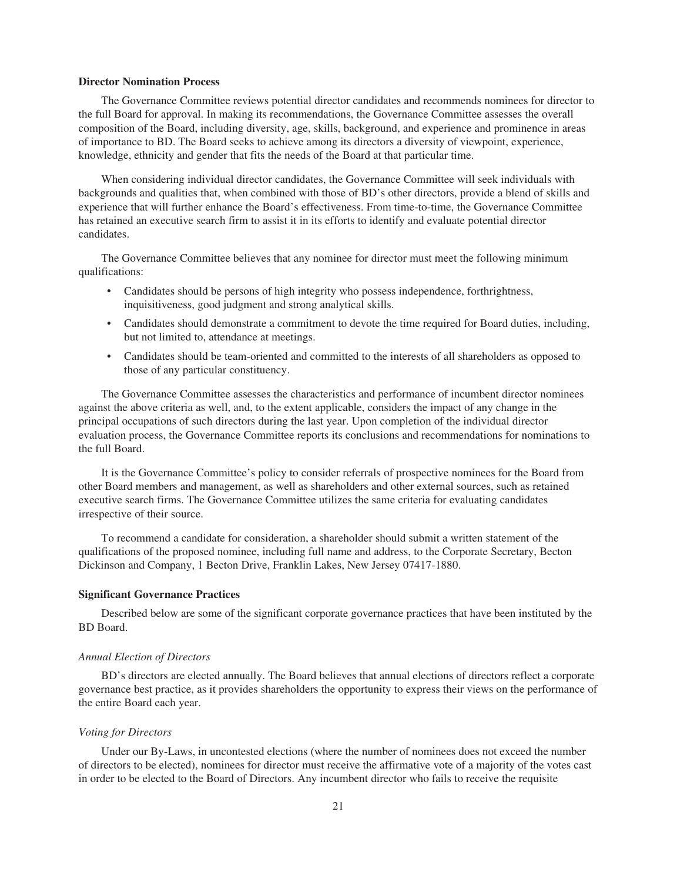**Director Nomination Process**

The Governance Committee reviews potential director candidates and recommends nominees for director to the full Board for approval. In making its recommendations, the Governance Committee assesses the overall composition of the Board, including diversity, age, skills, background, and experience and prominence in areas of importance to BD. The Board seeks to achieve among its directors a diversity of viewpoint, experience, knowledge, ethnicity and gender that fits the needs of the Board at that particular time.

When considering individual director candidates, the Governance Committee will seek individuals with backgrounds and qualities that, when combined with those of BD's other directors, provide a blend of skills and experience that will further enhance the Board's effectiveness. From time-to-time, the Governance Committee has retained an executive search firm to assist it in its efforts to identify and evaluate potential director candidates.

The Governance Committee believes that any nominee for director must meet the following minimum qualifications:

- Candidates should be persons of high integrity who possess independence, forthrightness, inquisitiveness, good judgment and strong analytical skills.
- Candidates should demonstrate a commitment to devote the time required for Board duties, including, but not limited to, attendance at meetings.
- Candidates should be team-oriented and committed to the interests of all shareholders as opposed to those of any particular constituency.

The Governance Committee assesses the characteristics and performance of incumbent director nominees against the above criteria as well, and, to the extent applicable, considers the impact of any change in the principal occupations of such directors during the last year. Upon completion of the individual director evaluation process, the Governance Committee reports its conclusions and recommendations for nominations to the full Board.

It is the Governance Committee's policy to consider referrals of prospective nominees for the Board from other Board members and management, as well as shareholders and other external sources, such as retained executive search firms. The Governance Committee utilizes the same criteria for evaluating candidates irrespective of their source.

To recommend a candidate for consideration, a shareholder should submit a written statement of the qualifications of the proposed nominee, including full name and address, to the Corporate Secretary, Becton Dickinson and Company, 1 Becton Drive, Franklin Lakes, New Jersey 07417-1880.

**Significant Governance Practices**

Described below are some of the significant corporate governance practices that have been instituted by the BD Board.

*Annual Election of Directors*

BD's directors are elected annually. The Board believes that annual elections of directors reflect a corporate governance best practice, as it provides shareholders the opportunity to express their views on the performance of the entire Board each year.

*Voting for Directors*

Under our By-Laws, in uncontested elections (where the number of nominees does not exceed the number of directors to be elected), nominees for director must receive the affirmative vote of a majority of the votes cast in order to be elected to the Board of Directors. Any incumbent director who fails to receive the requisite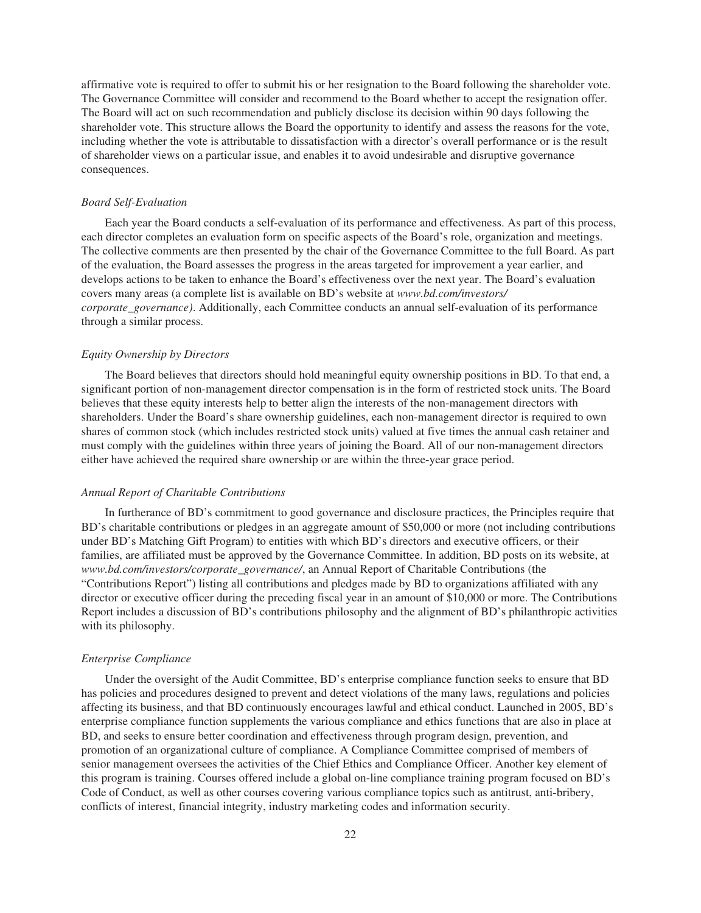affirmative vote is required to offer to submit his or her resignation to the Board following the shareholder vote. The Governance Committee will consider and recommend to the Board whether to accept the resignation offer. The Board will act on such recommendation and publicly disclose its decision within 90 days following the shareholder vote. This structure allows the Board the opportunity to identify and assess the reasons for the vote, including whether the vote is attributable to dissatisfaction with a director's overall performance or is the result of shareholder views on a particular issue, and enables it to avoid undesirable and disruptive governance consequences.

*Board Self-Evaluation*

Each year the Board conducts a self-evaluation of its performance and effectiveness. As part of this process, each director completes an evaluation form on specific aspects of the Board's role, organization and meetings. The collective comments are then presented by the chair of the Governance Committee to the full Board. As part of the evaluation, the Board assesses the progress in the areas targeted for improvement a year earlier, and develops actions to be taken to enhance the Board's effectiveness over the next year. The Board's evaluation covers many areas (a complete list is available on BD's website at *www.bd.com/investors/corporate_governance)*. Additionally, each Committee conducts an annual self-evaluation of its performance through a similar process.

*Equity Ownership by Directors*

The Board believes that directors should hold meaningful equity ownership positions in BD. To that end, a significant portion of non-management director compensation is in the form of restricted stock units. The Board believes that these equity interests help to better align the interests of the non-management directors with shareholders. Under the Board's share ownership guidelines, each non-management director is required to own shares of common stock (which includes restricted stock units) valued at five times the annual cash retainer and must comply with the guidelines within three years of joining the Board. All of our non-management directors either have achieved the required share ownership or are within the three-year grace period.

*Annual Report of Charitable Contributions*

In furtherance of BD's commitment to good governance and disclosure practices, the Principles require that BD's charitable contributions or pledges in an aggregate amount of $50,000 or more (not including contributions under BD's Matching Gift Program) to entities with which BD's directors and executive officers, or their families, are affiliated must be approved by the Governance Committee. In addition, BD posts on its website, at *www.bd.com/investors/corporate_governance/*, an Annual Report of Charitable Contributions (the "Contributions Report") listing all contributions and pledges made by BD to organizations affiliated with any director or executive officer during the preceding fiscal year in an amount of $10,000 or more. The Contributions Report includes a discussion of BD's contributions philosophy and the alignment of BD's philanthropic activities with its philosophy.

*Enterprise Compliance*

Under the oversight of the Audit Committee, BD's enterprise compliance function seeks to ensure that BD has policies and procedures designed to prevent and detect violations of the many laws, regulations and policies affecting its business, and that BD continuously encourages lawful and ethical conduct. Launched in 2005, BD's enterprise compliance function supplements the various compliance and ethics functions that are also in place at BD, and seeks to ensure better coordination and effectiveness through program design, prevention, and promotion of an organizational culture of compliance. A Compliance Committee comprised of members of senior management oversees the activities of the Chief Ethics and Compliance Officer. Another key element of this program is training. Courses offered include a global on-line compliance training program focused on BD's Code of Conduct, as well as other courses covering various compliance topics such as antitrust, anti-bribery, conflicts of interest, financial integrity, industry marketing codes and information security.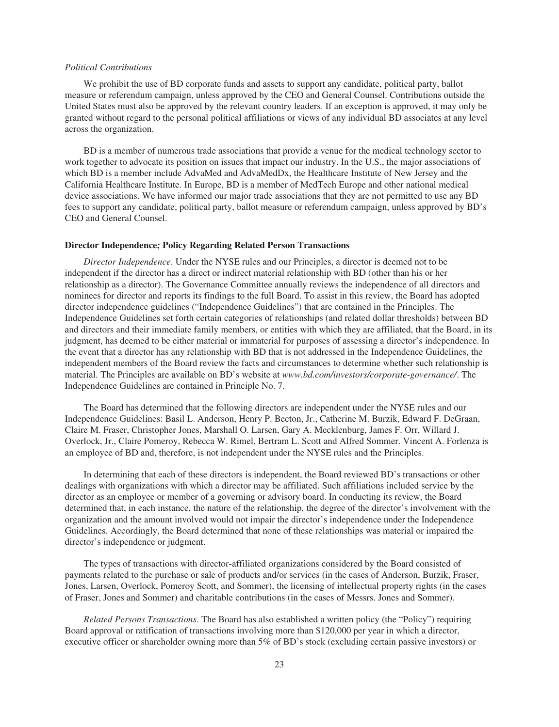*Political Contributions*

We prohibit the use of BD corporate funds and assets to support any candidate, political party, ballot measure or referendum campaign, unless approved by the CEO and General Counsel. Contributions outside the United States must also be approved by the relevant country leaders. If an exception is approved, it may only be granted without regard to the personal political affiliations or views of any individual BD associates at any level across the organization.

BD is a member of numerous trade associations that provide a venue for the medical technology sector to work together to advocate its position on issues that impact our industry. In the U.S., the major associations of which BD is a member include AdvaMed and AdvaMedDx, the Healthcare Institute of New Jersey and the California Healthcare Institute. In Europe, BD is a member of MedTech Europe and other national medical device associations. We have informed our major trade associations that they are not permitted to use any BD fees to support any candidate, political party, ballot measure or referendum campaign, unless approved by BD's CEO and General Counsel.

**Director Independence; Policy Regarding Related Person Transactions**

*Director Independence*. Under the NYSE rules and our Principles, a director is deemed not to be independent if the director has a direct or indirect material relationship with BD (other than his or her relationship as a director). The Governance Committee annually reviews the independence of all directors and nominees for director and reports its findings to the full Board. To assist in this review, the Board has adopted director independence guidelines ("Independence Guidelines") that are contained in the Principles. The Independence Guidelines set forth certain categories of relationships (and related dollar thresholds) between BD and directors and their immediate family members, or entities with which they are affiliated, that the Board, in its judgment, has deemed to be either material or immaterial for purposes of assessing a director's independence. In the event that a director has any relationship with BD that is not addressed in the Independence Guidelines, the independent members of the Board review the facts and circumstances to determine whether such relationship is material. The Principles are available on BD's website at *www.bd.com/investors/corporate-governance/*. The Independence Guidelines are contained in Principle No. 7.

The Board has determined that the following directors are independent under the NYSE rules and our Independence Guidelines: Basil L. Anderson, Henry P. Becton, Jr., Catherine M. Burzik, Edward F. DeGraan, Claire M. Fraser, Christopher Jones, Marshall O. Larsen, Gary A. Mecklenburg, James F. Orr, Willard J. Overlock, Jr., Claire Pomeroy, Rebecca W. Rimel, Bertram L. Scott and Alfred Sommer. Vincent A. Forlenza is an employee of BD and, therefore, is not independent under the NYSE rules and the Principles.

In determining that each of these directors is independent, the Board reviewed BD's transactions or other dealings with organizations with which a director may be affiliated. Such affiliations included service by the director as an employee or member of a governing or advisory board. In conducting its review, the Board determined that, in each instance, the nature of the relationship, the degree of the director's involvement with the organization and the amount involved would not impair the director's independence under the Independence Guidelines. Accordingly, the Board determined that none of these relationships was material or impaired the director's independence or judgment.

The types of transactions with director-affiliated organizations considered by the Board consisted of payments related to the purchase or sale of products and/or services (in the cases of Anderson, Burzik, Fraser, Jones, Larsen, Overlock, Pomeroy Scott, and Sommer), the licensing of intellectual property rights (in the cases of Fraser, Jones and Sommer) and charitable contributions (in the cases of Messrs. Jones and Sommer).

*Related Persons Transactions*. The Board has also established a written policy (the "Policy") requiring Board approval or ratification of transactions involving more than $120,000 per year in which a director, executive officer or shareholder owning more than 5% of BD's stock (excluding certain passive investors) or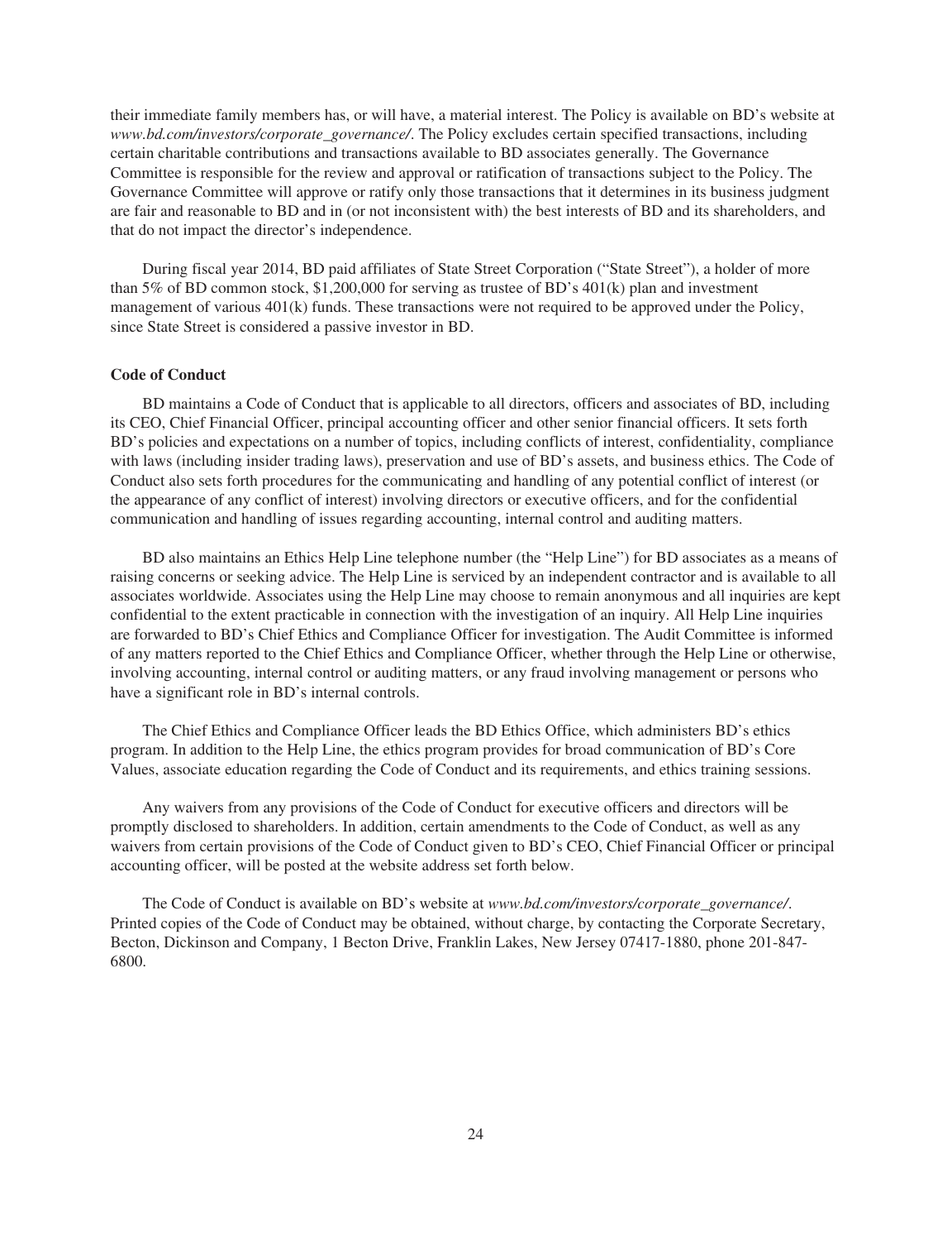their immediate family members has, or will have, a material interest. The Policy is available on BD's website at *www.bd.com/investors/corporate_governance/*. The Policy excludes certain specified transactions, including certain charitable contributions and transactions available to BD associates generally. The Governance Committee is responsible for the review and approval or ratification of transactions subject to the Policy. The Governance Committee will approve or ratify only those transactions that it determines in its business judgment are fair and reasonable to BD and in (or not inconsistent with) the best interests of BD and its shareholders, and that do not impact the director's independence.

During fiscal year 2014, BD paid affiliates of State Street Corporation ("State Street"), a holder of more than 5% of BD common stock, $1,200,000 for serving as trustee of BD's 401(k) plan and investment management of various 401(k) funds. These transactions were not required to be approved under the Policy, since State Street is considered a passive investor in BD.

**Code of Conduct**

BD maintains a Code of Conduct that is applicable to all directors, officers and associates of BD, including its CEO, Chief Financial Officer, principal accounting officer and other senior financial officers. It sets forth BD's policies and expectations on a number of topics, including conflicts of interest, confidentiality, compliance with laws (including insider trading laws), preservation and use of BD's assets, and business ethics. The Code of Conduct also sets forth procedures for the communicating and handling of any potential conflict of interest (or the appearance of any conflict of interest) involving directors or executive officers, and for the confidential communication and handling of issues regarding accounting, internal control and auditing matters.

BD also maintains an Ethics Help Line telephone number (the "Help Line") for BD associates as a means of raising concerns or seeking advice. The Help Line is serviced by an independent contractor and is available to all associates worldwide. Associates using the Help Line may choose to remain anonymous and all inquiries are kept confidential to the extent practicable in connection with the investigation of an inquiry. All Help Line inquiries are forwarded to BD's Chief Ethics and Compliance Officer for investigation. The Audit Committee is informed of any matters reported to the Chief Ethics and Compliance Officer, whether through the Help Line or otherwise, involving accounting, internal control or auditing matters, or any fraud involving management or persons who have a significant role in BD's internal controls.

The Chief Ethics and Compliance Officer leads the BD Ethics Office, which administers BD's ethics program. In addition to the Help Line, the ethics program provides for broad communication of BD's Core Values, associate education regarding the Code of Conduct and its requirements, and ethics training sessions.

Any waivers from any provisions of the Code of Conduct for executive officers and directors will be promptly disclosed to shareholders. In addition, certain amendments to the Code of Conduct, as well as any waivers from certain provisions of the Code of Conduct given to BD's CEO, Chief Financial Officer or principal accounting officer, will be posted at the website address set forth below.

The Code of Conduct is available on BD's website at *www.bd.com/investors/corporate_governance/*. Printed copies of the Code of Conduct may be obtained, without charge, by contacting the Corporate Secretary, Becton, Dickinson and Company, 1 Becton Drive, Franklin Lakes, New Jersey 07417-1880, phone 201-847-6800.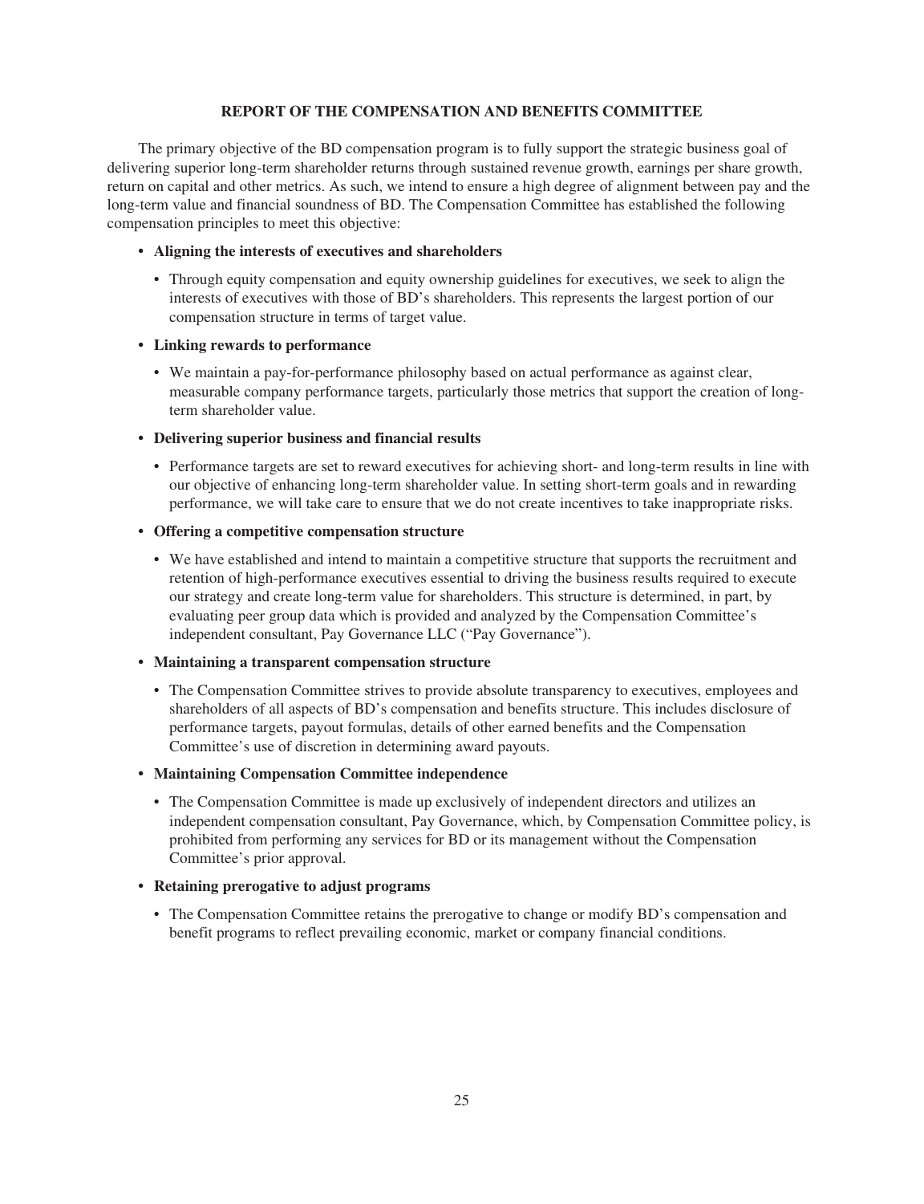## REPORT OF THE COMPENSATION AND BENEFITS COMMITTEE

The primary objective of the BD compensation program is to fully support the strategic business goal of delivering superior long-term shareholder returns through sustained revenue growth, earnings per share growth, return on capital and other metrics. As such, we intend to ensure a high degree of alignment between pay and the long-term value and financial soundness of BD. The Compensation Committee has established the following compensation principles to meet this objective:

- **Aligning the interests of executives and shareholders**
  - Through equity compensation and equity ownership guidelines for executives, we seek to align the interests of executives with those of BD's shareholders. This represents the largest portion of our compensation structure in terms of target value.
- **Linking rewards to performance**
  - We maintain a pay-for-performance philosophy based on actual performance as against clear, measurable company performance targets, particularly those metrics that support the creation of long-term shareholder value.
- **Delivering superior business and financial results**
  - Performance targets are set to reward executives for achieving short- and long-term results in line with our objective of enhancing long-term shareholder value. In setting short-term goals and in rewarding performance, we will take care to ensure that we do not create incentives to take inappropriate risks.
- **Offering a competitive compensation structure**
  - We have established and intend to maintain a competitive structure that supports the recruitment and retention of high-performance executives essential to driving the business results required to execute our strategy and create long-term value for shareholders. This structure is determined, in part, by evaluating peer group data which is provided and analyzed by the Compensation Committee's independent consultant, Pay Governance LLC ("Pay Governance").
- **Maintaining a transparent compensation structure**
  - The Compensation Committee strives to provide absolute transparency to executives, employees and shareholders of all aspects of BD's compensation and benefits structure. This includes disclosure of performance targets, payout formulas, details of other earned benefits and the Compensation Committee's use of discretion in determining award payouts.
- **Maintaining Compensation Committee independence**
  - The Compensation Committee is made up exclusively of independent directors and utilizes an independent compensation consultant, Pay Governance, which, by Compensation Committee policy, is prohibited from performing any services for BD or its management without the Compensation Committee's prior approval.
- **Retaining prerogative to adjust programs**
  - The Compensation Committee retains the prerogative to change or modify BD's compensation and benefit programs to reflect prevailing economic, market or company financial conditions.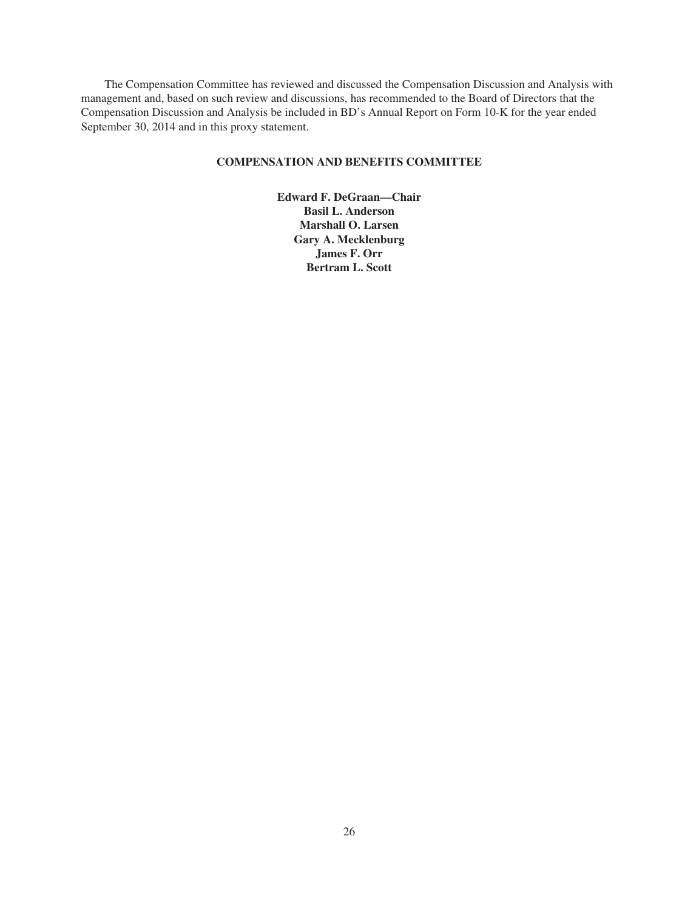The Compensation Committee has reviewed and discussed the Compensation Discussion and Analysis with management and, based on such review and discussions, has recommended to the Board of Directors that the Compensation Discussion and Analysis be included in BD's Annual Report on Form 10-K for the year ended September 30, 2014 and in this proxy statement.

**COMPENSATION AND BENEFITS COMMITTEE**

**Edward F. DeGraan—Chair**
**Basil L. Anderson**
**Marshall O. Larsen**
**Gary A. Mecklenburg**
**James F. Orr**
**Bertram L. Scott**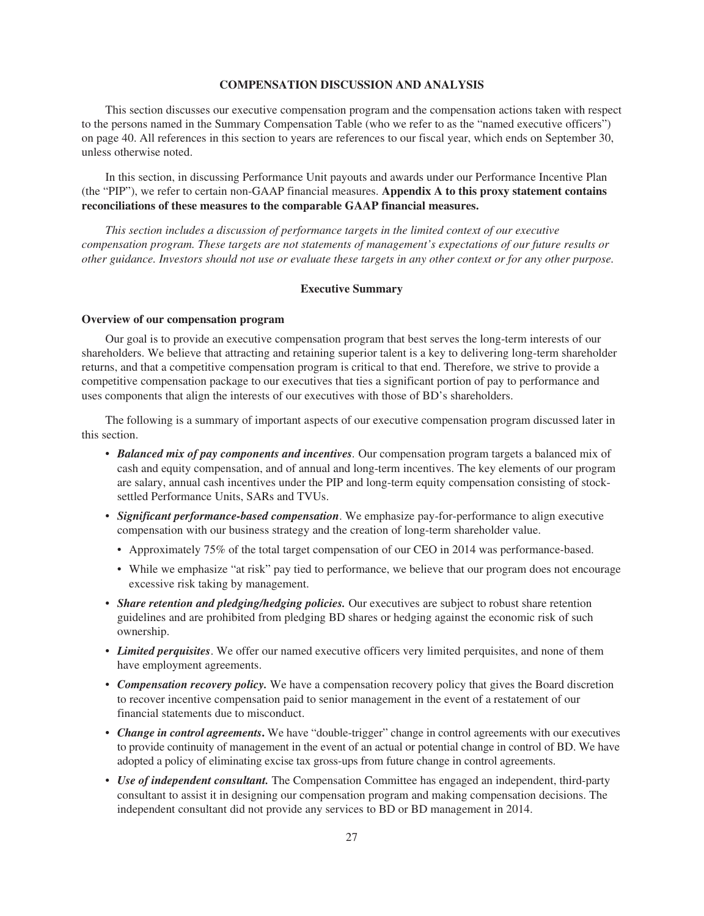## COMPENSATION DISCUSSION AND ANALYSIS

This section discusses our executive compensation program and the compensation actions taken with respect to the persons named in the Summary Compensation Table (who we refer to as the "named executive officers") on page 40. All references in this section to years are references to our fiscal year, which ends on September 30, unless otherwise noted.

In this section, in discussing Performance Unit payouts and awards under our Performance Incentive Plan (the "PIP"), we refer to certain non-GAAP financial measures. **Appendix A to this proxy statement contains reconciliations of these measures to the comparable GAAP financial measures.**

*This section includes a discussion of performance targets in the limited context of our executive compensation program. These targets are not statements of management's expectations of our future results or other guidance. Investors should not use or evaluate these targets in any other context or for any other purpose.*

### Executive Summary

**Overview of our compensation program**

Our goal is to provide an executive compensation program that best serves the long-term interests of our shareholders. We believe that attracting and retaining superior talent is a key to delivering long-term shareholder returns, and that a competitive compensation program is critical to that end. Therefore, we strive to provide a competitive compensation package to our executives that ties a significant portion of pay to performance and uses components that align the interests of our executives with those of BD's shareholders.

The following is a summary of important aspects of our executive compensation program discussed later in this section.

- ***Balanced mix of pay components and incentives***. Our compensation program targets a balanced mix of cash and equity compensation, and of annual and long-term incentives. The key elements of our program are salary, annual cash incentives under the PIP and long-term equity compensation consisting of stock-settled Performance Units, SARs and TVUs.
- ***Significant performance-based compensation***. We emphasize pay-for-performance to align executive compensation with our business strategy and the creation of long-term shareholder value.
  - Approximately 75% of the total target compensation of our CEO in 2014 was performance-based.
  - While we emphasize "at risk" pay tied to performance, we believe that our program does not encourage excessive risk taking by management.
- ***Share retention and pledging/hedging policies.*** Our executives are subject to robust share retention guidelines and are prohibited from pledging BD shares or hedging against the economic risk of such ownership.
- ***Limited perquisites***. We offer our named executive officers very limited perquisites, and none of them have employment agreements.
- ***Compensation recovery policy.*** We have a compensation recovery policy that gives the Board discretion to recover incentive compensation paid to senior management in the event of a restatement of our financial statements due to misconduct.
- ***Change in control agreements*****.** We have "double-trigger" change in control agreements with our executives to provide continuity of management in the event of an actual or potential change in control of BD. We have adopted a policy of eliminating excise tax gross-ups from future change in control agreements.
- ***Use of independent consultant.*** The Compensation Committee has engaged an independent, third-party consultant to assist it in designing our compensation program and making compensation decisions. The independent consultant did not provide any services to BD or BD management in 2014.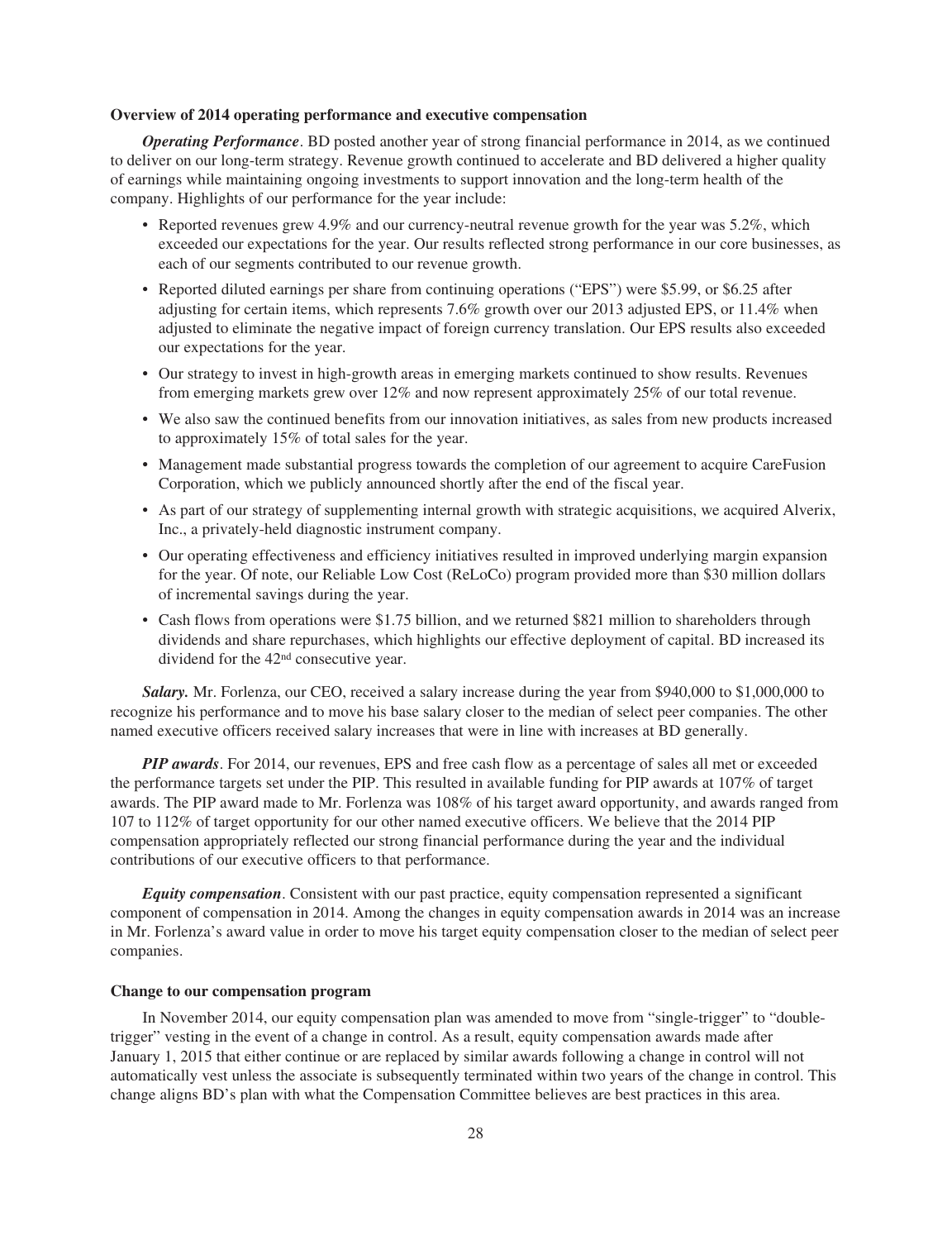### Overview of 2014 operating performance and executive compensation

***Operating Performance***. BD posted another year of strong financial performance in 2014, as we continued to deliver on our long-term strategy. Revenue growth continued to accelerate and BD delivered a higher quality of earnings while maintaining ongoing investments to support innovation and the long-term health of the company. Highlights of our performance for the year include:

- Reported revenues grew 4.9% and our currency-neutral revenue growth for the year was 5.2%, which exceeded our expectations for the year. Our results reflected strong performance in our core businesses, as each of our segments contributed to our revenue growth.
- Reported diluted earnings per share from continuing operations ("EPS") were $5.99, or $6.25 after adjusting for certain items, which represents 7.6% growth over our 2013 adjusted EPS, or 11.4% when adjusted to eliminate the negative impact of foreign currency translation. Our EPS results also exceeded our expectations for the year.
- Our strategy to invest in high-growth areas in emerging markets continued to show results. Revenues from emerging markets grew over 12% and now represent approximately 25% of our total revenue.
- We also saw the continued benefits from our innovation initiatives, as sales from new products increased to approximately 15% of total sales for the year.
- Management made substantial progress towards the completion of our agreement to acquire CareFusion Corporation, which we publicly announced shortly after the end of the fiscal year.
- As part of our strategy of supplementing internal growth with strategic acquisitions, we acquired Alverix, Inc., a privately-held diagnostic instrument company.
- Our operating effectiveness and efficiency initiatives resulted in improved underlying margin expansion for the year. Of note, our Reliable Low Cost (ReLoCo) program provided more than $30 million dollars of incremental savings during the year.
- Cash flows from operations were $1.75 billion, and we returned $821 million to shareholders through dividends and share repurchases, which highlights our effective deployment of capital. BD increased its dividend for the 42nd consecutive year.

***Salary.*** Mr. Forlenza, our CEO, received a salary increase during the year from $940,000 to $1,000,000 to recognize his performance and to move his base salary closer to the median of select peer companies. The other named executive officers received salary increases that were in line with increases at BD generally.

***PIP awards***. For 2014, our revenues, EPS and free cash flow as a percentage of sales all met or exceeded the performance targets set under the PIP. This resulted in available funding for PIP awards at 107% of target awards. The PIP award made to Mr. Forlenza was 108% of his target award opportunity, and awards ranged from 107 to 112% of target opportunity for our other named executive officers. We believe that the 2014 PIP compensation appropriately reflected our strong financial performance during the year and the individual contributions of our executive officers to that performance.

***Equity compensation***. Consistent with our past practice, equity compensation represented a significant component of compensation in 2014. Among the changes in equity compensation awards in 2014 was an increase in Mr. Forlenza's award value in order to move his target equity compensation closer to the median of select peer companies.

### Change to our compensation program

In November 2014, our equity compensation plan was amended to move from "single-trigger" to "double-trigger" vesting in the event of a change in control. As a result, equity compensation awards made after January 1, 2015 that either continue or are replaced by similar awards following a change in control will not automatically vest unless the associate is subsequently terminated within two years of the change in control. This change aligns BD's plan with what the Compensation Committee believes are best practices in this area.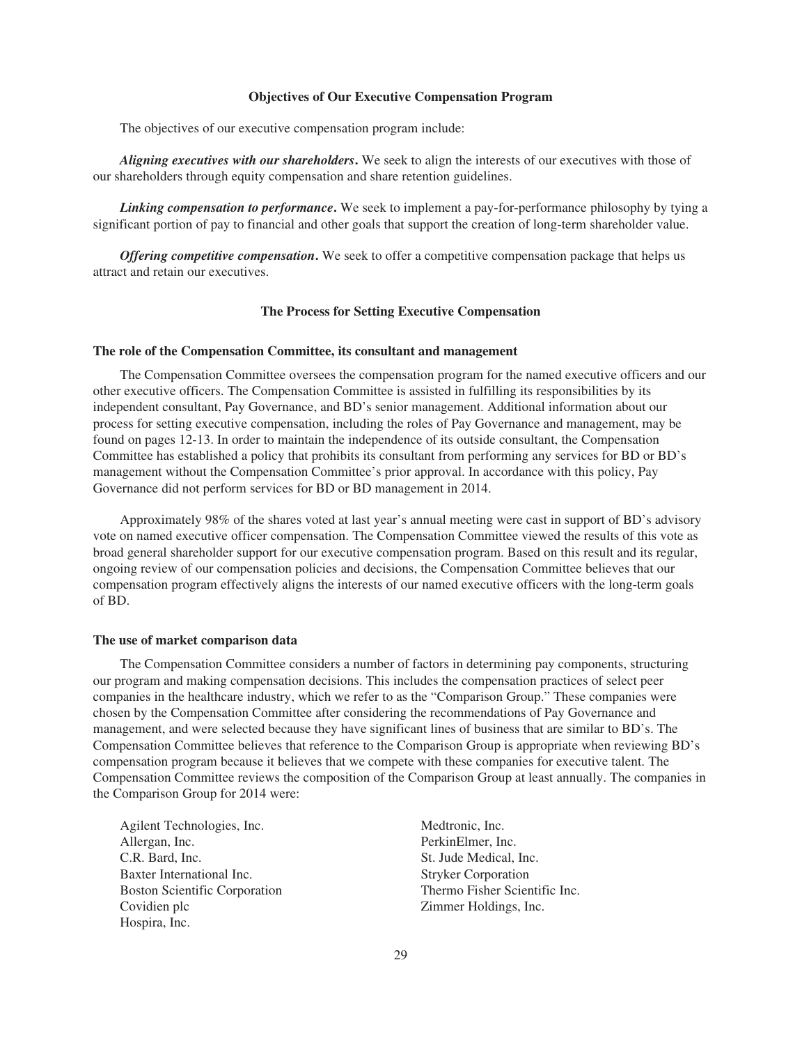## Objectives of Our Executive Compensation Program

The objectives of our executive compensation program include:

***Aligning executives with our shareholders*.** We seek to align the interests of our executives with those of our shareholders through equity compensation and share retention guidelines.

***Linking compensation to performance*.** We seek to implement a pay-for-performance philosophy by tying a significant portion of pay to financial and other goals that support the creation of long-term shareholder value.

***Offering competitive compensation*.** We seek to offer a competitive compensation package that helps us attract and retain our executives.

## The Process for Setting Executive Compensation

### The role of the Compensation Committee, its consultant and management

The Compensation Committee oversees the compensation program for the named executive officers and our other executive officers. The Compensation Committee is assisted in fulfilling its responsibilities by its independent consultant, Pay Governance, and BD's senior management. Additional information about our process for setting executive compensation, including the roles of Pay Governance and management, may be found on pages 12-13. In order to maintain the independence of its outside consultant, the Compensation Committee has established a policy that prohibits its consultant from performing any services for BD or BD's management without the Compensation Committee's prior approval. In accordance with this policy, Pay Governance did not perform services for BD or BD management in 2014.

Approximately 98% of the shares voted at last year's annual meeting were cast in support of BD's advisory vote on named executive officer compensation. The Compensation Committee viewed the results of this vote as broad general shareholder support for our executive compensation program. Based on this result and its regular, ongoing review of our compensation policies and decisions, the Compensation Committee believes that our compensation program effectively aligns the interests of our named executive officers with the long-term goals of BD.

### The use of market comparison data

The Compensation Committee considers a number of factors in determining pay components, structuring our program and making compensation decisions. This includes the compensation practices of select peer companies in the healthcare industry, which we refer to as the "Comparison Group." These companies were chosen by the Compensation Committee after considering the recommendations of Pay Governance and management, and were selected because they have significant lines of business that are similar to BD's. The Compensation Committee believes that reference to the Comparison Group is appropriate when reviewing BD's compensation program because it believes that we compete with these companies for executive talent. The Compensation Committee reviews the composition of the Comparison Group at least annually. The companies in the Comparison Group for 2014 were:

- Agilent Technologies, Inc.
- Allergan, Inc.
- C.R. Bard, Inc.
- Baxter International Inc.
- Boston Scientific Corporation
- Covidien plc
- Hospira, Inc.
- Medtronic, Inc.
- PerkinElmer, Inc.
- St. Jude Medical, Inc.
- Stryker Corporation
- Thermo Fisher Scientific Inc.
- Zimmer Holdings, Inc.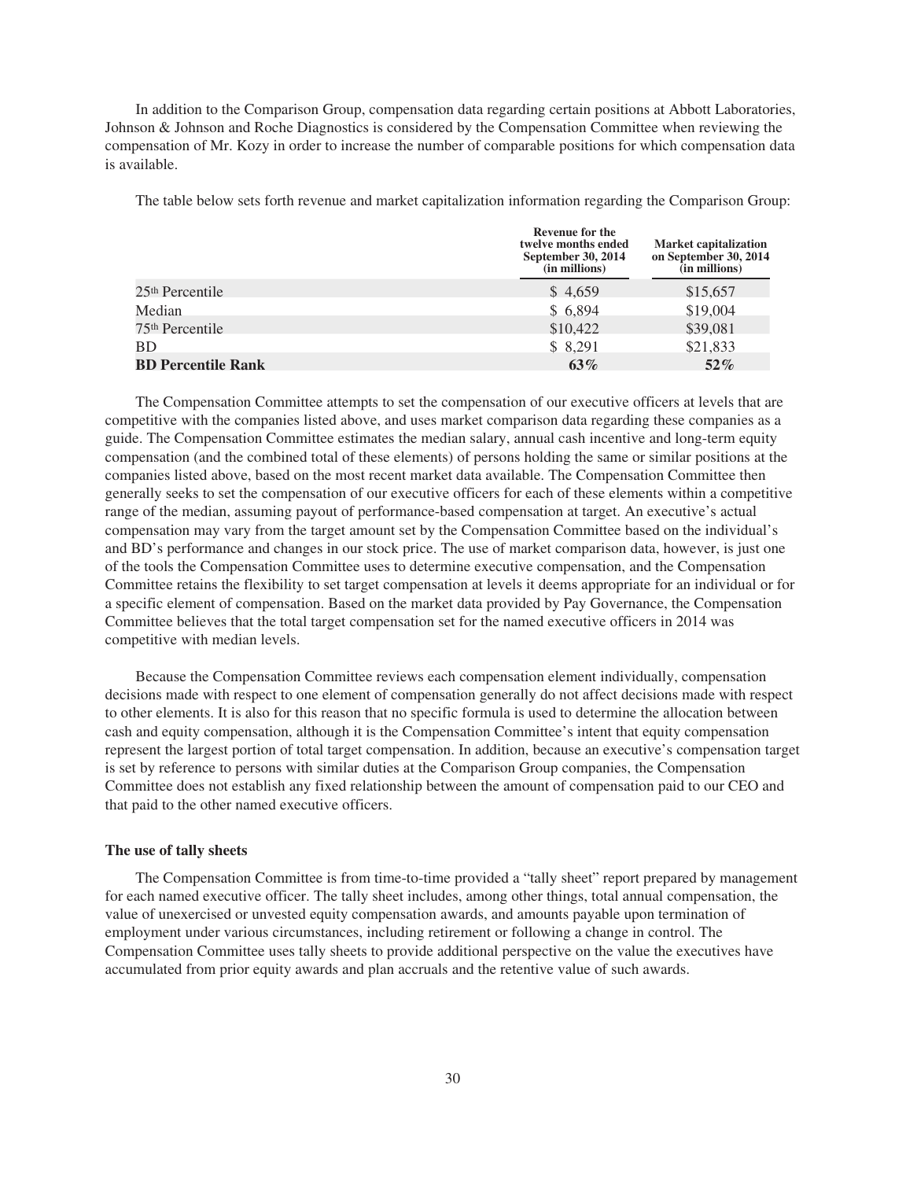In addition to the Comparison Group, compensation data regarding certain positions at Abbott Laboratories, Johnson & Johnson and Roche Diagnostics is considered by the Compensation Committee when reviewing the compensation of Mr. Kozy in order to increase the number of comparable positions for which compensation data is available.

The table below sets forth revenue and market capitalization information regarding the Comparison Group:

| | Revenue for the twelve months ended September 30, 2014 (in millions) | Market capitalization on September 30, 2014 (in millions) |
|---|---|---|
| 25th Percentile | $ 4,659 | $15,657 |
| Median | $ 6,894 | $19,004 |
| 75th Percentile | $10,422 | $39,081 |
| BD | $ 8,291 | $21,833 |
| **BD Percentile Rank** | **63%** | **52%** |

The Compensation Committee attempts to set the compensation of our executive officers at levels that are competitive with the companies listed above, and uses market comparison data regarding these companies as a guide. The Compensation Committee estimates the median salary, annual cash incentive and long-term equity compensation (and the combined total of these elements) of persons holding the same or similar positions at the companies listed above, based on the most recent market data available. The Compensation Committee then generally seeks to set the compensation of our executive officers for each of these elements within a competitive range of the median, assuming payout of performance-based compensation at target. An executive's actual compensation may vary from the target amount set by the Compensation Committee based on the individual's and BD's performance and changes in our stock price. The use of market comparison data, however, is just one of the tools the Compensation Committee uses to determine executive compensation, and the Compensation Committee retains the flexibility to set target compensation at levels it deems appropriate for an individual or for a specific element of compensation. Based on the market data provided by Pay Governance, the Compensation Committee believes that the total target compensation set for the named executive officers in 2014 was competitive with median levels.

Because the Compensation Committee reviews each compensation element individually, compensation decisions made with respect to one element of compensation generally do not affect decisions made with respect to other elements. It is also for this reason that no specific formula is used to determine the allocation between cash and equity compensation, although it is the Compensation Committee's intent that equity compensation represent the largest portion of total target compensation. In addition, because an executive's compensation target is set by reference to persons with similar duties at the Comparison Group companies, the Compensation Committee does not establish any fixed relationship between the amount of compensation paid to our CEO and that paid to the other named executive officers.

**The use of tally sheets**

The Compensation Committee is from time-to-time provided a "tally sheet" report prepared by management for each named executive officer. The tally sheet includes, among other things, total annual compensation, the value of unexercised or unvested equity compensation awards, and amounts payable upon termination of employment under various circumstances, including retirement or following a change in control. The Compensation Committee uses tally sheets to provide additional perspective on the value the executives have accumulated from prior equity awards and plan accruals and the retentive value of such awards.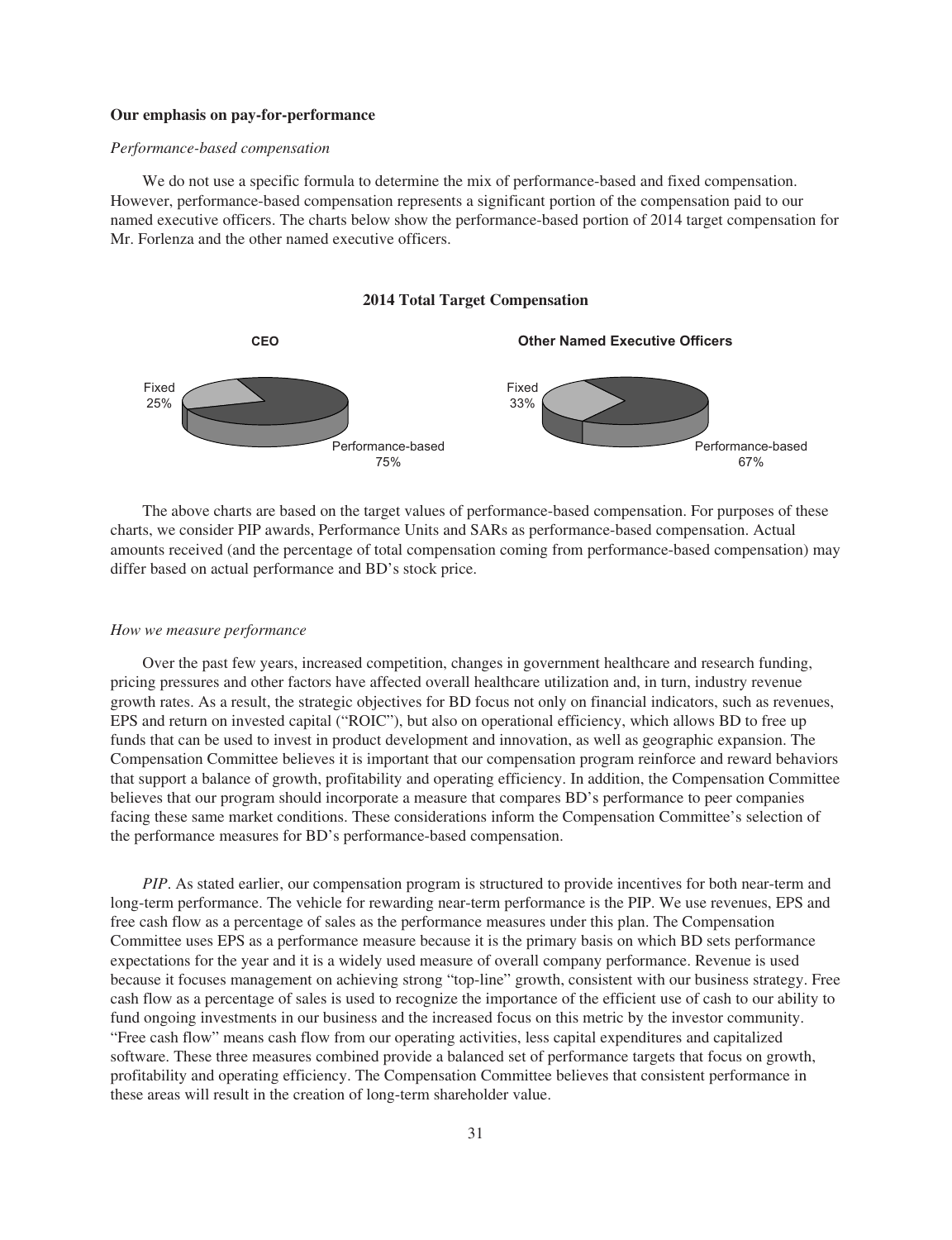**Our emphasis on pay-for-performance**

*Performance-based compensation*

We do not use a specific formula to determine the mix of performance-based and fixed compensation. However, performance-based compensation represents a significant portion of the compensation paid to our named executive officers. The charts below show the performance-based portion of 2014 target compensation for Mr. Forlenza and the other named executive officers.

**2014 Total Target Compensation**

**CEO**

Fixed 25%

Performance-based 75%

**Other Named Executive Officers**

Fixed 33%

Performance-based 67%

The above charts are based on the target values of performance-based compensation. For purposes of these charts, we consider PIP awards, Performance Units and SARs as performance-based compensation. Actual amounts received (and the percentage of total compensation coming from performance-based compensation) may differ based on actual performance and BD's stock price.

*How we measure performance*

Over the past few years, increased competition, changes in government healthcare and research funding, pricing pressures and other factors have affected overall healthcare utilization and, in turn, industry revenue growth rates. As a result, the strategic objectives for BD focus not only on financial indicators, such as revenues, EPS and return on invested capital ("ROIC"), but also on operational efficiency, which allows BD to free up funds that can be used to invest in product development and innovation, as well as geographic expansion. The Compensation Committee believes it is important that our compensation program reinforce and reward behaviors that support a balance of growth, profitability and operating efficiency. In addition, the Compensation Committee believes that our program should incorporate a measure that compares BD's performance to peer companies facing these same market conditions. These considerations inform the Compensation Committee's selection of the performance measures for BD's performance-based compensation.

*PIP*. As stated earlier, our compensation program is structured to provide incentives for both near-term and long-term performance. The vehicle for rewarding near-term performance is the PIP. We use revenues, EPS and free cash flow as a percentage of sales as the performance measures under this plan. The Compensation Committee uses EPS as a performance measure because it is the primary basis on which BD sets performance expectations for the year and it is a widely used measure of overall company performance. Revenue is used because it focuses management on achieving strong "top-line" growth, consistent with our business strategy. Free cash flow as a percentage of sales is used to recognize the importance of the efficient use of cash to our ability to fund ongoing investments in our business and the increased focus on this metric by the investor community. "Free cash flow" means cash flow from our operating activities, less capital expenditures and capitalized software. These three measures combined provide a balanced set of performance targets that focus on growth, profitability and operating efficiency. The Compensation Committee believes that consistent performance in these areas will result in the creation of long-term shareholder value.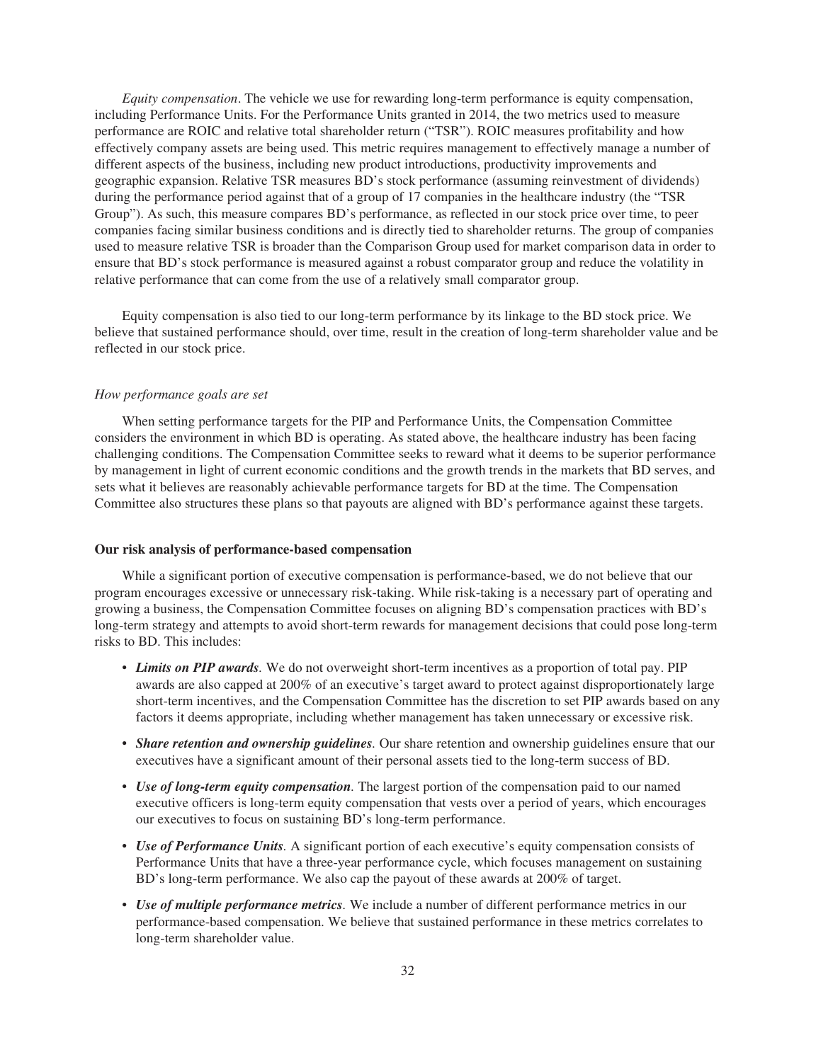*Equity compensation*. The vehicle we use for rewarding long-term performance is equity compensation, including Performance Units. For the Performance Units granted in 2014, the two metrics used to measure performance are ROIC and relative total shareholder return ("TSR"). ROIC measures profitability and how effectively company assets are being used. This metric requires management to effectively manage a number of different aspects of the business, including new product introductions, productivity improvements and geographic expansion. Relative TSR measures BD's stock performance (assuming reinvestment of dividends) during the performance period against that of a group of 17 companies in the healthcare industry (the "TSR Group"). As such, this measure compares BD's performance, as reflected in our stock price over time, to peer companies facing similar business conditions and is directly tied to shareholder returns. The group of companies used to measure relative TSR is broader than the Comparison Group used for market comparison data in order to ensure that BD's stock performance is measured against a robust comparator group and reduce the volatility in relative performance that can come from the use of a relatively small comparator group.

Equity compensation is also tied to our long-term performance by its linkage to the BD stock price. We believe that sustained performance should, over time, result in the creation of long-term shareholder value and be reflected in our stock price.

*How performance goals are set*

When setting performance targets for the PIP and Performance Units, the Compensation Committee considers the environment in which BD is operating. As stated above, the healthcare industry has been facing challenging conditions. The Compensation Committee seeks to reward what it deems to be superior performance by management in light of current economic conditions and the growth trends in the markets that BD serves, and sets what it believes are reasonably achievable performance targets for BD at the time. The Compensation Committee also structures these plans so that payouts are aligned with BD's performance against these targets.

**Our risk analysis of performance-based compensation**

While a significant portion of executive compensation is performance-based, we do not believe that our program encourages excessive or unnecessary risk-taking. While risk-taking is a necessary part of operating and growing a business, the Compensation Committee focuses on aligning BD's compensation practices with BD's long-term strategy and attempts to avoid short-term rewards for management decisions that could pose long-term risks to BD. This includes:

- ***Limits on PIP awards***. We do not overweight short-term incentives as a proportion of total pay. PIP awards are also capped at 200% of an executive's target award to protect against disproportionately large short-term incentives, and the Compensation Committee has the discretion to set PIP awards based on any factors it deems appropriate, including whether management has taken unnecessary or excessive risk.
- ***Share retention and ownership guidelines***. Our share retention and ownership guidelines ensure that our executives have a significant amount of their personal assets tied to the long-term success of BD.
- ***Use of long-term equity compensation***. The largest portion of the compensation paid to our named executive officers is long-term equity compensation that vests over a period of years, which encourages our executives to focus on sustaining BD's long-term performance.
- ***Use of Performance Units***. A significant portion of each executive's equity compensation consists of Performance Units that have a three-year performance cycle, which focuses management on sustaining BD's long-term performance. We also cap the payout of these awards at 200% of target.
- ***Use of multiple performance metrics***. We include a number of different performance metrics in our performance-based compensation. We believe that sustained performance in these metrics correlates to long-term shareholder value.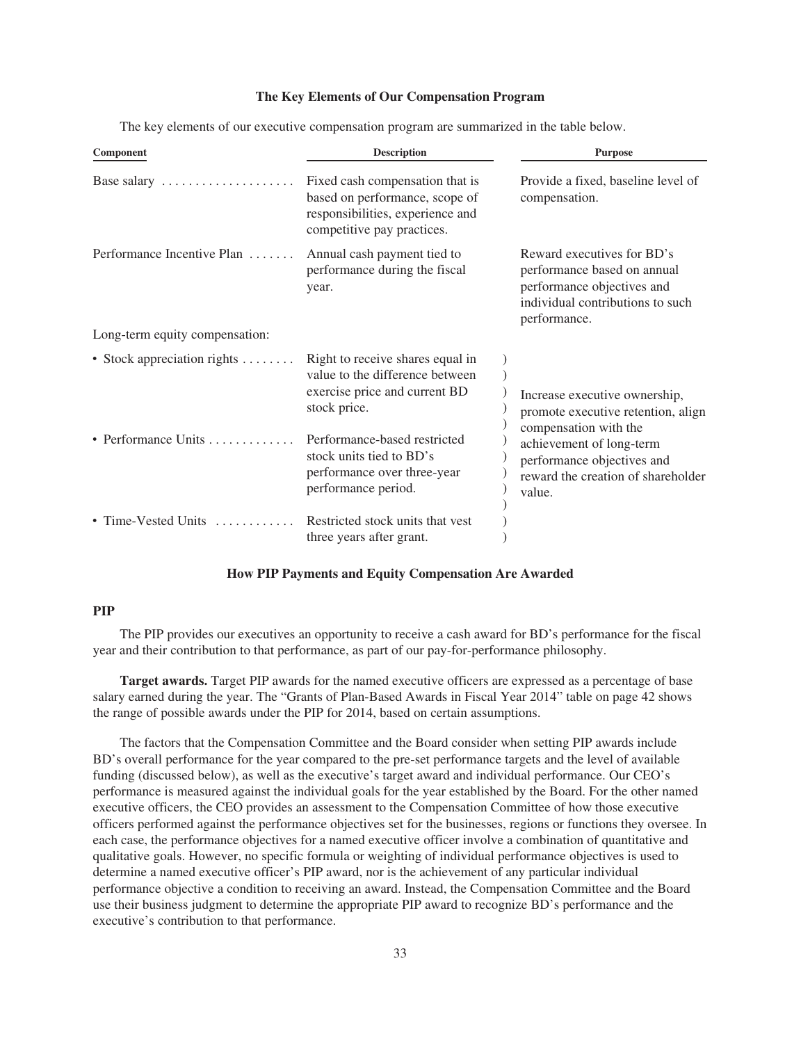### The Key Elements of Our Compensation Program

The key elements of our executive compensation program are summarized in the table below.

| Component | Description | Purpose |
| --- | --- | --- |
| Base salary | Fixed cash compensation that is based on performance, scope of responsibilities, experience and competitive pay practices. | Provide a fixed, baseline level of compensation. |
| Performance Incentive Plan | Annual cash payment tied to performance during the fiscal year. | Reward executives for BD's performance based on annual performance objectives and individual contributions to such performance. |
| Long-term equity compensation: | | |
| • Stock appreciation rights | Right to receive shares equal in value to the difference between exercise price and current BD stock price. | Increase executive ownership, promote executive retention, align compensation with the achievement of long-term performance objectives and reward the creation of shareholder value. |
| • Performance Units | Performance-based restricted stock units tied to BD's performance over three-year performance period. | |
| • Time-Vested Units | Restricted stock units that vest three years after grant. | |

### How PIP Payments and Equity Compensation Are Awarded

#### PIP

The PIP provides our executives an opportunity to receive a cash award for BD's performance for the fiscal year and their contribution to that performance, as part of our pay-for-performance philosophy.

**Target awards.** Target PIP awards for the named executive officers are expressed as a percentage of base salary earned during the year. The "Grants of Plan-Based Awards in Fiscal Year 2014" table on page 42 shows the range of possible awards under the PIP for 2014, based on certain assumptions.

The factors that the Compensation Committee and the Board consider when setting PIP awards include BD's overall performance for the year compared to the pre-set performance targets and the level of available funding (discussed below), as well as the executive's target award and individual performance. Our CEO's performance is measured against the individual goals for the year established by the Board. For the other named executive officers, the CEO provides an assessment to the Compensation Committee of how those executive officers performed against the performance objectives set for the businesses, regions or functions they oversee. In each case, the performance objectives for a named executive officer involve a combination of quantitative and qualitative goals. However, no specific formula or weighting of individual performance objectives is used to determine a named executive officer's PIP award, nor is the achievement of any particular individual performance objective a condition to receiving an award. Instead, the Compensation Committee and the Board use their business judgment to determine the appropriate PIP award to recognize BD's performance and the executive's contribution to that performance.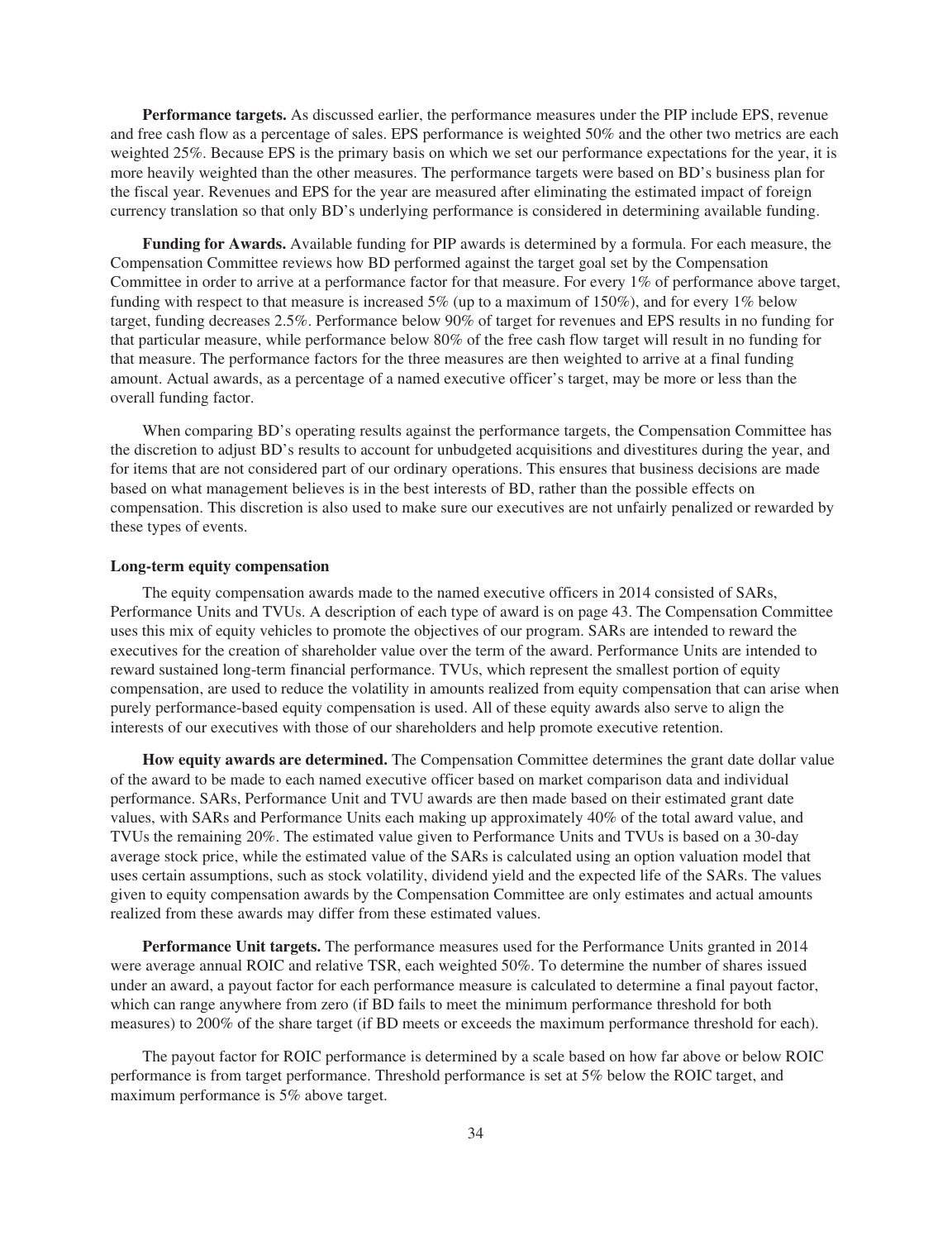**Performance targets.** As discussed earlier, the performance measures under the PIP include EPS, revenue and free cash flow as a percentage of sales. EPS performance is weighted 50% and the other two metrics are each weighted 25%. Because EPS is the primary basis on which we set our performance expectations for the year, it is more heavily weighted than the other measures. The performance targets were based on BD's business plan for the fiscal year. Revenues and EPS for the year are measured after eliminating the estimated impact of foreign currency translation so that only BD's underlying performance is considered in determining available funding.

**Funding for Awards.** Available funding for PIP awards is determined by a formula. For each measure, the Compensation Committee reviews how BD performed against the target goal set by the Compensation Committee in order to arrive at a performance factor for that measure. For every 1% of performance above target, funding with respect to that measure is increased 5% (up to a maximum of 150%), and for every 1% below target, funding decreases 2.5%. Performance below 90% of target for revenues and EPS results in no funding for that particular measure, while performance below 80% of the free cash flow target will result in no funding for that measure. The performance factors for the three measures are then weighted to arrive at a final funding amount. Actual awards, as a percentage of a named executive officer's target, may be more or less than the overall funding factor.

When comparing BD's operating results against the performance targets, the Compensation Committee has the discretion to adjust BD's results to account for unbudgeted acquisitions and divestitures during the year, and for items that are not considered part of our ordinary operations. This ensures that business decisions are made based on what management believes is in the best interests of BD, rather than the possible effects on compensation. This discretion is also used to make sure our executives are not unfairly penalized or rewarded by these types of events.

**Long-term equity compensation**

The equity compensation awards made to the named executive officers in 2014 consisted of SARs, Performance Units and TVUs. A description of each type of award is on page 43. The Compensation Committee uses this mix of equity vehicles to promote the objectives of our program. SARs are intended to reward the executives for the creation of shareholder value over the term of the award. Performance Units are intended to reward sustained long-term financial performance. TVUs, which represent the smallest portion of equity compensation, are used to reduce the volatility in amounts realized from equity compensation that can arise when purely performance-based equity compensation is used. All of these equity awards also serve to align the interests of our executives with those of our shareholders and help promote executive retention.

**How equity awards are determined.** The Compensation Committee determines the grant date dollar value of the award to be made to each named executive officer based on market comparison data and individual performance. SARs, Performance Unit and TVU awards are then made based on their estimated grant date values, with SARs and Performance Units each making up approximately 40% of the total award value, and TVUs the remaining 20%. The estimated value given to Performance Units and TVUs is based on a 30-day average stock price, while the estimated value of the SARs is calculated using an option valuation model that uses certain assumptions, such as stock volatility, dividend yield and the expected life of the SARs. The values given to equity compensation awards by the Compensation Committee are only estimates and actual amounts realized from these awards may differ from these estimated values.

**Performance Unit targets.** The performance measures used for the Performance Units granted in 2014 were average annual ROIC and relative TSR, each weighted 50%. To determine the number of shares issued under an award, a payout factor for each performance measure is calculated to determine a final payout factor, which can range anywhere from zero (if BD fails to meet the minimum performance threshold for both measures) to 200% of the share target (if BD meets or exceeds the maximum performance threshold for each).

The payout factor for ROIC performance is determined by a scale based on how far above or below ROIC performance is from target performance. Threshold performance is set at 5% below the ROIC target, and maximum performance is 5% above target.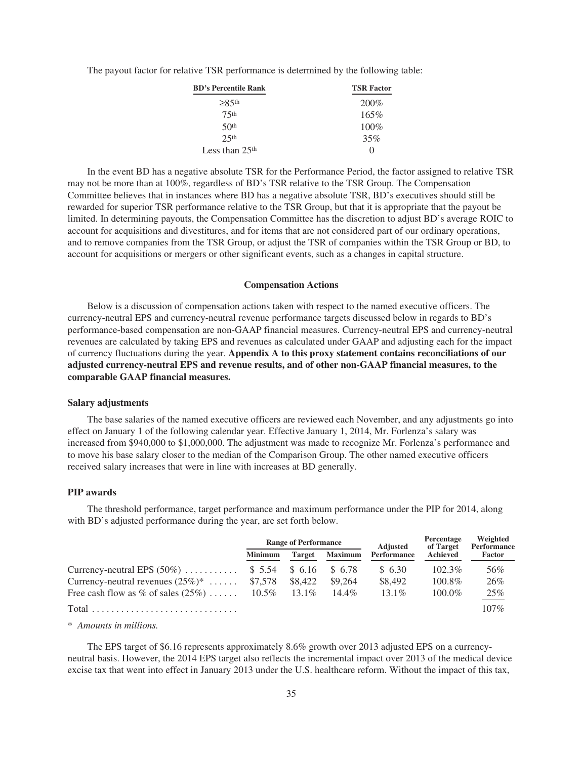The payout factor for relative TSR performance is determined by the following table:

| BD's Percentile Rank | TSR Factor |
|---|---|
| ≥85th | 200% |
| 75th | 165% |
| 50th | 100% |
| 25th | 35% |
| Less than 25th | 0 |

In the event BD has a negative absolute TSR for the Performance Period, the factor assigned to relative TSR may not be more than at 100%, regardless of BD's TSR relative to the TSR Group. The Compensation Committee believes that in instances where BD has a negative absolute TSR, BD's executives should still be rewarded for superior TSR performance relative to the TSR Group, but that it is appropriate that the payout be limited. In determining payouts, the Compensation Committee has the discretion to adjust BD's average ROIC to account for acquisitions and divestitures, and for items that are not considered part of our ordinary operations, and to remove companies from the TSR Group, or adjust the TSR of companies within the TSR Group or BD, to account for acquisitions or mergers or other significant events, such as a changes in capital structure.

## Compensation Actions

Below is a discussion of compensation actions taken with respect to the named executive officers. The currency-neutral EPS and currency-neutral revenue performance targets discussed below in regards to BD's performance-based compensation are non-GAAP financial measures. Currency-neutral EPS and currency-neutral revenues are calculated by taking EPS and revenues as calculated under GAAP and adjusting each for the impact of currency fluctuations during the year. **Appendix A to this proxy statement contains reconciliations of our adjusted currency-neutral EPS and revenue results, and of other non-GAAP financial measures, to the comparable GAAP financial measures.**

### Salary adjustments

The base salaries of the named executive officers are reviewed each November, and any adjustments go into effect on January 1 of the following calendar year. Effective January 1, 2014, Mr. Forlenza's salary was increased from $940,000 to $1,000,000. The adjustment was made to recognize Mr. Forlenza's performance and to move his base salary closer to the median of the Comparison Group. The other named executive officers received salary increases that were in line with increases at BD generally.

### PIP awards

The threshold performance, target performance and maximum performance under the PIP for 2014, along with BD's adjusted performance during the year, are set forth below.

| | Range of Performance | | | Adjusted Performance | Percentage of Target Achieved | Weighted Performance Factor |
|---|---|---|---|---|---|---|
| | Minimum | Target | Maximum | | | |
| Currency-neutral EPS (50%) | $ 5.54 | $ 6.16 | $ 6.78 | $ 6.30 | 102.3% | 56% |
| Currency-neutral revenues (25%)* | $7,578 | $8,422 | $9,264 | $8,492 | 100.8% | 26% |
| Free cash flow as % of sales (25%) | 10.5% | 13.1% | 14.4% | 13.1% | 100.0% | 25% |
| Total | | | | | | 107% |

* *Amounts in millions.*

The EPS target of $6.16 represents approximately 8.6% growth over 2013 adjusted EPS on a currency-neutral basis. However, the 2014 EPS target also reflects the incremental impact over 2013 of the medical device excise tax that went into effect in January 2013 under the U.S. healthcare reform. Without the impact of this tax,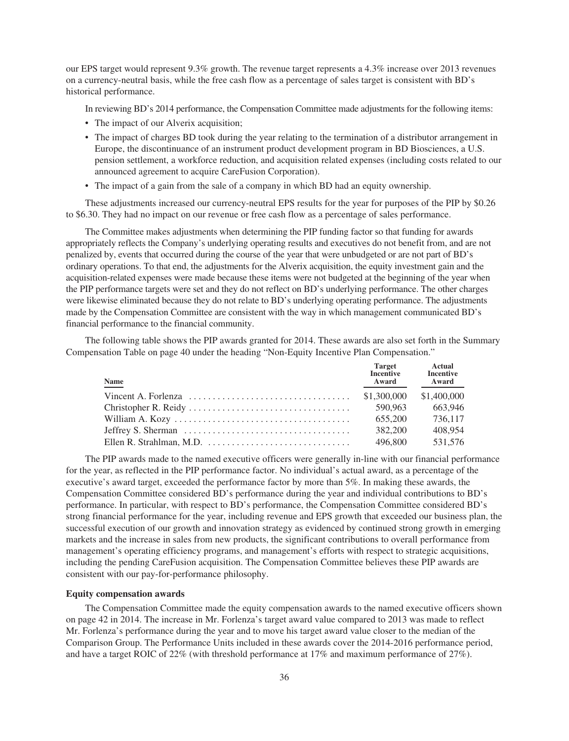our EPS target would represent 9.3% growth. The revenue target represents a 4.3% increase over 2013 revenues on a currency-neutral basis, while the free cash flow as a percentage of sales target is consistent with BD's historical performance.

In reviewing BD's 2014 performance, the Compensation Committee made adjustments for the following items:

- The impact of our Alverix acquisition;
- The impact of charges BD took during the year relating to the termination of a distributor arrangement in Europe, the discontinuance of an instrument product development program in BD Biosciences, a U.S. pension settlement, a workforce reduction, and acquisition related expenses (including costs related to our announced agreement to acquire CareFusion Corporation).
- The impact of a gain from the sale of a company in which BD had an equity ownership.

These adjustments increased our currency-neutral EPS results for the year for purposes of the PIP by $0.26 to $6.30. They had no impact on our revenue or free cash flow as a percentage of sales performance.

The Committee makes adjustments when determining the PIP funding factor so that funding for awards appropriately reflects the Company's underlying operating results and executives do not benefit from, and are not penalized by, events that occurred during the course of the year that were unbudgeted or are not part of BD's ordinary operations. To that end, the adjustments for the Alverix acquisition, the equity investment gain and the acquisition-related expenses were made because these items were not budgeted at the beginning of the year when the PIP performance targets were set and they do not reflect on BD's underlying performance. The other charges were likewise eliminated because they do not relate to BD's underlying operating performance. The adjustments made by the Compensation Committee are consistent with the way in which management communicated BD's financial performance to the financial community.

The following table shows the PIP awards granted for 2014. These awards are also set forth in the Summary Compensation Table on page 40 under the heading "Non-Equity Incentive Plan Compensation."

| Name | Target Incentive Award | Actual Incentive Award |
|---|---|---|
| Vincent A. Forlenza | $1,300,000 | $1,400,000 |
| Christopher R. Reidy | 590,963 | 663,946 |
| William A. Kozy | 655,200 | 736,117 |
| Jeffrey S. Sherman | 382,200 | 408,954 |
| Ellen R. Strahlman, M.D. | 496,800 | 531,576 |

The PIP awards made to the named executive officers were generally in-line with our financial performance for the year, as reflected in the PIP performance factor. No individual's actual award, as a percentage of the executive's award target, exceeded the performance factor by more than 5%. In making these awards, the Compensation Committee considered BD's performance during the year and individual contributions to BD's performance. In particular, with respect to BD's performance, the Compensation Committee considered BD's strong financial performance for the year, including revenue and EPS growth that exceeded our business plan, the successful execution of our growth and innovation strategy as evidenced by continued strong growth in emerging markets and the increase in sales from new products, the significant contributions to overall performance from management's operating efficiency programs, and management's efforts with respect to strategic acquisitions, including the pending CareFusion acquisition. The Compensation Committee believes these PIP awards are consistent with our pay-for-performance philosophy.

**Equity compensation awards**

The Compensation Committee made the equity compensation awards to the named executive officers shown on page 42 in 2014. The increase in Mr. Forlenza's target award value compared to 2013 was made to reflect Mr. Forlenza's performance during the year and to move his target award value closer to the median of the Comparison Group. The Performance Units included in these awards cover the 2014-2016 performance period, and have a target ROIC of 22% (with threshold performance at 17% and maximum performance of 27%).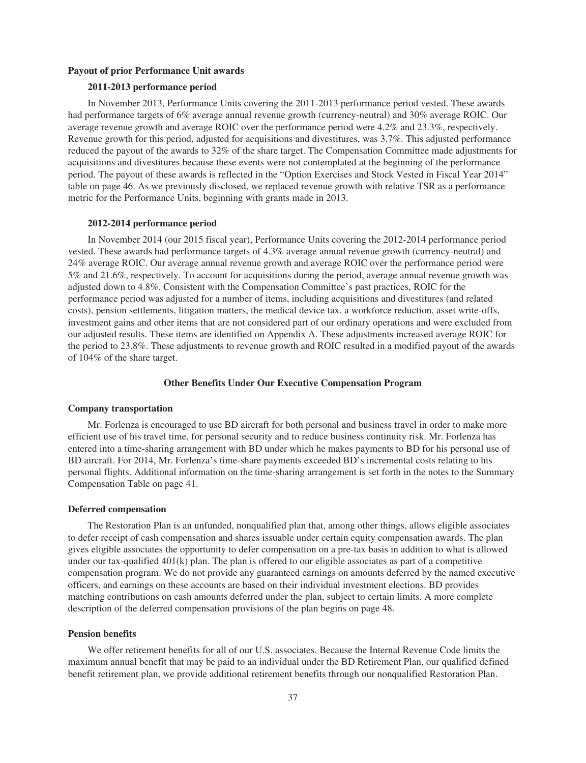**Payout of prior Performance Unit awards**

**2011-2013 performance period**

In November 2013, Performance Units covering the 2011-2013 performance period vested. These awards had performance targets of 6% average annual revenue growth (currency-neutral) and 30% average ROIC. Our average revenue growth and average ROIC over the performance period were 4.2% and 23.3%, respectively. Revenue growth for this period, adjusted for acquisitions and divestitures, was 3.7%. This adjusted performance reduced the payout of the awards to 32% of the share target. The Compensation Committee made adjustments for acquisitions and divestitures because these events were not contemplated at the beginning of the performance period. The payout of these awards is reflected in the "Option Exercises and Stock Vested in Fiscal Year 2014" table on page 46. As we previously disclosed, we replaced revenue growth with relative TSR as a performance metric for the Performance Units, beginning with grants made in 2013.

**2012-2014 performance period**

In November 2014 (our 2015 fiscal year), Performance Units covering the 2012-2014 performance period vested. These awards had performance targets of 4.3% average annual revenue growth (currency-neutral) and 24% average ROIC. Our average annual revenue growth and average ROIC over the performance period were 5% and 21.6%, respectively. To account for acquisitions during the period, average annual revenue growth was adjusted down to 4.8%. Consistent with the Compensation Committee's past practices, ROIC for the performance period was adjusted for a number of items, including acquisitions and divestitures (and related costs), pension settlements, litigation matters, the medical device tax, a workforce reduction, asset write-offs, investment gains and other items that are not considered part of our ordinary operations and were excluded from our adjusted results. These items are identified on Appendix A. These adjustments increased average ROIC for the period to 23.8%. These adjustments to revenue growth and ROIC resulted in a modified payout of the awards of 104% of the share target.

## Other Benefits Under Our Executive Compensation Program

**Company transportation**

Mr. Forlenza is encouraged to use BD aircraft for both personal and business travel in order to make more efficient use of his travel time, for personal security and to reduce business continuity risk. Mr. Forlenza has entered into a time-sharing arrangement with BD under which he makes payments to BD for his personal use of BD aircraft. For 2014, Mr. Forlenza's time-share payments exceeded BD's incremental costs relating to his personal flights. Additional information on the time-sharing arrangement is set forth in the notes to the Summary Compensation Table on page 41.

**Deferred compensation**

The Restoration Plan is an unfunded, nonqualified plan that, among other things, allows eligible associates to defer receipt of cash compensation and shares issuable under certain equity compensation awards. The plan gives eligible associates the opportunity to defer compensation on a pre-tax basis in addition to what is allowed under our tax-qualified 401(k) plan. The plan is offered to our eligible associates as part of a competitive compensation program. We do not provide any guaranteed earnings on amounts deferred by the named executive officers, and earnings on these accounts are based on their individual investment elections. BD provides matching contributions on cash amounts deferred under the plan, subject to certain limits. A more complete description of the deferred compensation provisions of the plan begins on page 48.

**Pension benefits**

We offer retirement benefits for all of our U.S. associates. Because the Internal Revenue Code limits the maximum annual benefit that may be paid to an individual under the BD Retirement Plan, our qualified defined benefit retirement plan, we provide additional retirement benefits through our nonqualified Restoration Plan.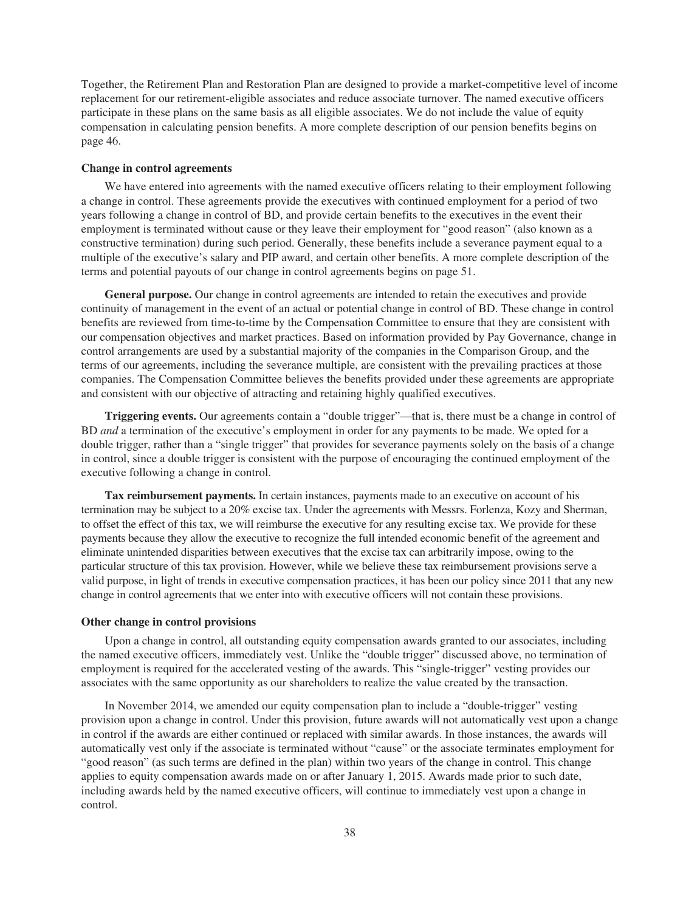Together, the Retirement Plan and Restoration Plan are designed to provide a market-competitive level of income replacement for our retirement-eligible associates and reduce associate turnover. The named executive officers participate in these plans on the same basis as all eligible associates. We do not include the value of equity compensation in calculating pension benefits. A more complete description of our pension benefits begins on page 46.

**Change in control agreements**

We have entered into agreements with the named executive officers relating to their employment following a change in control. These agreements provide the executives with continued employment for a period of two years following a change in control of BD, and provide certain benefits to the executives in the event their employment is terminated without cause or they leave their employment for "good reason" (also known as a constructive termination) during such period. Generally, these benefits include a severance payment equal to a multiple of the executive's salary and PIP award, and certain other benefits. A more complete description of the terms and potential payouts of our change in control agreements begins on page 51.

**General purpose.** Our change in control agreements are intended to retain the executives and provide continuity of management in the event of an actual or potential change in control of BD. These change in control benefits are reviewed from time-to-time by the Compensation Committee to ensure that they are consistent with our compensation objectives and market practices. Based on information provided by Pay Governance, change in control arrangements are used by a substantial majority of the companies in the Comparison Group, and the terms of our agreements, including the severance multiple, are consistent with the prevailing practices at those companies. The Compensation Committee believes the benefits provided under these agreements are appropriate and consistent with our objective of attracting and retaining highly qualified executives.

**Triggering events.** Our agreements contain a "double trigger"—that is, there must be a change in control of BD *and* a termination of the executive's employment in order for any payments to be made. We opted for a double trigger, rather than a "single trigger" that provides for severance payments solely on the basis of a change in control, since a double trigger is consistent with the purpose of encouraging the continued employment of the executive following a change in control.

**Tax reimbursement payments.** In certain instances, payments made to an executive on account of his termination may be subject to a 20% excise tax. Under the agreements with Messrs. Forlenza, Kozy and Sherman, to offset the effect of this tax, we will reimburse the executive for any resulting excise tax. We provide for these payments because they allow the executive to recognize the full intended economic benefit of the agreement and eliminate unintended disparities between executives that the excise tax can arbitrarily impose, owing to the particular structure of this tax provision. However, while we believe these tax reimbursement provisions serve a valid purpose, in light of trends in executive compensation practices, it has been our policy since 2011 that any new change in control agreements that we enter into with executive officers will not contain these provisions.

**Other change in control provisions**

Upon a change in control, all outstanding equity compensation awards granted to our associates, including the named executive officers, immediately vest. Unlike the "double trigger" discussed above, no termination of employment is required for the accelerated vesting of the awards. This "single-trigger" vesting provides our associates with the same opportunity as our shareholders to realize the value created by the transaction.

In November 2014, we amended our equity compensation plan to include a "double-trigger" vesting provision upon a change in control. Under this provision, future awards will not automatically vest upon a change in control if the awards are either continued or replaced with similar awards. In those instances, the awards will automatically vest only if the associate is terminated without "cause" or the associate terminates employment for "good reason" (as such terms are defined in the plan) within two years of the change in control. This change applies to equity compensation awards made on or after January 1, 2015. Awards made prior to such date, including awards held by the named executive officers, will continue to immediately vest upon a change in control.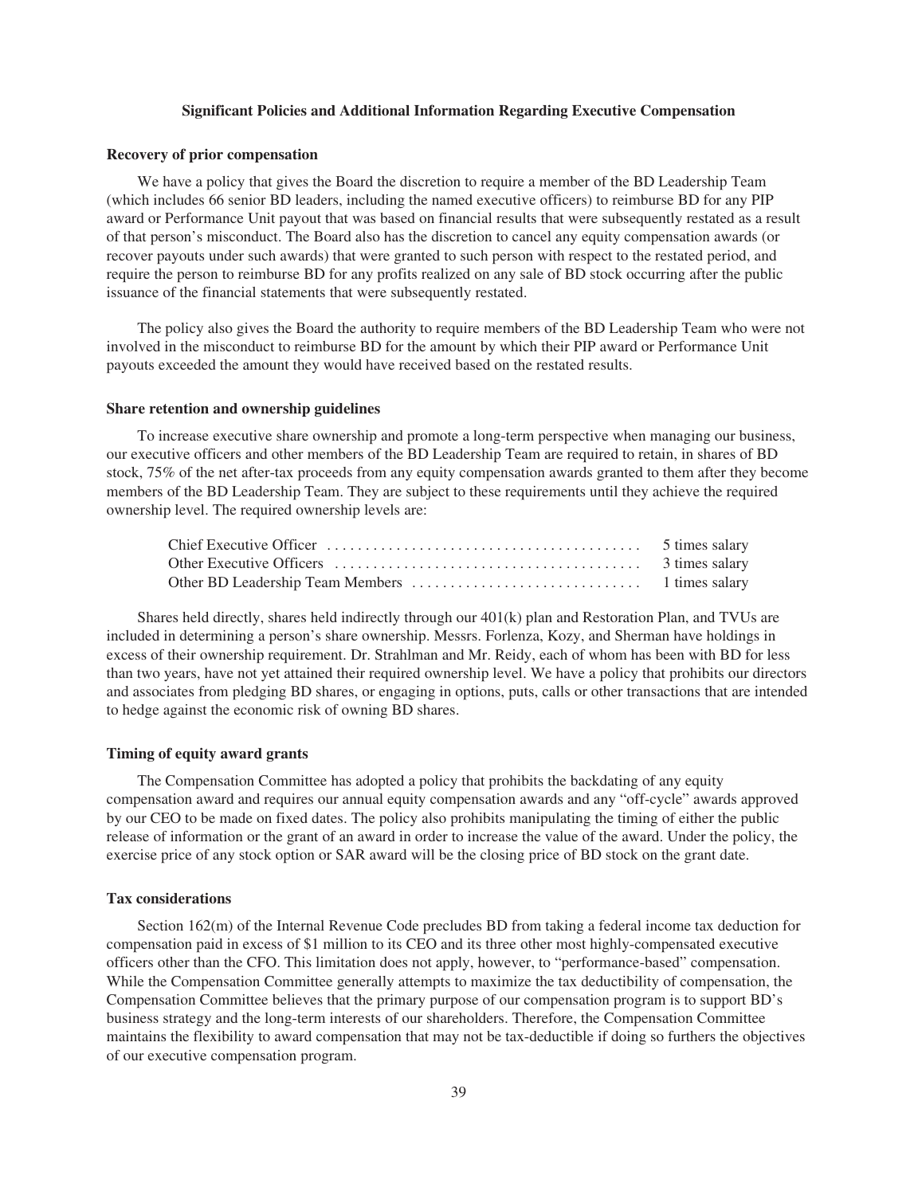## Significant Policies and Additional Information Regarding Executive Compensation

### Recovery of prior compensation

We have a policy that gives the Board the discretion to require a member of the BD Leadership Team (which includes 66 senior BD leaders, including the named executive officers) to reimburse BD for any PIP award or Performance Unit payout that was based on financial results that were subsequently restated as a result of that person's misconduct. The Board also has the discretion to cancel any equity compensation awards (or recover payouts under such awards) that were granted to such person with respect to the restated period, and require the person to reimburse BD for any profits realized on any sale of BD stock occurring after the public issuance of the financial statements that were subsequently restated.

The policy also gives the Board the authority to require members of the BD Leadership Team who were not involved in the misconduct to reimburse BD for the amount by which their PIP award or Performance Unit payouts exceeded the amount they would have received based on the restated results.

### Share retention and ownership guidelines

To increase executive share ownership and promote a long-term perspective when managing our business, our executive officers and other members of the BD Leadership Team are required to retain, in shares of BD stock, 75% of the net after-tax proceeds from any equity compensation awards granted to them after they become members of the BD Leadership Team. They are subject to these requirements until they achieve the required ownership level. The required ownership levels are:

| | |
|---|---|
| Chief Executive Officer | 5 times salary |
| Other Executive Officers | 3 times salary |
| Other BD Leadership Team Members | 1 times salary |

Shares held directly, shares held indirectly through our 401(k) plan and Restoration Plan, and TVUs are included in determining a person's share ownership. Messrs. Forlenza, Kozy, and Sherman have holdings in excess of their ownership requirement. Dr. Strahlman and Mr. Reidy, each of whom has been with BD for less than two years, have not yet attained their required ownership level. We have a policy that prohibits our directors and associates from pledging BD shares, or engaging in options, puts, calls or other transactions that are intended to hedge against the economic risk of owning BD shares.

### Timing of equity award grants

The Compensation Committee has adopted a policy that prohibits the backdating of any equity compensation award and requires our annual equity compensation awards and any "off-cycle" awards approved by our CEO to be made on fixed dates. The policy also prohibits manipulating the timing of either the public release of information or the grant of an award in order to increase the value of the award. Under the policy, the exercise price of any stock option or SAR award will be the closing price of BD stock on the grant date.

### Tax considerations

Section 162(m) of the Internal Revenue Code precludes BD from taking a federal income tax deduction for compensation paid in excess of $1 million to its CEO and its three other most highly-compensated executive officers other than the CFO. This limitation does not apply, however, to "performance-based" compensation. While the Compensation Committee generally attempts to maximize the tax deductibility of compensation, the Compensation Committee believes that the primary purpose of our compensation program is to support BD's business strategy and the long-term interests of our shareholders. Therefore, the Compensation Committee maintains the flexibility to award compensation that may not be tax-deductible if doing so furthers the objectives of our executive compensation program.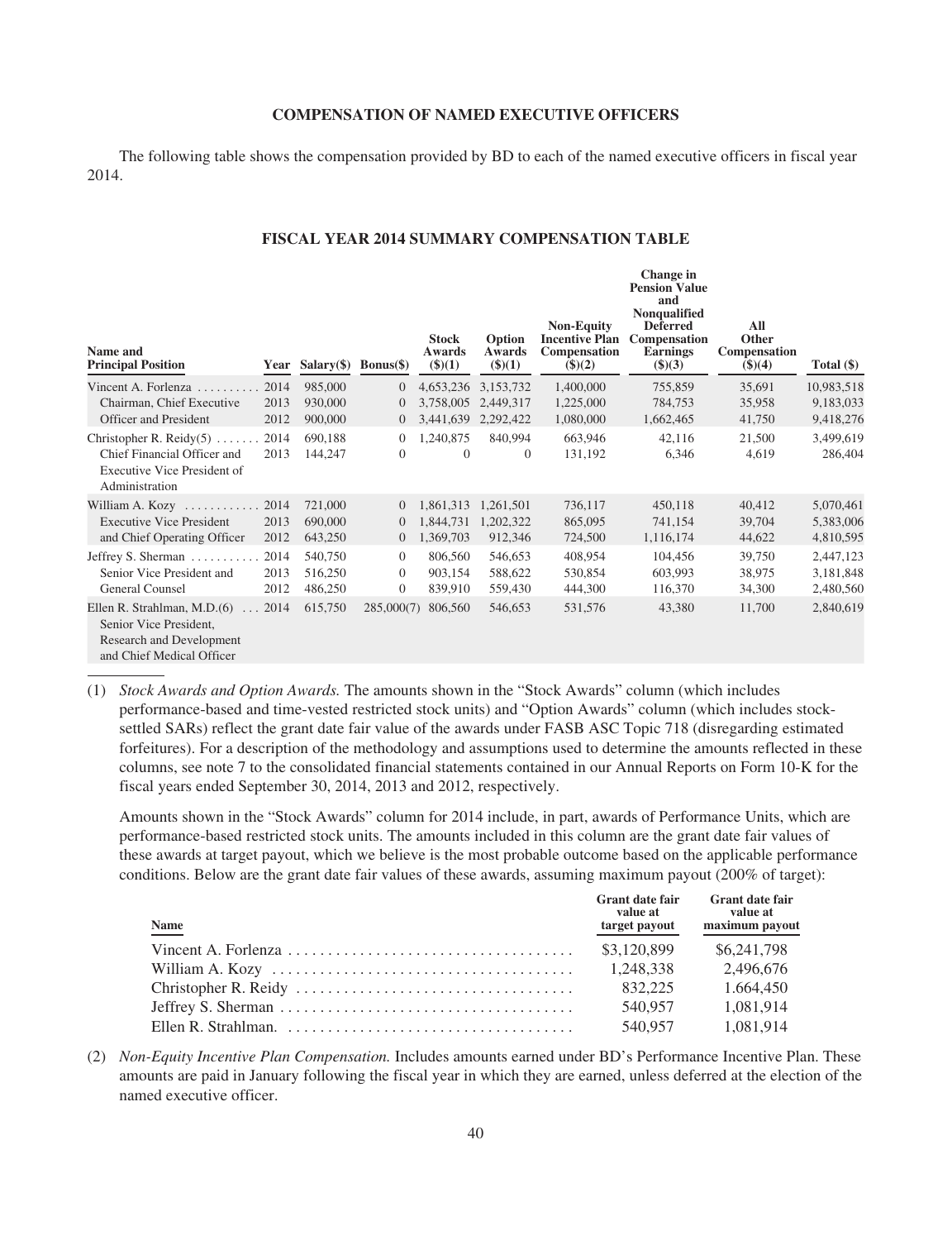## COMPENSATION OF NAMED EXECUTIVE OFFICERS

The following table shows the compensation provided by BD to each of the named executive officers in fiscal year 2014.

### FISCAL YEAR 2014 SUMMARY COMPENSATION TABLE

| Name and Principal Position | Year | Salary($) | Bonus($) | Stock Awards ($)(1) | Option Awards ($)(1) | Non-Equity Incentive Plan Compensation ($)(2) | Change in Pension Value and Nonqualified Deferred Compensation Earnings ($)(3) | All Other Compensation ($)(4) | Total ($) |
|---|---|---|---|---|---|---|---|---|---|
| Vincent A. Forlenza | 2014 | 985,000 | 0 | 4,653,236 | 3,153,732 | 1,400,000 | 755,859 | 35,691 | 10,983,518 |
| Chairman, Chief Executive | 2013 | 930,000 | 0 | 3,758,005 | 2,449,317 | 1,225,000 | 784,753 | 35,958 | 9,183,033 |
| Officer and President | 2012 | 900,000 | 0 | 3,441,639 | 2,292,422 | 1,080,000 | 1,662,465 | 41,750 | 9,418,276 |
| Christopher R. Reidy(5) | 2014 | 690,188 | 0 | 1,240,875 | 840,994 | 663,946 | 42,116 | 21,500 | 3,499,619 |
| Chief Financial Officer and Executive Vice President of Administration | 2013 | 144,247 | 0 | 0 | 0 | 131,192 | 6,346 | 4,619 | 286,404 |
| William A. Kozy | 2014 | 721,000 | 0 | 1,861,313 | 1,261,501 | 736,117 | 450,118 | 40,412 | 5,070,461 |
| Executive Vice President | 2013 | 690,000 | 0 | 1,844,731 | 1,202,322 | 865,095 | 741,154 | 39,704 | 5,383,006 |
| and Chief Operating Officer | 2012 | 643,250 | 0 | 1,369,703 | 912,346 | 724,500 | 1,116,174 | 44,622 | 4,810,595 |
| Jeffrey S. Sherman | 2014 | 540,750 | 0 | 806,560 | 546,653 | 408,954 | 104,456 | 39,750 | 2,447,123 |
| Senior Vice President and | 2013 | 516,250 | 0 | 903,154 | 588,622 | 530,854 | 603,993 | 38,975 | 3,181,848 |
| General Counsel | 2012 | 486,250 | 0 | 839,910 | 559,430 | 444,300 | 116,370 | 34,300 | 2,480,560 |
| Ellen R. Strahlman, M.D.(6) Senior Vice President, Research and Development and Chief Medical Officer | 2014 | 615,750 | 285,000(7) | 806,560 | 546,653 | 531,576 | 43,380 | 11,700 | 2,840,619 |

(1) *Stock Awards and Option Awards.* The amounts shown in the "Stock Awards" column (which includes performance-based and time-vested restricted stock units) and "Option Awards" column (which includes stock-settled SARs) reflect the grant date fair value of the awards under FASB ASC Topic 718 (disregarding estimated forfeitures). For a description of the methodology and assumptions used to determine the amounts reflected in these columns, see note 7 to the consolidated financial statements contained in our Annual Reports on Form 10-K for the fiscal years ended September 30, 2014, 2013 and 2012, respectively.

Amounts shown in the "Stock Awards" column for 2014 include, in part, awards of Performance Units, which are performance-based restricted stock units. The amounts included in this column are the grant date fair values of these awards at target payout, which we believe is the most probable outcome based on the applicable performance conditions. Below are the grant date fair values of these awards, assuming maximum payout (200% of target):

| Name | Grant date fair value at target payout | Grant date fair value at maximum payout |
|---|---|---|
| Vincent A. Forlenza | $3,120,899 | $6,241,798 |
| William A. Kozy | 1,248,338 | 2,496,676 |
| Christopher R. Reidy | 832,225 | 1,664,450 |
| Jeffrey S. Sherman | 540,957 | 1,081,914 |
| Ellen R. Strahlman. | 540,957 | 1,081,914 |

(2) *Non-Equity Incentive Plan Compensation.* Includes amounts earned under BD's Performance Incentive Plan. These amounts are paid in January following the fiscal year in which they are earned, unless deferred at the election of the named executive officer.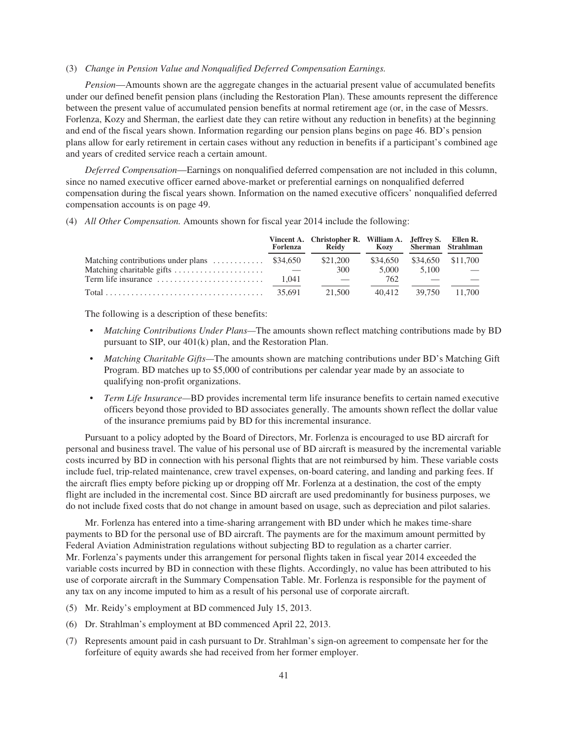(3) *Change in Pension Value and Nonqualified Deferred Compensation Earnings.*

*Pension*—Amounts shown are the aggregate changes in the actuarial present value of accumulated benefits under our defined benefit pension plans (including the Restoration Plan). These amounts represent the difference between the present value of accumulated pension benefits at normal retirement age (or, in the case of Messrs. Forlenza, Kozy and Sherman, the earliest date they can retire without any reduction in benefits) at the beginning and end of the fiscal years shown. Information regarding our pension plans begins on page 46. BD's pension plans allow for early retirement in certain cases without any reduction in benefits if a participant's combined age and years of credited service reach a certain amount.

*Deferred Compensation*—Earnings on nonqualified deferred compensation are not included in this column, since no named executive officer earned above-market or preferential earnings on nonqualified deferred compensation during the fiscal years shown. Information on the named executive officers' nonqualified deferred compensation accounts is on page 49.

(4) *All Other Compensation.* Amounts shown for fiscal year 2014 include the following:

| | Vincent A. Forlenza | Christopher R. Reidy | William A. Kozy | Jeffrey S. Sherman | Ellen R. Strahlman |
|---|---|---|---|---|---|
| Matching contributions under plans | $34,650 | $21,200 | $34,650 | $34,650 | $11,700 |
| Matching charitable gifts | — | 300 | 5,000 | 5,100 | — |
| Term life insurance | 1,041 | — | 762 | — | — |
| Total | 35,691 | 21,500 | 40,412 | 39,750 | 11,700 |

The following is a description of these benefits:

- *Matching Contributions Under Plans*—The amounts shown reflect matching contributions made by BD pursuant to SIP, our 401(k) plan, and the Restoration Plan.
- *Matching Charitable Gifts*—The amounts shown are matching contributions under BD's Matching Gift Program. BD matches up to $5,000 of contributions per calendar year made by an associate to qualifying non-profit organizations.
- *Term Life Insurance*—BD provides incremental term life insurance benefits to certain named executive officers beyond those provided to BD associates generally. The amounts shown reflect the dollar value of the insurance premiums paid by BD for this incremental insurance.

Pursuant to a policy adopted by the Board of Directors, Mr. Forlenza is encouraged to use BD aircraft for personal and business travel. The value of his personal use of BD aircraft is measured by the incremental variable costs incurred by BD in connection with his personal flights that are not reimbursed by him. These variable costs include fuel, trip-related maintenance, crew travel expenses, on-board catering, and landing and parking fees. If the aircraft flies empty before picking up or dropping off Mr. Forlenza at a destination, the cost of the empty flight are included in the incremental cost. Since BD aircraft are used predominantly for business purposes, we do not include fixed costs that do not change in amount based on usage, such as depreciation and pilot salaries.

Mr. Forlenza has entered into a time-sharing arrangement with BD under which he makes time-share payments to BD for the personal use of BD aircraft. The payments are for the maximum amount permitted by Federal Aviation Administration regulations without subjecting BD to regulation as a charter carrier. Mr. Forlenza's payments under this arrangement for personal flights taken in fiscal year 2014 exceeded the variable costs incurred by BD in connection with these flights. Accordingly, no value has been attributed to his use of corporate aircraft in the Summary Compensation Table. Mr. Forlenza is responsible for the payment of any tax on any income imputed to him as a result of his personal use of corporate aircraft.

(5) Mr. Reidy's employment at BD commenced July 15, 2013.

(6) Dr. Strahlman's employment at BD commenced April 22, 2013.

(7) Represents amount paid in cash pursuant to Dr. Strahlman's sign-on agreement to compensate her for the forfeiture of equity awards she had received from her former employer.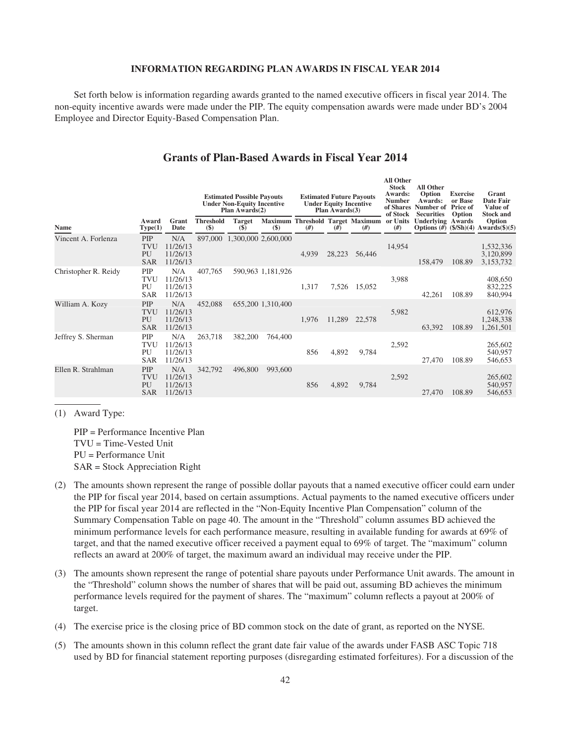**INFORMATION REGARDING PLAN AWARDS IN FISCAL YEAR 2014**

Set forth below is information regarding awards granted to the named executive officers in fiscal year 2014. The non-equity incentive awards were made under the PIP. The equity compensation awards were made under BD's 2004 Employee and Director Equity-Based Compensation Plan.

## Grants of Plan-Based Awards in Fiscal Year 2014

| | | | Estimated Possible Payouts Under Non-Equity Incentive Plan Awards(2) | | | Estimated Future Payouts Under Equity Incentive Plan Awards(3) | | | All Other Stock Awards: Number of Shares of Stock or Units | All Other Option Awards: Number of Securities Underlying Options | Exercise or Base Price of Option Awards | Grant Date Fair Value of Stock and Option Awards |
|---|---|---|---|---|---|---|---|---|---|---|---|---|
| Name | Award Type(1) | Grant Date | Threshold ($) | Target ($) | Maximum ($) | Threshold (#) | Target (#) | Maximum (#) | (#) | (#) | ($/Sh)(4) | ($)(5) |
| Vincent A. Forlenza | PIP | N/A | 897,000 | 1,300,000 | 2,600,000 | | | | | | | |
| | TVU | 11/26/13 | | | | | | | 14,954 | | | 1,532,336 |
| | PU | 11/26/13 | | | | 4,939 | 28,223 | 56,446 | | | | 3,120,899 |
| | SAR | 11/26/13 | | | | | | | | 158,479 | 108.89 | 3,153,732 |
| Christopher R. Reidy | PIP | N/A | 407,765 | 590,963 | 1,181,926 | | | | | | | |
| | TVU | 11/26/13 | | | | | | | 3,988 | | | 408,650 |
| | PU | 11/26/13 | | | | 1,317 | 7,526 | 15,052 | | | | 832,225 |
| | SAR | 11/26/13 | | | | | | | | 42,261 | 108.89 | 840,994 |
| William A. Kozy | PIP | N/A | 452,088 | 655,200 | 1,310,400 | | | | | | | |
| | TVU | 11/26/13 | | | | | | | 5,982 | | | 612,976 |
| | PU | 11/26/13 | | | | 1,976 | 11,289 | 22,578 | | | | 1,248,338 |
| | SAR | 11/26/13 | | | | | | | | 63,392 | 108.89 | 1,261,501 |
| Jeffrey S. Sherman | PIP | N/A | 263,718 | 382,200 | 764,400 | | | | | | | |
| | TVU | 11/26/13 | | | | | | | 2,592 | | | 265,602 |
| | PU | 11/26/13 | | | | 856 | 4,892 | 9,784 | | | | 540,957 |
| | SAR | 11/26/13 | | | | | | | | 27,470 | 108.89 | 546,653 |
| Ellen R. Strahlman | PIP | N/A | 342,792 | 496,800 | 993,600 | | | | | | | |
| | TVU | 11/26/13 | | | | | | | 2,592 | | | 265,602 |
| | PU | 11/26/13 | | | | 856 | 4,892 | 9,784 | | | | 540,957 |
| | SAR | 11/26/13 | | | | | | | | 27,470 | 108.89 | 546,653 |

(1) Award Type:

PIP = Performance Incentive Plan
TVU = Time-Vested Unit
PU = Performance Unit
SAR = Stock Appreciation Right

(2) The amounts shown represent the range of possible dollar payouts that a named executive officer could earn under the PIP for fiscal year 2014, based on certain assumptions. Actual payments to the named executive officers under the PIP for fiscal year 2014 are reflected in the "Non-Equity Incentive Plan Compensation" column of the Summary Compensation Table on page 40. The amount in the "Threshold" column assumes BD achieved the minimum performance levels for each performance measure, resulting in available funding for awards at 69% of target, and that the named executive officer received a payment equal to 69% of target. The "maximum" column reflects an award at 200% of target, the maximum award an individual may receive under the PIP.

(3) The amounts shown represent the range of potential share payouts under Performance Unit awards. The amount in the "Threshold" column shows the number of shares that will be paid out, assuming BD achieves the minimum performance levels required for the payment of shares. The "maximum" column reflects a payout at 200% of target.

(4) The exercise price is the closing price of BD common stock on the date of grant, as reported on the NYSE.

(5) The amounts shown in this column reflect the grant date fair value of the awards under FASB ASC Topic 718 used by BD for financial statement reporting purposes (disregarding estimated forfeitures). For a discussion of the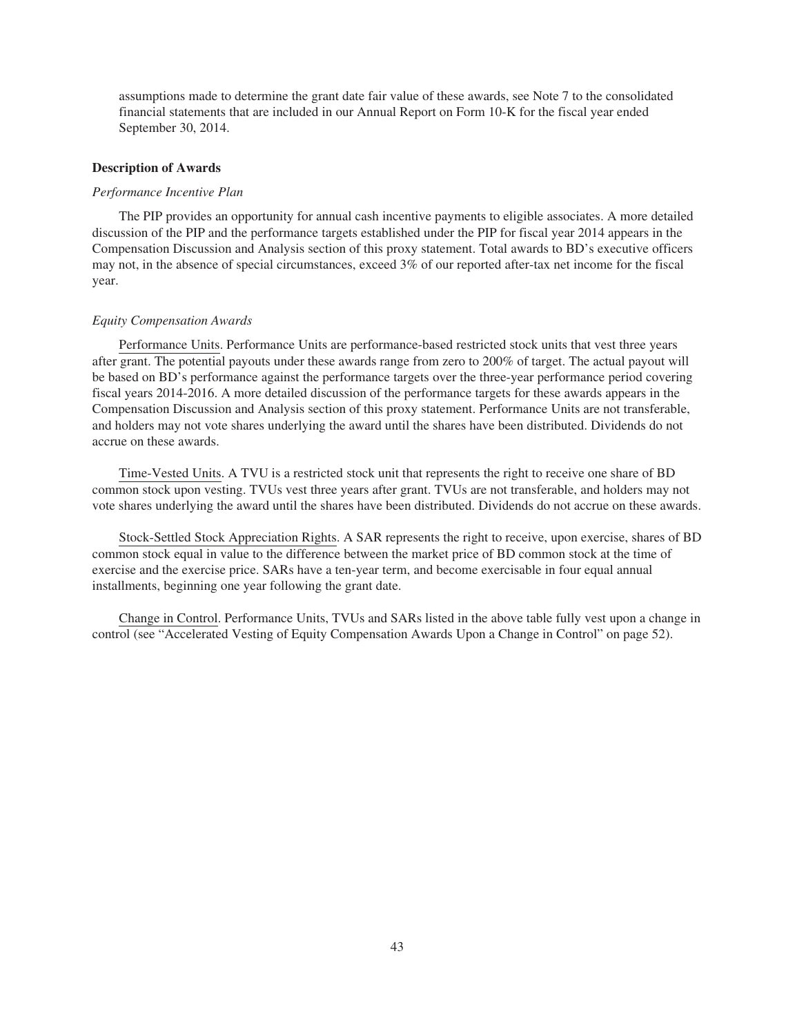assumptions made to determine the grant date fair value of these awards, see Note 7 to the consolidated financial statements that are included in our Annual Report on Form 10-K for the fiscal year ended September 30, 2014.

**Description of Awards**

*Performance Incentive Plan*

The PIP provides an opportunity for annual cash incentive payments to eligible associates. A more detailed discussion of the PIP and the performance targets established under the PIP for fiscal year 2014 appears in the Compensation Discussion and Analysis section of this proxy statement. Total awards to BD's executive officers may not, in the absence of special circumstances, exceed 3% of our reported after-tax net income for the fiscal year.

*Equity Compensation Awards*

Performance Units. Performance Units are performance-based restricted stock units that vest three years after grant. The potential payouts under these awards range from zero to 200% of target. The actual payout will be based on BD's performance against the performance targets over the three-year performance period covering fiscal years 2014-2016. A more detailed discussion of the performance targets for these awards appears in the Compensation Discussion and Analysis section of this proxy statement. Performance Units are not transferable, and holders may not vote shares underlying the award until the shares have been distributed. Dividends do not accrue on these awards.

Time-Vested Units. A TVU is a restricted stock unit that represents the right to receive one share of BD common stock upon vesting. TVUs vest three years after grant. TVUs are not transferable, and holders may not vote shares underlying the award until the shares have been distributed. Dividends do not accrue on these awards.

Stock-Settled Stock Appreciation Rights. A SAR represents the right to receive, upon exercise, shares of BD common stock equal in value to the difference between the market price of BD common stock at the time of exercise and the exercise price. SARs have a ten-year term, and become exercisable in four equal annual installments, beginning one year following the grant date.

Change in Control. Performance Units, TVUs and SARs listed in the above table fully vest upon a change in control (see "Accelerated Vesting of Equity Compensation Awards Upon a Change in Control" on page 52).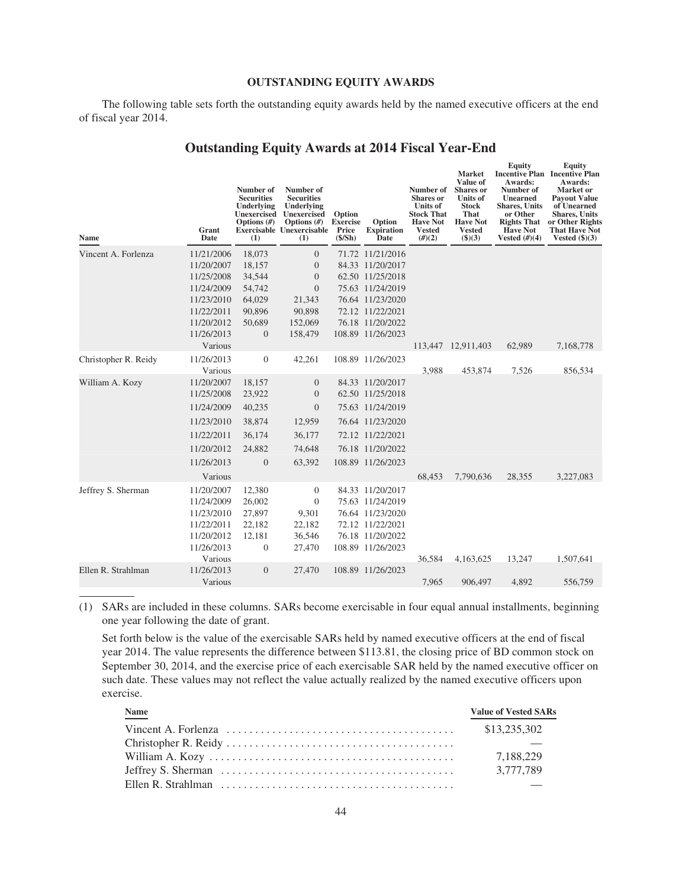## OUTSTANDING EQUITY AWARDS

The following table sets forth the outstanding equity awards held by the named executive officers at the end of fiscal year 2014.

### Outstanding Equity Awards at 2014 Fiscal Year-End

| Name | Grant Date | Number of Securities Underlying Unexercised Options (#) Exercisable (1) | Number of Securities Underlying Unexercised Options (#) Unexercisable (1) | Option Exercise Price ($/Sh) | Option Expiration Date | Number of Shares or Units of Stock That Have Not Vested (#)(2) | Market Value of Shares or Units of Stock That Have Not Vested ($)(3) | Equity Incentive Plan Awards: Number of Unearned Shares, Units or Other Rights That Have Not Vested (#)(4) | Equity Incentive Plan Awards: Market or Payout Value of Unearned Shares, Units or Other Rights That Have Not Vested ($)(3) |
|---|---|---|---|---|---|---|---|---|---|
| Vincent A. Forlenza | 11/21/2006 | 18,073 | 0 | 71.72 | 11/21/2016 | | | | |
| | 11/20/2007 | 18,157 | 0 | 84.33 | 11/20/2017 | | | | |
| | 11/25/2008 | 34,544 | 0 | 62.50 | 11/25/2018 | | | | |
| | 11/24/2009 | 54,742 | 0 | 75.63 | 11/24/2019 | | | | |
| | 11/23/2010 | 64,029 | 21,343 | 76.64 | 11/23/2020 | | | | |
| | 11/22/2011 | 90,896 | 90,898 | 72.12 | 11/22/2021 | | | | |
| | 11/20/2012 | 50,689 | 152,069 | 76.18 | 11/20/2022 | | | | |
| | 11/26/2013 | 0 | 158,479 | 108.89 | 11/26/2023 | | | | |
| | Various | | | | | 113,447 | 12,911,403 | 62,989 | 7,168,778 |
| Christopher R. Reidy | 11/26/2013 | 0 | 42,261 | 108.89 | 11/26/2023 | | | | |
| | Various | | | | | 3,988 | 453,874 | 7,526 | 856,534 |
| William A. Kozy | 11/20/2007 | 18,157 | 0 | 84.33 | 11/20/2017 | | | | |
| | 11/25/2008 | 23,922 | 0 | 62.50 | 11/25/2018 | | | | |
| | 11/24/2009 | 40,235 | 0 | 75.63 | 11/24/2019 | | | | |
| | 11/23/2010 | 38,874 | 12,959 | 76.64 | 11/23/2020 | | | | |
| | 11/22/2011 | 36,174 | 36,177 | 72.12 | 11/22/2021 | | | | |
| | 11/20/2012 | 24,882 | 74,648 | 76.18 | 11/20/2022 | | | | |
| | 11/26/2013 | 0 | 63,392 | 108.89 | 11/26/2023 | | | | |
| | Various | | | | | 68,453 | 7,790,636 | 28,355 | 3,227,083 |
| Jeffrey S. Sherman | 11/20/2007 | 12,380 | 0 | 84.33 | 11/20/2017 | | | | |
| | 11/24/2009 | 26,002 | 0 | 75.63 | 11/24/2019 | | | | |
| | 11/23/2010 | 27,897 | 9,301 | 76.64 | 11/23/2020 | | | | |
| | 11/22/2011 | 22,182 | 22,182 | 72.12 | 11/22/2021 | | | | |
| | 11/20/2012 | 12,181 | 36,546 | 76.18 | 11/20/2022 | | | | |
| | 11/26/2013 | 0 | 27,470 | 108.89 | 11/26/2023 | | | | |
| | Various | | | | | 36,584 | 4,163,625 | 13,247 | 1,507,641 |
| Ellen R. Strahlman | 11/26/2013 | 0 | 27,470 | 108.89 | 11/26/2023 | | | | |
| | Various | | | | | 7,965 | 906,497 | 4,892 | 556,759 |

(1) SARs are included in these columns. SARs become exercisable in four equal annual installments, beginning one year following the date of grant.

Set forth below is the value of the exercisable SARs held by named executive officers at the end of fiscal year 2014. The value represents the difference between $113.81, the closing price of BD common stock on September 30, 2014, and the exercise price of each exercisable SAR held by the named executive officer on such date. These values may not reflect the value actually realized by the named executive officers upon exercise.

| Name | Value of Vested SARs |
|---|---|
| Vincent A. Forlenza | $13,235,302 |
| Christopher R. Reidy | — |
| William A. Kozy | 7,188,229 |
| Jeffrey S. Sherman | 3,777,789 |
| Ellen R. Strahlman | — |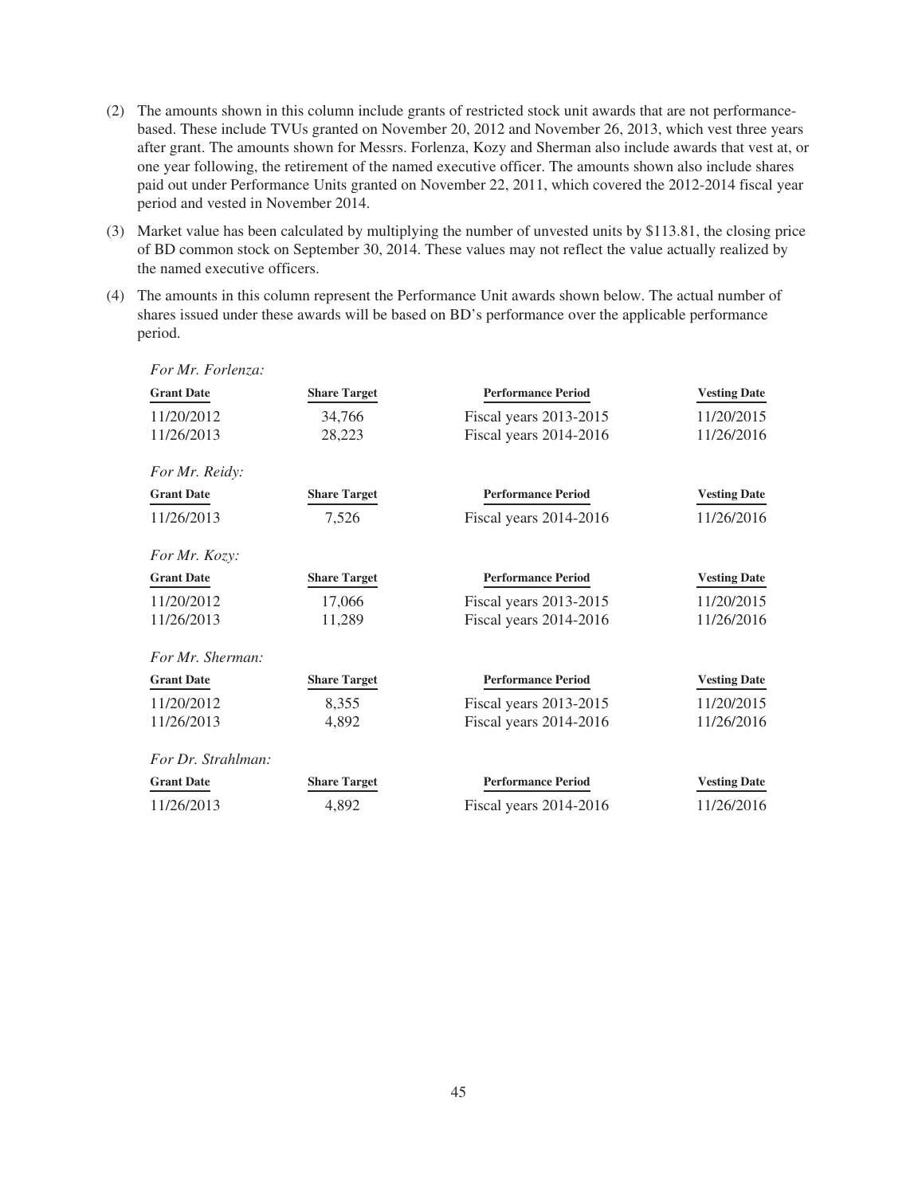(2) The amounts shown in this column include grants of restricted stock unit awards that are not performance-based. These include TVUs granted on November 20, 2012 and November 26, 2013, which vest three years after grant. The amounts shown for Messrs. Forlenza, Kozy and Sherman also include awards that vest at, or one year following, the retirement of the named executive officer. The amounts shown also include shares paid out under Performance Units granted on November 22, 2011, which covered the 2012-2014 fiscal year period and vested in November 2014.

(3) Market value has been calculated by multiplying the number of unvested units by $113.81, the closing price of BD common stock on September 30, 2014. These values may not reflect the value actually realized by the named executive officers.

(4) The amounts in this column represent the Performance Unit awards shown below. The actual number of shares issued under these awards will be based on BD's performance over the applicable performance period.

*For Mr. Forlenza:*

| Grant Date | Share Target | Performance Period | Vesting Date |
|---|---|---|---|
| 11/20/2012 | 34,766 | Fiscal years 2013-2015 | 11/20/2015 |
| 11/26/2013 | 28,223 | Fiscal years 2014-2016 | 11/26/2016 |

*For Mr. Reidy:*

| Grant Date | Share Target | Performance Period | Vesting Date |
|---|---|---|---|
| 11/26/2013 | 7,526 | Fiscal years 2014-2016 | 11/26/2016 |

*For Mr. Kozy:*

| Grant Date | Share Target | Performance Period | Vesting Date |
|---|---|---|---|
| 11/20/2012 | 17,066 | Fiscal years 2013-2015 | 11/20/2015 |
| 11/26/2013 | 11,289 | Fiscal years 2014-2016 | 11/26/2016 |

*For Mr. Sherman:*

| Grant Date | Share Target | Performance Period | Vesting Date |
|---|---|---|---|
| 11/20/2012 | 8,355 | Fiscal years 2013-2015 | 11/20/2015 |
| 11/26/2013 | 4,892 | Fiscal years 2014-2016 | 11/26/2016 |

*For Dr. Strahlman:*

| Grant Date | Share Target | Performance Period | Vesting Date |
|---|---|---|---|
| 11/26/2013 | 4,892 | Fiscal years 2014-2016 | 11/26/2016 |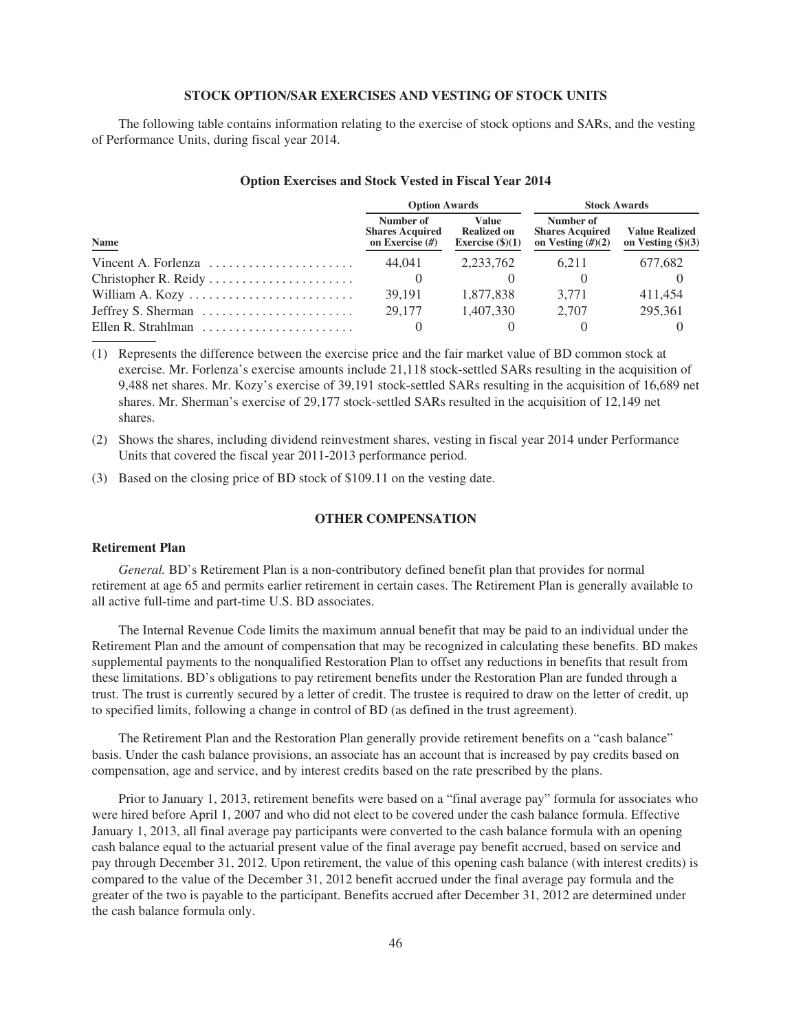## STOCK OPTION/SAR EXERCISES AND VESTING OF STOCK UNITS

The following table contains information relating to the exercise of stock options and SARs, and the vesting of Performance Units, during fiscal year 2014.

### Option Exercises and Stock Vested in Fiscal Year 2014

| | Option Awards | | Stock Awards | |
|---|---|---|---|---|
| **Name** | **Number of Shares Acquired on Exercise (#)** | **Value Realized on Exercise ($)(1)** | **Number of Shares Acquired on Vesting (#)(2)** | **Value Realized on Vesting ($)(3)** |
| Vincent A. Forlenza | 44,041 | 2,233,762 | 6,211 | 677,682 |
| Christopher R. Reidy | 0 | 0 | 0 | 0 |
| William A. Kozy | 39,191 | 1,877,838 | 3,771 | 411,454 |
| Jeffrey S. Sherman | 29,177 | 1,407,330 | 2,707 | 295,361 |
| Ellen R. Strahlman | 0 | 0 | 0 | 0 |

(1) Represents the difference between the exercise price and the fair market value of BD common stock at exercise. Mr. Forlenza's exercise amounts include 21,118 stock-settled SARs resulting in the acquisition of 9,488 net shares. Mr. Kozy's exercise of 39,191 stock-settled SARs resulting in the acquisition of 16,689 net shares. Mr. Sherman's exercise of 29,177 stock-settled SARs resulted in the acquisition of 12,149 net shares.

(2) Shows the shares, including dividend reinvestment shares, vesting in fiscal year 2014 under Performance Units that covered the fiscal year 2011-2013 performance period.

(3) Based on the closing price of BD stock of $109.11 on the vesting date.

## OTHER COMPENSATION

### Retirement Plan

*General.* BD's Retirement Plan is a non-contributory defined benefit plan that provides for normal retirement at age 65 and permits earlier retirement in certain cases. The Retirement Plan is generally available to all active full-time and part-time U.S. BD associates.

The Internal Revenue Code limits the maximum annual benefit that may be paid to an individual under the Retirement Plan and the amount of compensation that may be recognized in calculating these benefits. BD makes supplemental payments to the nonqualified Restoration Plan to offset any reductions in benefits that result from these limitations. BD's obligations to pay retirement benefits under the Restoration Plan are funded through a trust. The trust is currently secured by a letter of credit. The trustee is required to draw on the letter of credit, up to specified limits, following a change in control of BD (as defined in the trust agreement).

The Retirement Plan and the Restoration Plan generally provide retirement benefits on a "cash balance" basis. Under the cash balance provisions, an associate has an account that is increased by pay credits based on compensation, age and service, and by interest credits based on the rate prescribed by the plans.

Prior to January 1, 2013, retirement benefits were based on a "final average pay" formula for associates who were hired before April 1, 2007 and who did not elect to be covered under the cash balance formula. Effective January 1, 2013, all final average pay participants were converted to the cash balance formula with an opening cash balance equal to the actuarial present value of the final average pay benefit accrued, based on service and pay through December 31, 2012. Upon retirement, the value of this opening cash balance (with interest credits) is compared to the value of the December 31, 2012 benefit accrued under the final average pay formula and the greater of the two is payable to the participant. Benefits accrued after December 31, 2012 are determined under the cash balance formula only.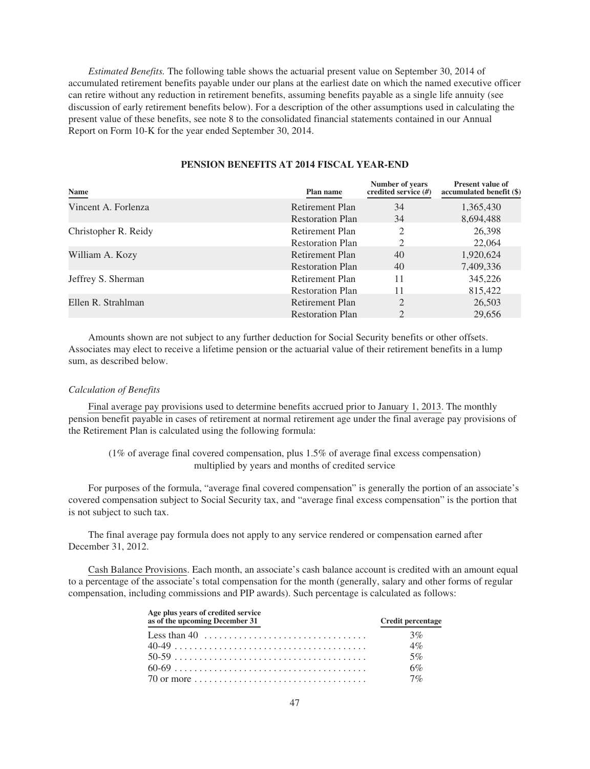*Estimated Benefits.* The following table shows the actuarial present value on September 30, 2014 of accumulated retirement benefits payable under our plans at the earliest date on which the named executive officer can retire without any reduction in retirement benefits, assuming benefits payable as a single life annuity (see discussion of early retirement benefits below). For a description of the other assumptions used in calculating the present value of these benefits, see note 8 to the consolidated financial statements contained in our Annual Report on Form 10-K for the year ended September 30, 2014.

**PENSION BENEFITS AT 2014 FISCAL YEAR-END**

| Name | Plan name | Number of years credited service (#) | Present value of accumulated benefit ($) |
|---|---|---|---|
| Vincent A. Forlenza | Retirement Plan | 34 | 1,365,430 |
| | Restoration Plan | 34 | 8,694,488 |
| Christopher R. Reidy | Retirement Plan | 2 | 26,398 |
| | Restoration Plan | 2 | 22,064 |
| William A. Kozy | Retirement Plan | 40 | 1,920,624 |
| | Restoration Plan | 40 | 7,409,336 |
| Jeffrey S. Sherman | Retirement Plan | 11 | 345,226 |
| | Restoration Plan | 11 | 815,422 |
| Ellen R. Strahlman | Retirement Plan | 2 | 26,503 |
| | Restoration Plan | 2 | 29,656 |

Amounts shown are not subject to any further deduction for Social Security benefits or other offsets. Associates may elect to receive a lifetime pension or the actuarial value of their retirement benefits in a lump sum, as described below.

*Calculation of Benefits*

Final average pay provisions used to determine benefits accrued prior to January 1, 2013. The monthly pension benefit payable in cases of retirement at normal retirement age under the final average pay provisions of the Retirement Plan is calculated using the following formula:

(1% of average final covered compensation, plus 1.5% of average final excess compensation) multiplied by years and months of credited service

For purposes of the formula, "average final covered compensation" is generally the portion of an associate's covered compensation subject to Social Security tax, and "average final excess compensation" is the portion that is not subject to such tax.

The final average pay formula does not apply to any service rendered or compensation earned after December 31, 2012.

Cash Balance Provisions. Each month, an associate's cash balance account is credited with an amount equal to a percentage of the associate's total compensation for the month (generally, salary and other forms of regular compensation, including commissions and PIP awards). Such percentage is calculated as follows:

| Age plus years of credited service as of the upcoming December 31 | Credit percentage |
|---|---|
| Less than 40 | 3% |
| 40-49 | 4% |
| 50-59 | 5% |
| 60-69 | 6% |
| 70 or more | 7% |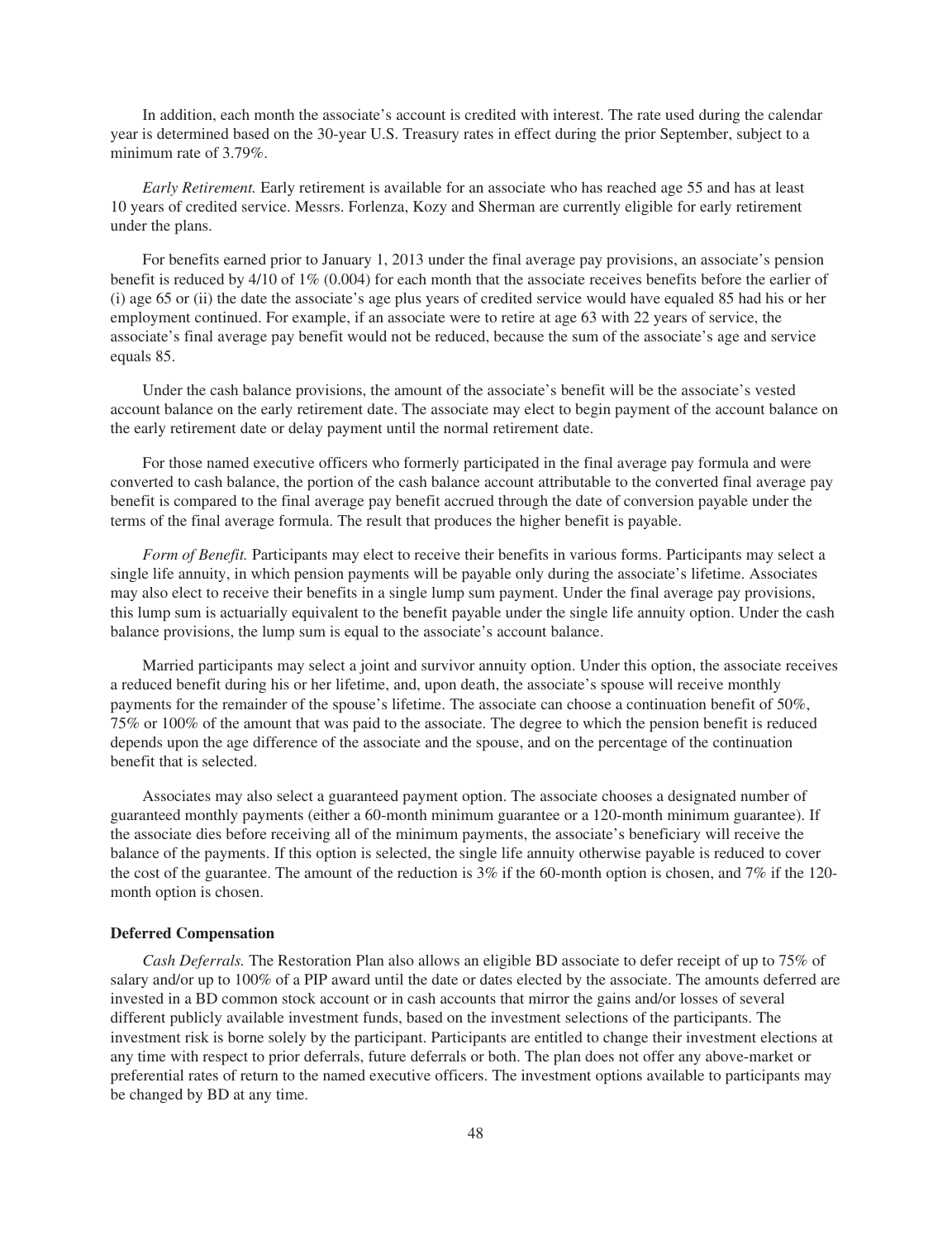In addition, each month the associate's account is credited with interest. The rate used during the calendar year is determined based on the 30-year U.S. Treasury rates in effect during the prior September, subject to a minimum rate of 3.79%.

*Early Retirement.* Early retirement is available for an associate who has reached age 55 and has at least 10 years of credited service. Messrs. Forlenza, Kozy and Sherman are currently eligible for early retirement under the plans.

For benefits earned prior to January 1, 2013 under the final average pay provisions, an associate's pension benefit is reduced by 4/10 of 1% (0.004) for each month that the associate receives benefits before the earlier of (i) age 65 or (ii) the date the associate's age plus years of credited service would have equaled 85 had his or her employment continued. For example, if an associate were to retire at age 63 with 22 years of service, the associate's final average pay benefit would not be reduced, because the sum of the associate's age and service equals 85.

Under the cash balance provisions, the amount of the associate's benefit will be the associate's vested account balance on the early retirement date. The associate may elect to begin payment of the account balance on the early retirement date or delay payment until the normal retirement date.

For those named executive officers who formerly participated in the final average pay formula and were converted to cash balance, the portion of the cash balance account attributable to the converted final average pay benefit is compared to the final average pay benefit accrued through the date of conversion payable under the terms of the final average formula. The result that produces the higher benefit is payable.

*Form of Benefit.* Participants may elect to receive their benefits in various forms. Participants may select a single life annuity, in which pension payments will be payable only during the associate's lifetime. Associates may also elect to receive their benefits in a single lump sum payment. Under the final average pay provisions, this lump sum is actuarially equivalent to the benefit payable under the single life annuity option. Under the cash balance provisions, the lump sum is equal to the associate's account balance.

Married participants may select a joint and survivor annuity option. Under this option, the associate receives a reduced benefit during his or her lifetime, and, upon death, the associate's spouse will receive monthly payments for the remainder of the spouse's lifetime. The associate can choose a continuation benefit of 50%, 75% or 100% of the amount that was paid to the associate. The degree to which the pension benefit is reduced depends upon the age difference of the associate and the spouse, and on the percentage of the continuation benefit that is selected.

Associates may also select a guaranteed payment option. The associate chooses a designated number of guaranteed monthly payments (either a 60-month minimum guarantee or a 120-month minimum guarantee). If the associate dies before receiving all of the minimum payments, the associate's beneficiary will receive the balance of the payments. If this option is selected, the single life annuity otherwise payable is reduced to cover the cost of the guarantee. The amount of the reduction is 3% if the 60-month option is chosen, and 7% if the 120-month option is chosen.

**Deferred Compensation**

*Cash Deferrals.* The Restoration Plan also allows an eligible BD associate to defer receipt of up to 75% of salary and/or up to 100% of a PIP award until the date or dates elected by the associate. The amounts deferred are invested in a BD common stock account or in cash accounts that mirror the gains and/or losses of several different publicly available investment funds, based on the investment selections of the participants. The investment risk is borne solely by the participant. Participants are entitled to change their investment elections at any time with respect to prior deferrals, future deferrals or both. The plan does not offer any above-market or preferential rates of return to the named executive officers. The investment options available to participants may be changed by BD at any time.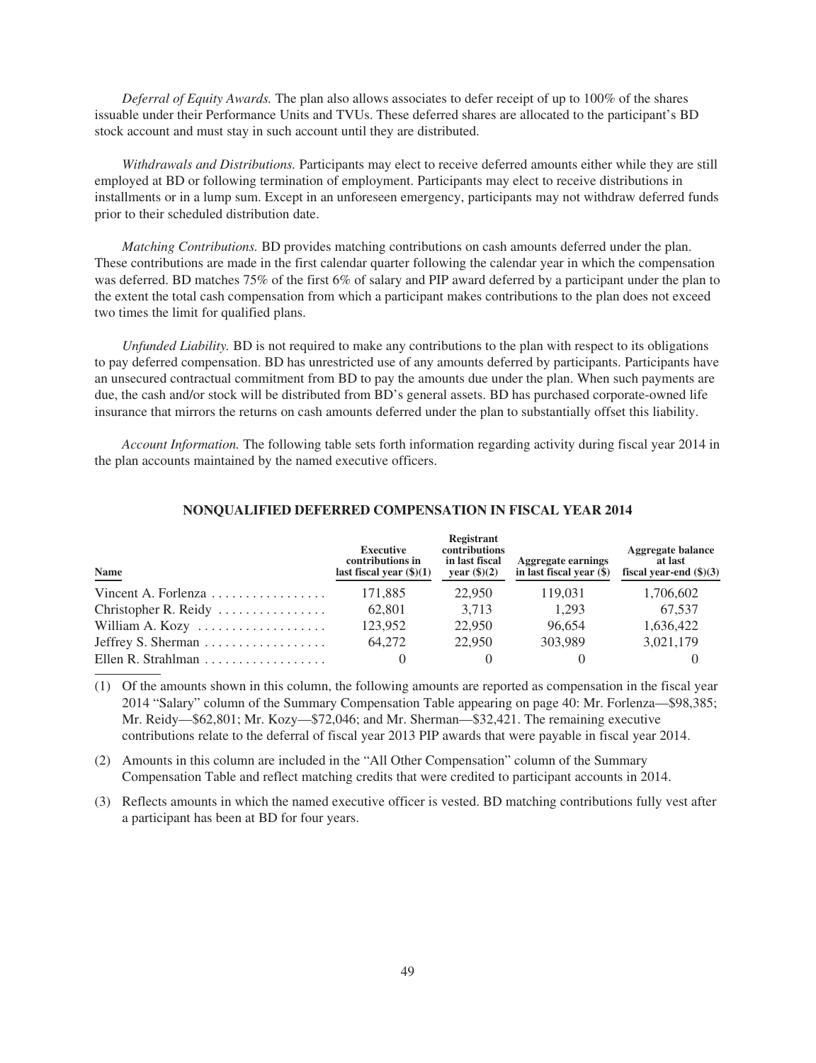*Deferral of Equity Awards.* The plan also allows associates to defer receipt of up to 100% of the shares issuable under their Performance Units and TVUs. These deferred shares are allocated to the participant's BD stock account and must stay in such account until they are distributed.

*Withdrawals and Distributions.* Participants may elect to receive deferred amounts either while they are still employed at BD or following termination of employment. Participants may elect to receive distributions in installments or in a lump sum. Except in an unforeseen emergency, participants may not withdraw deferred funds prior to their scheduled distribution date.

*Matching Contributions.* BD provides matching contributions on cash amounts deferred under the plan. These contributions are made in the first calendar quarter following the calendar year in which the compensation was deferred. BD matches 75% of the first 6% of salary and PIP award deferred by a participant under the plan to the extent the total cash compensation from which a participant makes contributions to the plan does not exceed two times the limit for qualified plans.

*Unfunded Liability.* BD is not required to make any contributions to the plan with respect to its obligations to pay deferred compensation. BD has unrestricted use of any amounts deferred by participants. Participants have an unsecured contractual commitment from BD to pay the amounts due under the plan. When such payments are due, the cash and/or stock will be distributed from BD's general assets. BD has purchased corporate-owned life insurance that mirrors the returns on cash amounts deferred under the plan to substantially offset this liability.

*Account Information.* The following table sets forth information regarding activity during fiscal year 2014 in the plan accounts maintained by the named executive officers.

## NONQUALIFIED DEFERRED COMPENSATION IN FISCAL YEAR 2014

| Name | Executive contributions in last fiscal year ($)(1) | Registrant contributions in last fiscal year ($)(2) | Aggregate earnings in last fiscal year ($) | Aggregate balance at last fiscal year-end ($)(3) |
|---|---|---|---|---|
| Vincent A. Forlenza | 171,885 | 22,950 | 119,031 | 1,706,602 |
| Christopher R. Reidy | 62,801 | 3,713 | 1,293 | 67,537 |
| William A. Kozy | 123,952 | 22,950 | 96,654 | 1,636,422 |
| Jeffrey S. Sherman | 64,272 | 22,950 | 303,989 | 3,021,179 |
| Ellen R. Strahlman | 0 | 0 | 0 | 0 |

(1) Of the amounts shown in this column, the following amounts are reported as compensation in the fiscal year 2014 "Salary" column of the Summary Compensation Table appearing on page 40: Mr. Forlenza—$98,385; Mr. Reidy—$62,801; Mr. Kozy—$72,046; and Mr. Sherman—$32,421. The remaining executive contributions relate to the deferral of fiscal year 2013 PIP awards that were payable in fiscal year 2014.

(2) Amounts in this column are included in the "All Other Compensation" column of the Summary Compensation Table and reflect matching credits that were credited to participant accounts in 2014.

(3) Reflects amounts in which the named executive officer is vested. BD matching contributions fully vest after a participant has been at BD for four years.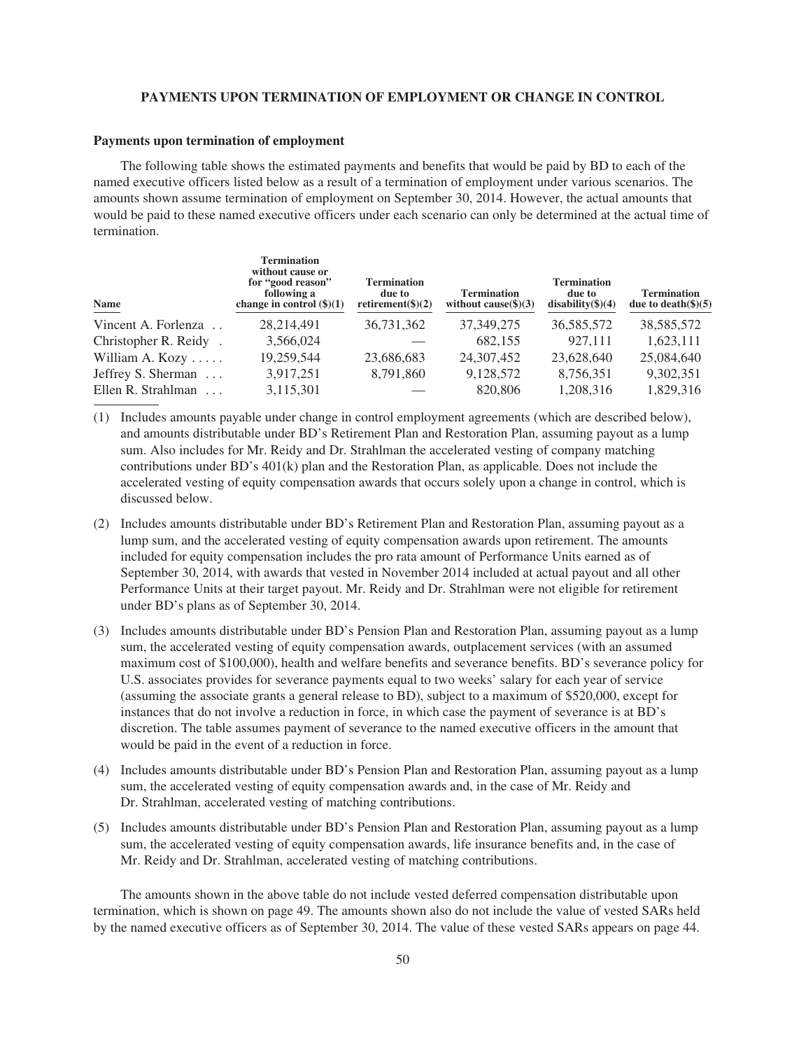## PAYMENTS UPON TERMINATION OF EMPLOYMENT OR CHANGE IN CONTROL

### Payments upon termination of employment

The following table shows the estimated payments and benefits that would be paid by BD to each of the named executive officers listed below as a result of a termination of employment under various scenarios. The amounts shown assume termination of employment on September 30, 2014. However, the actual amounts that would be paid to these named executive officers under each scenario can only be determined at the actual time of termination.

| Name | Termination without cause or for "good reason" following a change in control ($)(1) | Termination due to retirement($)(2) | Termination without cause($)(3) | Termination due to disability($)(4) | Termination due to death($)(5) |
|---|---|---|---|---|---|
| Vincent A. Forlenza | 28,214,491 | 36,731,362 | 37,349,275 | 36,585,572 | 38,585,572 |
| Christopher R. Reidy | 3,566,024 | — | 682,155 | 927,111 | 1,623,111 |
| William A. Kozy | 19,259,544 | 23,686,683 | 24,307,452 | 23,628,640 | 25,084,640 |
| Jeffrey S. Sherman | 3,917,251 | 8,791,860 | 9,128,572 | 8,756,351 | 9,302,351 |
| Ellen R. Strahlman | 3,115,301 | — | 820,806 | 1,208,316 | 1,829,316 |

(1) Includes amounts payable under change in control employment agreements (which are described below), and amounts distributable under BD's Retirement Plan and Restoration Plan, assuming payout as a lump sum. Also includes for Mr. Reidy and Dr. Strahlman the accelerated vesting of company matching contributions under BD's 401(k) plan and the Restoration Plan, as applicable. Does not include the accelerated vesting of equity compensation awards that occurs solely upon a change in control, which is discussed below.

(2) Includes amounts distributable under BD's Retirement Plan and Restoration Plan, assuming payout as a lump sum, and the accelerated vesting of equity compensation awards upon retirement. The amounts included for equity compensation includes the pro rata amount of Performance Units earned as of September 30, 2014, with awards that vested in November 2014 included at actual payout and all other Performance Units at their target payout. Mr. Reidy and Dr. Strahlman were not eligible for retirement under BD's plans as of September 30, 2014.

(3) Includes amounts distributable under BD's Pension Plan and Restoration Plan, assuming payout as a lump sum, the accelerated vesting of equity compensation awards, outplacement services (with an assumed maximum cost of $100,000), health and welfare benefits and severance benefits. BD's severance policy for U.S. associates provides for severance payments equal to two weeks' salary for each year of service (assuming the associate grants a general release to BD), subject to a maximum of $520,000, except for instances that do not involve a reduction in force, in which case the payment of severance is at BD's discretion. The table assumes payment of severance to the named executive officers in the amount that would be paid in the event of a reduction in force.

(4) Includes amounts distributable under BD's Pension Plan and Restoration Plan, assuming payout as a lump sum, the accelerated vesting of equity compensation awards and, in the case of Mr. Reidy and Dr. Strahlman, accelerated vesting of matching contributions.

(5) Includes amounts distributable under BD's Pension Plan and Restoration Plan, assuming payout as a lump sum, the accelerated vesting of equity compensation awards, life insurance benefits and, in the case of Mr. Reidy and Dr. Strahlman, accelerated vesting of matching contributions.

The amounts shown in the above table do not include vested deferred compensation distributable upon termination, which is shown on page 49. The amounts shown also do not include the value of vested SARs held by the named executive officers as of September 30, 2014. The value of these vested SARs appears on page 44.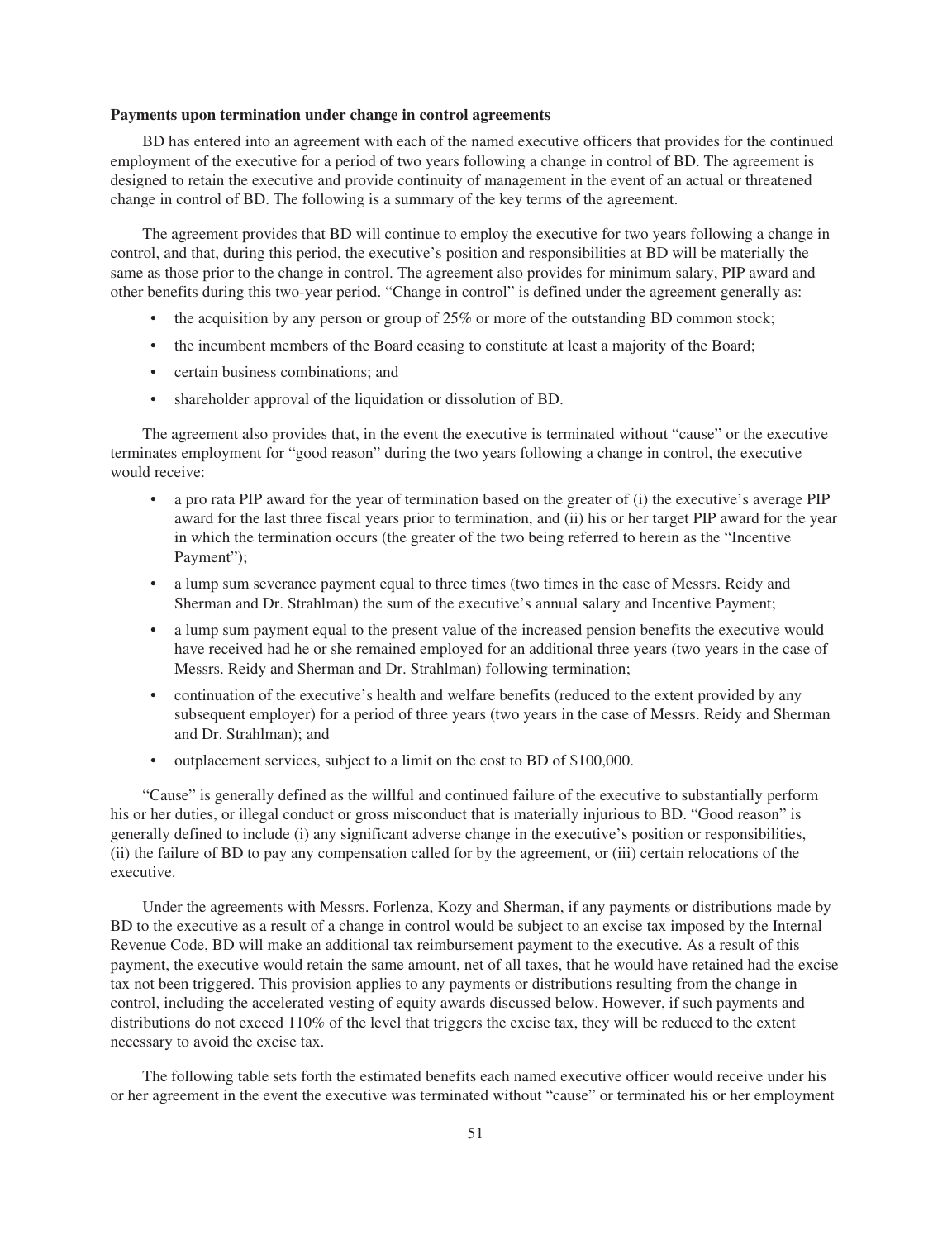**Payments upon termination under change in control agreements**

BD has entered into an agreement with each of the named executive officers that provides for the continued employment of the executive for a period of two years following a change in control of BD. The agreement is designed to retain the executive and provide continuity of management in the event of an actual or threatened change in control of BD. The following is a summary of the key terms of the agreement.

The agreement provides that BD will continue to employ the executive for two years following a change in control, and that, during this period, the executive's position and responsibilities at BD will be materially the same as those prior to the change in control. The agreement also provides for minimum salary, PIP award and other benefits during this two-year period. "Change in control" is defined under the agreement generally as:

- the acquisition by any person or group of 25% or more of the outstanding BD common stock;
- the incumbent members of the Board ceasing to constitute at least a majority of the Board;
- certain business combinations; and
- shareholder approval of the liquidation or dissolution of BD.

The agreement also provides that, in the event the executive is terminated without "cause" or the executive terminates employment for "good reason" during the two years following a change in control, the executive would receive:

- a pro rata PIP award for the year of termination based on the greater of (i) the executive's average PIP award for the last three fiscal years prior to termination, and (ii) his or her target PIP award for the year in which the termination occurs (the greater of the two being referred to herein as the "Incentive Payment");
- a lump sum severance payment equal to three times (two times in the case of Messrs. Reidy and Sherman and Dr. Strahlman) the sum of the executive's annual salary and Incentive Payment;
- a lump sum payment equal to the present value of the increased pension benefits the executive would have received had he or she remained employed for an additional three years (two years in the case of Messrs. Reidy and Sherman and Dr. Strahlman) following termination;
- continuation of the executive's health and welfare benefits (reduced to the extent provided by any subsequent employer) for a period of three years (two years in the case of Messrs. Reidy and Sherman and Dr. Strahlman); and
- outplacement services, subject to a limit on the cost to BD of $100,000.

"Cause" is generally defined as the willful and continued failure of the executive to substantially perform his or her duties, or illegal conduct or gross misconduct that is materially injurious to BD. "Good reason" is generally defined to include (i) any significant adverse change in the executive's position or responsibilities, (ii) the failure of BD to pay any compensation called for by the agreement, or (iii) certain relocations of the executive.

Under the agreements with Messrs. Forlenza, Kozy and Sherman, if any payments or distributions made by BD to the executive as a result of a change in control would be subject to an excise tax imposed by the Internal Revenue Code, BD will make an additional tax reimbursement payment to the executive. As a result of this payment, the executive would retain the same amount, net of all taxes, that he would have retained had the excise tax not been triggered. This provision applies to any payments or distributions resulting from the change in control, including the accelerated vesting of equity awards discussed below. However, if such payments and distributions do not exceed 110% of the level that triggers the excise tax, they will be reduced to the extent necessary to avoid the excise tax.

The following table sets forth the estimated benefits each named executive officer would receive under his or her agreement in the event the executive was terminated without "cause" or terminated his or her employment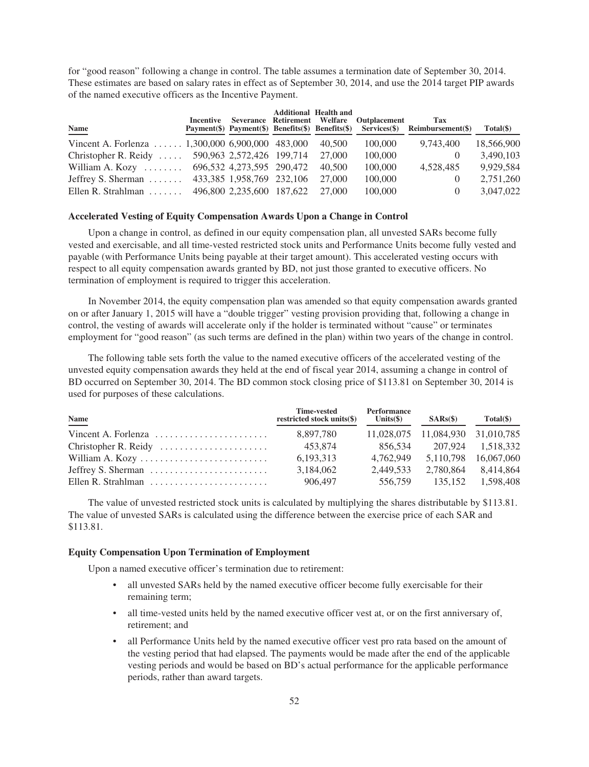for "good reason" following a change in control. The table assumes a termination date of September 30, 2014. These estimates are based on salary rates in effect as of September 30, 2014, and use the 2014 target PIP awards of the named executive officers as the Incentive Payment.

| Name | Incentive Payment($) | Severance Payment($) | Additional Retirement Benefits($) | Health and Welfare Benefits($) | Outplacement Services($) | Tax Reimbursement($) | Total($) |
|---|---|---|---|---|---|---|---|
| Vincent A. Forlenza | 1,300,000 | 6,900,000 | 483,000 | 40,500 | 100,000 | 9,743,400 | 18,566,900 |
| Christopher R. Reidy | 590,963 | 2,572,426 | 199,714 | 27,000 | 100,000 | 0 | 3,490,103 |
| William A. Kozy | 696,532 | 4,273,595 | 290,472 | 40,500 | 100,000 | 4,528,485 | 9,929,584 |
| Jeffrey S. Sherman | 433,385 | 1,958,769 | 232,106 | 27,000 | 100,000 | 0 | 2,751,260 |
| Ellen R. Strahlman | 496,800 | 2,235,600 | 187,622 | 27,000 | 100,000 | 0 | 3,047,022 |

### Accelerated Vesting of Equity Compensation Awards Upon a Change in Control

Upon a change in control, as defined in our equity compensation plan, all unvested SARs become fully vested and exercisable, and all time-vested restricted stock units and Performance Units become fully vested and payable (with Performance Units being payable at their target amount). This accelerated vesting occurs with respect to all equity compensation awards granted by BD, not just those granted to executive officers. No termination of employment is required to trigger this acceleration.

In November 2014, the equity compensation plan was amended so that equity compensation awards granted on or after January 1, 2015 will have a "double trigger" vesting provision providing that, following a change in control, the vesting of awards will accelerate only if the holder is terminated without "cause" or terminates employment for "good reason" (as such terms are defined in the plan) within two years of the change in control.

The following table sets forth the value to the named executive officers of the accelerated vesting of the unvested equity compensation awards they held at the end of fiscal year 2014, assuming a change in control of BD occurred on September 30, 2014. The BD common stock closing price of $113.81 on September 30, 2014 is used for purposes of these calculations.

| Name | Time-vested restricted stock units($) | Performance Units($) | SARs($) | Total($) |
|---|---|---|---|---|
| Vincent A. Forlenza | 8,897,780 | 11,028,075 | 11,084,930 | 31,010,785 |
| Christopher R. Reidy | 453,874 | 856,534 | 207,924 | 1,518,332 |
| William A. Kozy | 6,193,313 | 4,762,949 | 5,110,798 | 16,067,060 |
| Jeffrey S. Sherman | 3,184,062 | 2,449,533 | 2,780,864 | 8,414,864 |
| Ellen R. Strahlman | 906,497 | 556,759 | 135,152 | 1,598,408 |

The value of unvested restricted stock units is calculated by multiplying the shares distributable by $113.81. The value of unvested SARs is calculated using the difference between the exercise price of each SAR and $113.81.

### Equity Compensation Upon Termination of Employment

Upon a named executive officer's termination due to retirement:

- all unvested SARs held by the named executive officer become fully exercisable for their remaining term;
- all time-vested units held by the named executive officer vest at, or on the first anniversary of, retirement; and
- all Performance Units held by the named executive officer vest pro rata based on the amount of the vesting period that had elapsed. The payments would be made after the end of the applicable vesting periods and would be based on BD's actual performance for the applicable performance periods, rather than award targets.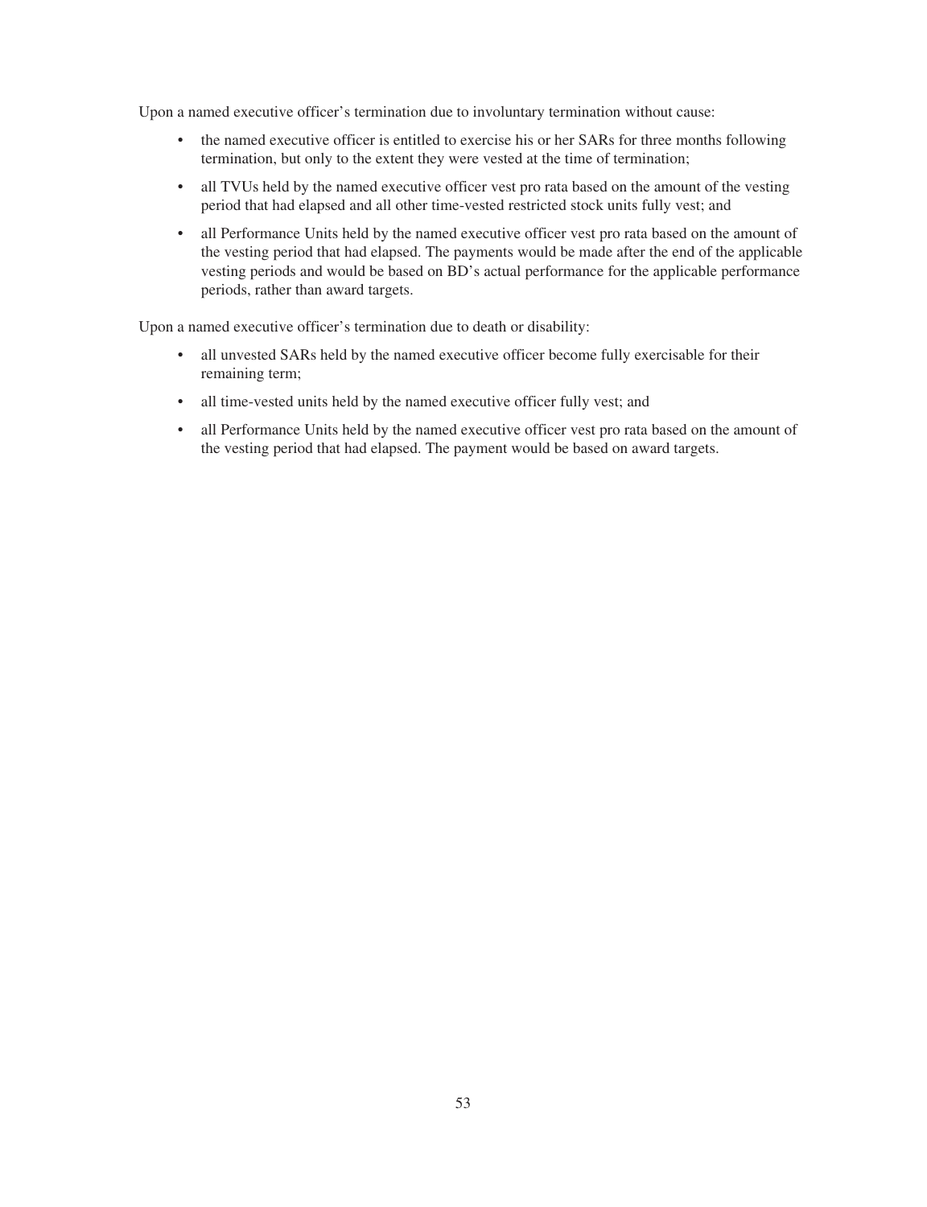Upon a named executive officer's termination due to involuntary termination without cause:

- the named executive officer is entitled to exercise his or her SARs for three months following termination, but only to the extent they were vested at the time of termination;
- all TVUs held by the named executive officer vest pro rata based on the amount of the vesting period that had elapsed and all other time-vested restricted stock units fully vest; and
- all Performance Units held by the named executive officer vest pro rata based on the amount of the vesting period that had elapsed. The payments would be made after the end of the applicable vesting periods and would be based on BD's actual performance for the applicable performance periods, rather than award targets.

Upon a named executive officer's termination due to death or disability:

- all unvested SARs held by the named executive officer become fully exercisable for their remaining term;
- all time-vested units held by the named executive officer fully vest; and
- all Performance Units held by the named executive officer vest pro rata based on the amount of the vesting period that had elapsed. The payment would be based on award targets.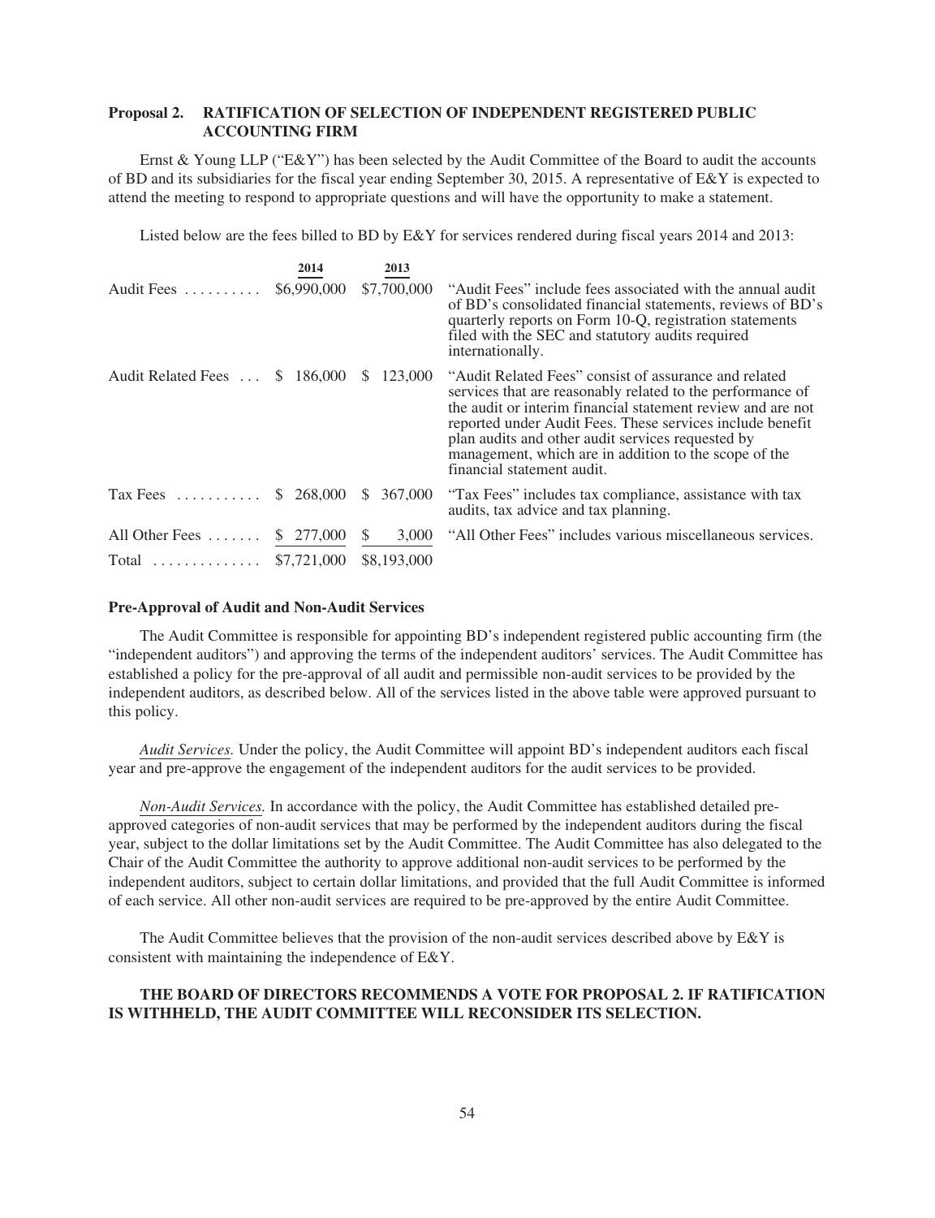## Proposal 2. RATIFICATION OF SELECTION OF INDEPENDENT REGISTERED PUBLIC ACCOUNTING FIRM

Ernst & Young LLP ("E&Y") has been selected by the Audit Committee of the Board to audit the accounts of BD and its subsidiaries for the fiscal year ending September 30, 2015. A representative of E&Y is expected to attend the meeting to respond to appropriate questions and will have the opportunity to make a statement.

Listed below are the fees billed to BD by E&Y for services rendered during fiscal years 2014 and 2013:

| | 2014 | 2013 | |
|---|---|---|---|
| Audit Fees | $6,990,000 | $7,700,000 | "Audit Fees" include fees associated with the annual audit of BD's consolidated financial statements, reviews of BD's quarterly reports on Form 10-Q, registration statements filed with the SEC and statutory audits required internationally. |
| Audit Related Fees | $ 186,000 | $ 123,000 | "Audit Related Fees" consist of assurance and related services that are reasonably related to the performance of the audit or interim financial statement review and are not reported under Audit Fees. These services include benefit plan audits and other audit services requested by management, which are in addition to the scope of the financial statement audit. |
| Tax Fees | $ 268,000 | $ 367,000 | "Tax Fees" includes tax compliance, assistance with tax audits, tax advice and tax planning. |
| All Other Fees | $ 277,000 | $ 3,000 | "All Other Fees" includes various miscellaneous services. |
| Total | $7,721,000 | $8,193,000 | |

### Pre-Approval of Audit and Non-Audit Services

The Audit Committee is responsible for appointing BD's independent registered public accounting firm (the "independent auditors") and approving the terms of the independent auditors' services. The Audit Committee has established a policy for the pre-approval of all audit and permissible non-audit services to be provided by the independent auditors, as described below. All of the services listed in the above table were approved pursuant to this policy.

*Audit Services.* Under the policy, the Audit Committee will appoint BD's independent auditors each fiscal year and pre-approve the engagement of the independent auditors for the audit services to be provided.

*Non-Audit Services.* In accordance with the policy, the Audit Committee has established detailed pre-approved categories of non-audit services that may be performed by the independent auditors during the fiscal year, subject to the dollar limitations set by the Audit Committee. The Audit Committee has also delegated to the Chair of the Audit Committee the authority to approve additional non-audit services to be performed by the independent auditors, subject to certain dollar limitations, and provided that the full Audit Committee is informed of each service. All other non-audit services are required to be pre-approved by the entire Audit Committee.

The Audit Committee believes that the provision of the non-audit services described above by E&Y is consistent with maintaining the independence of E&Y.

**THE BOARD OF DIRECTORS RECOMMENDS A VOTE FOR PROPOSAL 2. IF RATIFICATION IS WITHHELD, THE AUDIT COMMITTEE WILL RECONSIDER ITS SELECTION.**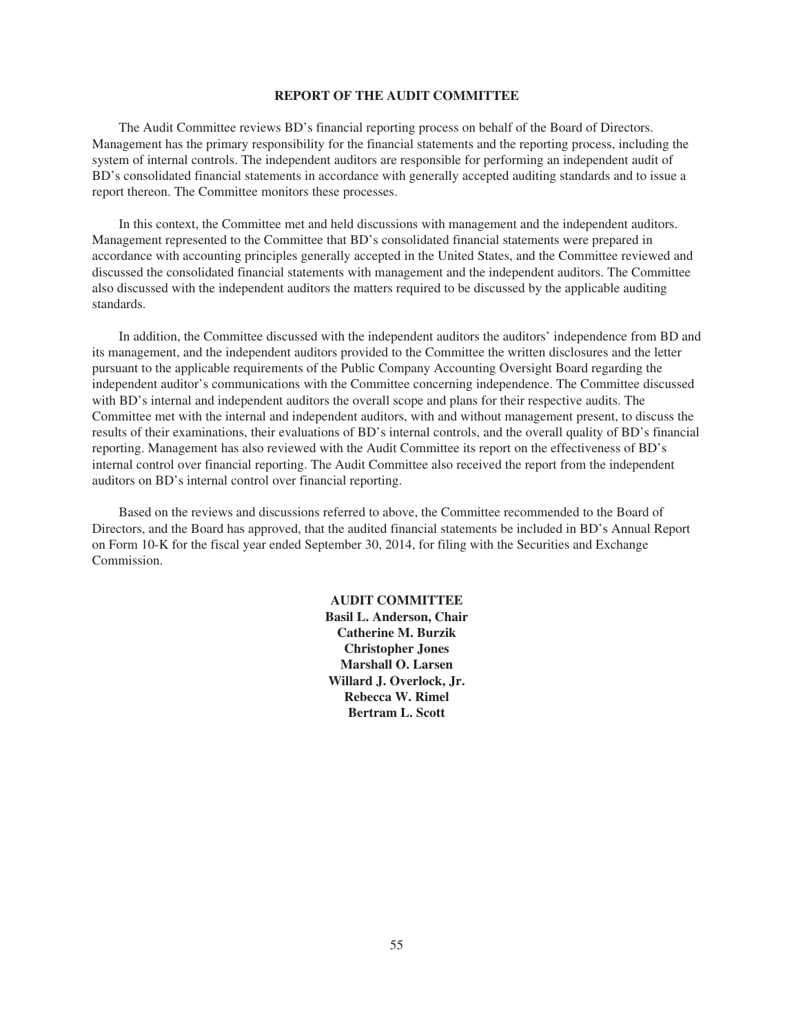## REPORT OF THE AUDIT COMMITTEE

The Audit Committee reviews BD's financial reporting process on behalf of the Board of Directors. Management has the primary responsibility for the financial statements and the reporting process, including the system of internal controls. The independent auditors are responsible for performing an independent audit of BD's consolidated financial statements in accordance with generally accepted auditing standards and to issue a report thereon. The Committee monitors these processes.

In this context, the Committee met and held discussions with management and the independent auditors. Management represented to the Committee that BD's consolidated financial statements were prepared in accordance with accounting principles generally accepted in the United States, and the Committee reviewed and discussed the consolidated financial statements with management and the independent auditors. The Committee also discussed with the independent auditors the matters required to be discussed by the applicable auditing standards.

In addition, the Committee discussed with the independent auditors the auditors' independence from BD and its management, and the independent auditors provided to the Committee the written disclosures and the letter pursuant to the applicable requirements of the Public Company Accounting Oversight Board regarding the independent auditor's communications with the Committee concerning independence. The Committee discussed with BD's internal and independent auditors the overall scope and plans for their respective audits. The Committee met with the internal and independent auditors, with and without management present, to discuss the results of their examinations, their evaluations of BD's internal controls, and the overall quality of BD's financial reporting. Management has also reviewed with the Audit Committee its report on the effectiveness of BD's internal control over financial reporting. The Audit Committee also received the report from the independent auditors on BD's internal control over financial reporting.

Based on the reviews and discussions referred to above, the Committee recommended to the Board of Directors, and the Board has approved, that the audited financial statements be included in BD's Annual Report on Form 10-K for the fiscal year ended September 30, 2014, for filing with the Securities and Exchange Commission.

**AUDIT COMMITTEE**
**Basil L. Anderson, Chair**
**Catherine M. Burzik**
**Christopher Jones**
**Marshall O. Larsen**
**Willard J. Overlock, Jr.**
**Rebecca W. Rimel**
**Bertram L. Scott**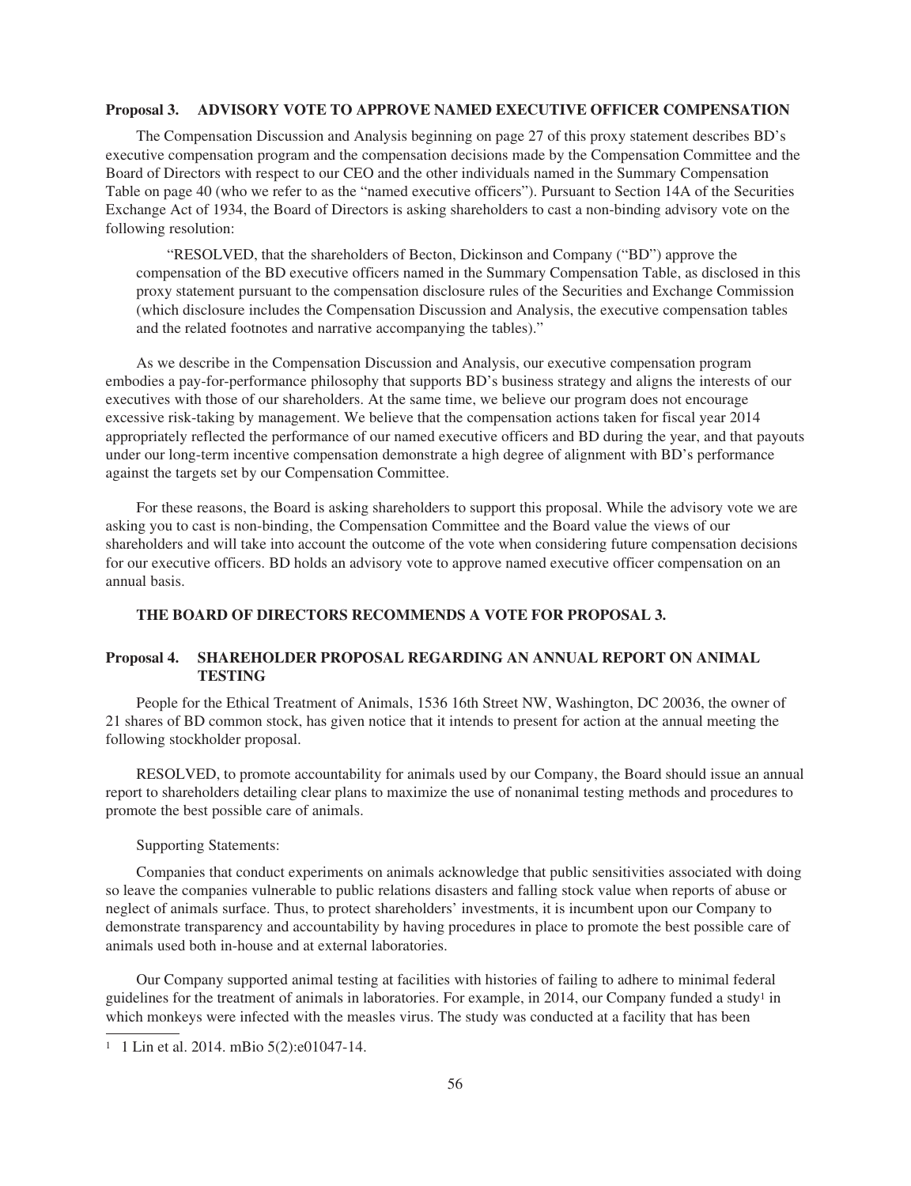### Proposal 3. ADVISORY VOTE TO APPROVE NAMED EXECUTIVE OFFICER COMPENSATION

The Compensation Discussion and Analysis beginning on page 27 of this proxy statement describes BD's executive compensation program and the compensation decisions made by the Compensation Committee and the Board of Directors with respect to our CEO and the other individuals named in the Summary Compensation Table on page 40 (who we refer to as the "named executive officers"). Pursuant to Section 14A of the Securities Exchange Act of 1934, the Board of Directors is asking shareholders to cast a non-binding advisory vote on the following resolution:

> "RESOLVED, that the shareholders of Becton, Dickinson and Company ("BD") approve the compensation of the BD executive officers named in the Summary Compensation Table, as disclosed in this proxy statement pursuant to the compensation disclosure rules of the Securities and Exchange Commission (which disclosure includes the Compensation Discussion and Analysis, the executive compensation tables and the related footnotes and narrative accompanying the tables)."

As we describe in the Compensation Discussion and Analysis, our executive compensation program embodies a pay-for-performance philosophy that supports BD's business strategy and aligns the interests of our executives with those of our shareholders. At the same time, we believe our program does not encourage excessive risk-taking by management. We believe that the compensation actions taken for fiscal year 2014 appropriately reflected the performance of our named executive officers and BD during the year, and that payouts under our long-term incentive compensation demonstrate a high degree of alignment with BD's performance against the targets set by our Compensation Committee.

For these reasons, the Board is asking shareholders to support this proposal. While the advisory vote we are asking you to cast is non-binding, the Compensation Committee and the Board value the views of our shareholders and will take into account the outcome of the vote when considering future compensation decisions for our executive officers. BD holds an advisory vote to approve named executive officer compensation on an annual basis.

**THE BOARD OF DIRECTORS RECOMMENDS A VOTE FOR PROPOSAL 3.**

### Proposal 4. SHAREHOLDER PROPOSAL REGARDING AN ANNUAL REPORT ON ANIMAL TESTING

People for the Ethical Treatment of Animals, 1536 16th Street NW, Washington, DC 20036, the owner of 21 shares of BD common stock, has given notice that it intends to present for action at the annual meeting the following stockholder proposal.

RESOLVED, to promote accountability for animals used by our Company, the Board should issue an annual report to shareholders detailing clear plans to maximize the use of nonanimal testing methods and procedures to promote the best possible care of animals.

Supporting Statements:

Companies that conduct experiments on animals acknowledge that public sensitivities associated with doing so leave the companies vulnerable to public relations disasters and falling stock value when reports of abuse or neglect of animals surface. Thus, to protect shareholders' investments, it is incumbent upon our Company to demonstrate transparency and accountability by having procedures in place to promote the best possible care of animals used both in-house and at external laboratories.

Our Company supported animal testing at facilities with histories of failing to adhere to minimal federal guidelines for the treatment of animals in laboratories. For example, in 2014, our Company funded a study[1] in which monkeys were infected with the measles virus. The study was conducted at a facility that has been

---

[1] 1 Lin et al. 2014. mBio 5(2):e01047-14.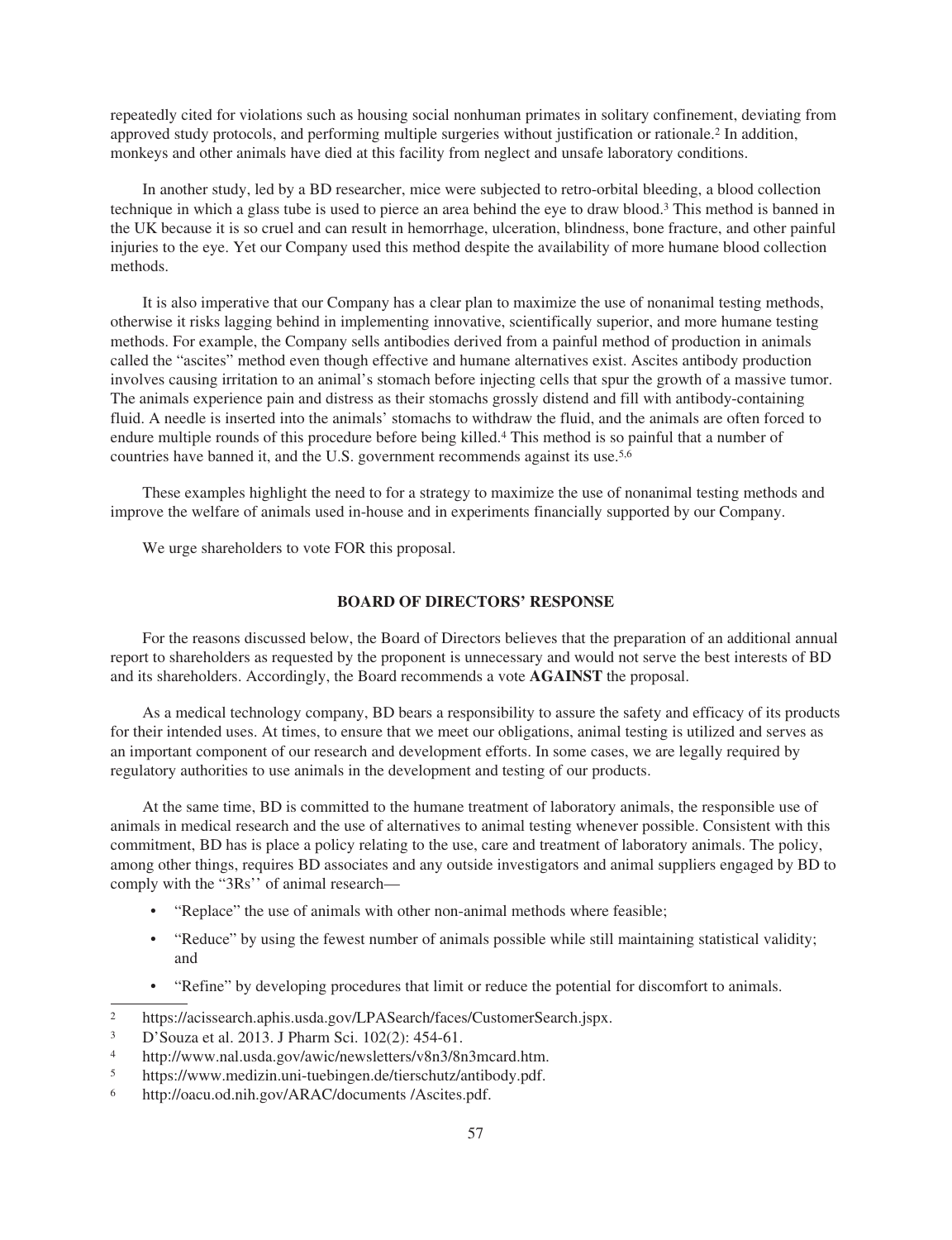repeatedly cited for violations such as housing social nonhuman primates in solitary confinement, deviating from approved study protocols, and performing multiple surgeries without justification or rationale.[2] In addition, monkeys and other animals have died at this facility from neglect and unsafe laboratory conditions.

In another study, led by a BD researcher, mice were subjected to retro-orbital bleeding, a blood collection technique in which a glass tube is used to pierce an area behind the eye to draw blood.[3] This method is banned in the UK because it is so cruel and can result in hemorrhage, ulceration, blindness, bone fracture, and other painful injuries to the eye. Yet our Company used this method despite the availability of more humane blood collection methods.

It is also imperative that our Company has a clear plan to maximize the use of nonanimal testing methods, otherwise it risks lagging behind in implementing innovative, scientifically superior, and more humane testing methods. For example, the Company sells antibodies derived from a painful method of production in animals called the "ascites" method even though effective and humane alternatives exist. Ascites antibody production involves causing irritation to an animal's stomach before injecting cells that spur the growth of a massive tumor. The animals experience pain and distress as their stomachs grossly distend and fill with antibody-containing fluid. A needle is inserted into the animals' stomachs to withdraw the fluid, and the animals are often forced to endure multiple rounds of this procedure before being killed.[4] This method is so painful that a number of countries have banned it, and the U.S. government recommends against its use.[5,6]

These examples highlight the need to for a strategy to maximize the use of nonanimal testing methods and improve the welfare of animals used in-house and in experiments financially supported by our Company.

We urge shareholders to vote FOR this proposal.

## BOARD OF DIRECTORS' RESPONSE

For the reasons discussed below, the Board of Directors believes that the preparation of an additional annual report to shareholders as requested by the proponent is unnecessary and would not serve the best interests of BD and its shareholders. Accordingly, the Board recommends a vote **AGAINST** the proposal.

As a medical technology company, BD bears a responsibility to assure the safety and efficacy of its products for their intended uses. At times, to ensure that we meet our obligations, animal testing is utilized and serves as an important component of our research and development efforts. In some cases, we are legally required by regulatory authorities to use animals in the development and testing of our products.

At the same time, BD is committed to the humane treatment of laboratory animals, the responsible use of animals in medical research and the use of alternatives to animal testing whenever possible. Consistent with this commitment, BD has is place a policy relating to the use, care and treatment of laboratory animals. The policy, among other things, requires BD associates and any outside investigators and animal suppliers engaged by BD to comply with the "3Rs'' of animal research—

- "Replace" the use of animals with other non-animal methods where feasible;
- "Reduce" by using the fewest number of animals possible while still maintaining statistical validity; and
- "Refine" by developing procedures that limit or reduce the potential for discomfort to animals.

---

[2] https://acissearch.aphis.usda.gov/LPASearch/faces/CustomerSearch.jspx.

[3] D'Souza et al. 2013. J Pharm Sci. 102(2): 454-61.

[4] http://www.nal.usda.gov/awic/newsletters/v8n3/8n3mcard.htm.

[5] https://www.medizin.uni-tuebingen.de/tierschutz/antibody.pdf.

[6] http://oacu.od.nih.gov/ARAC/documents /Ascites.pdf.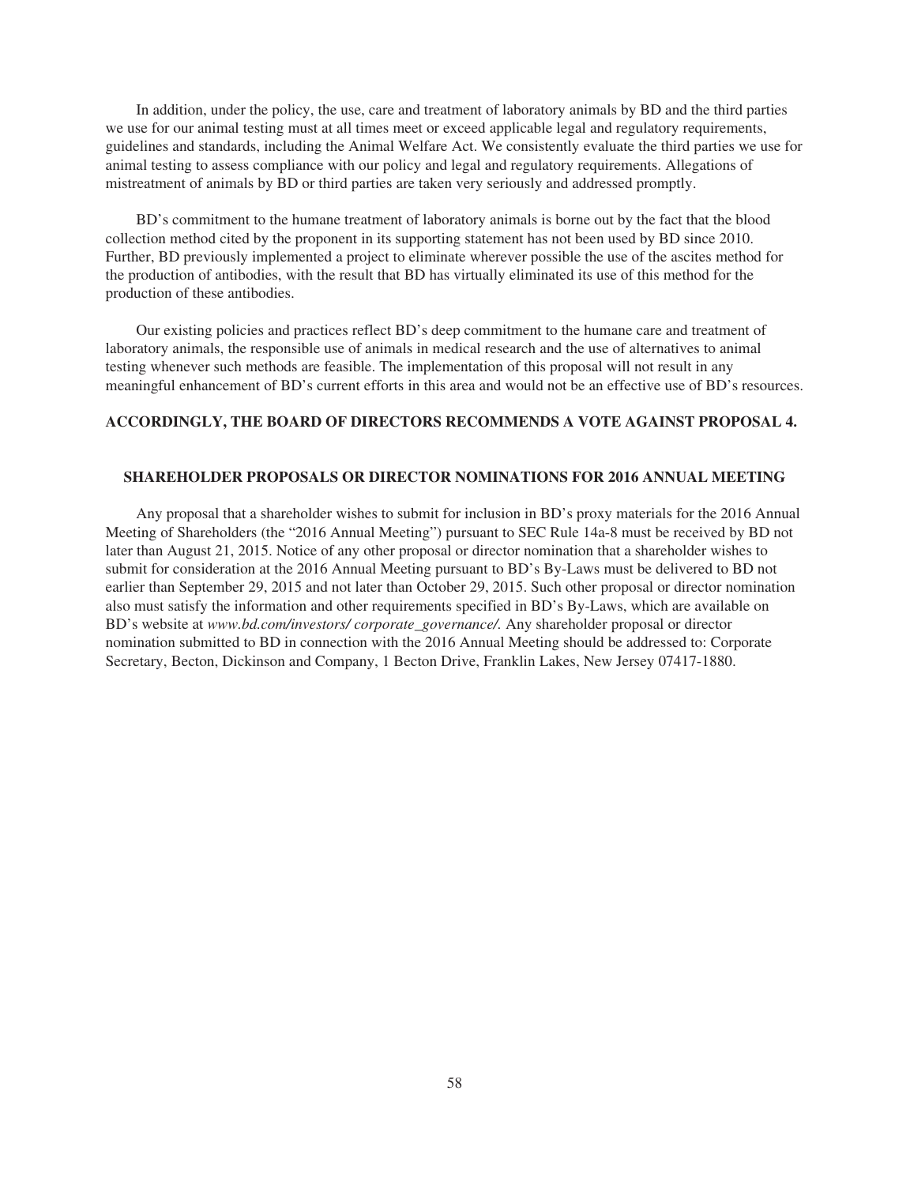In addition, under the policy, the use, care and treatment of laboratory animals by BD and the third parties we use for our animal testing must at all times meet or exceed applicable legal and regulatory requirements, guidelines and standards, including the Animal Welfare Act. We consistently evaluate the third parties we use for animal testing to assess compliance with our policy and legal and regulatory requirements. Allegations of mistreatment of animals by BD or third parties are taken very seriously and addressed promptly.

BD's commitment to the humane treatment of laboratory animals is borne out by the fact that the blood collection method cited by the proponent in its supporting statement has not been used by BD since 2010. Further, BD previously implemented a project to eliminate wherever possible the use of the ascites method for the production of antibodies, with the result that BD has virtually eliminated its use of this method for the production of these antibodies.

Our existing policies and practices reflect BD's deep commitment to the humane care and treatment of laboratory animals, the responsible use of animals in medical research and the use of alternatives to animal testing whenever such methods are feasible. The implementation of this proposal will not result in any meaningful enhancement of BD's current efforts in this area and would not be an effective use of BD's resources.

**ACCORDINGLY, THE BOARD OF DIRECTORS RECOMMENDS A VOTE AGAINST PROPOSAL 4.**

## SHAREHOLDER PROPOSALS OR DIRECTOR NOMINATIONS FOR 2016 ANNUAL MEETING

Any proposal that a shareholder wishes to submit for inclusion in BD's proxy materials for the 2016 Annual Meeting of Shareholders (the "2016 Annual Meeting") pursuant to SEC Rule 14a-8 must be received by BD not later than August 21, 2015. Notice of any other proposal or director nomination that a shareholder wishes to submit for consideration at the 2016 Annual Meeting pursuant to BD's By-Laws must be delivered to BD not earlier than September 29, 2015 and not later than October 29, 2015. Such other proposal or director nomination also must satisfy the information and other requirements specified in BD's By-Laws, which are available on BD's website at *www.bd.com/investors/ corporate_governance/.* Any shareholder proposal or director nomination submitted to BD in connection with the 2016 Annual Meeting should be addressed to: Corporate Secretary, Becton, Dickinson and Company, 1 Becton Drive, Franklin Lakes, New Jersey 07417-1880.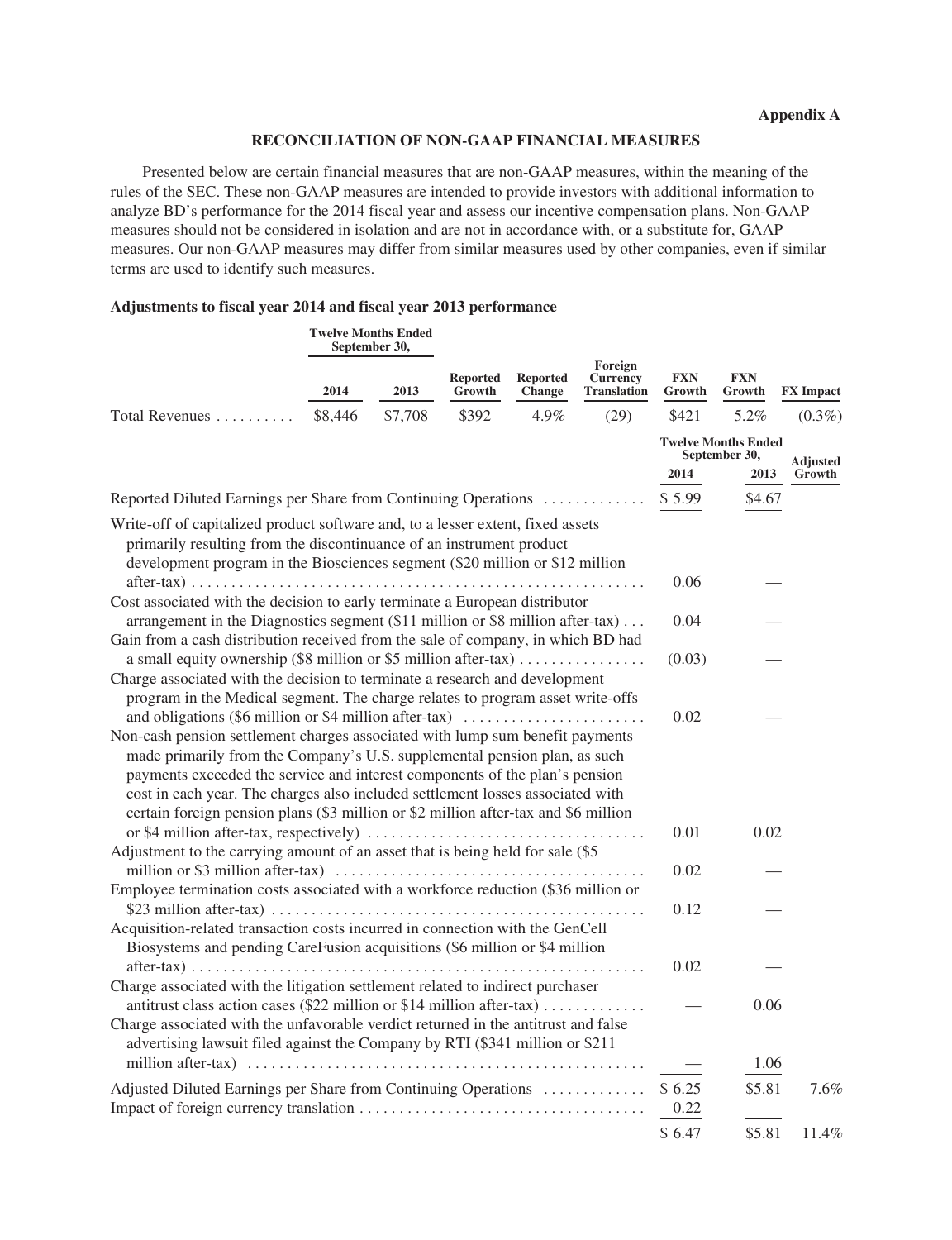**Appendix A**

## RECONCILIATION OF NON-GAAP FINANCIAL MEASURES

Presented below are certain financial measures that are non-GAAP measures, within the meaning of the rules of the SEC. These non-GAAP measures are intended to provide investors with additional information to analyze BD's performance for the 2014 fiscal year and assess our incentive compensation plans. Non-GAAP measures should not be considered in isolation and are not in accordance with, or a substitute for, GAAP measures. Our non-GAAP measures may differ from similar measures used by other companies, even if similar terms are used to identify such measures.

### Adjustments to fiscal year 2014 and fiscal year 2013 performance

| | Twelve Months Ended September 30, | | | | | | | |
|---|---|---|---|---|---|---|---|---|
| | 2014 | 2013 | Reported Growth | Reported Change | Foreign Currency Translation | FXN Growth | FXN Growth | FX Impact |
| Total Revenues | $8,446 | $7,708 | $392 | 4.9% | (29) | $421 | 5.2% | (0.3%) |

| | Twelve Months Ended September 30, | | |
|---|---|---|---|
| | 2014 | 2013 | Adjusted Growth |
| Reported Diluted Earnings per Share from Continuing Operations | $ 5.99 | $4.67 | |
| Write-off of capitalized product software and, to a lesser extent, fixed assets primarily resulting from the discontinuance of an instrument product development program in the Biosciences segment ($20 million or $12 million after-tax) | 0.06 | — | |
| Cost associated with the decision to early terminate a European distributor arrangement in the Diagnostics segment ($11 million or $8 million after-tax) | 0.04 | — | |
| Gain from a cash distribution received from the sale of company, in which BD had a small equity ownership ($8 million or $5 million after-tax) | (0.03) | — | |
| Charge associated with the decision to terminate a research and development program in the Medical segment. The charge relates to program asset write-offs and obligations ($6 million or $4 million after-tax) | 0.02 | — | |
| Non-cash pension settlement charges associated with lump sum benefit payments made primarily from the Company's U.S. supplemental pension plan, as such payments exceeded the service and interest components of the plan's pension cost in each year. The charges also included settlement losses associated with certain foreign pension plans ($3 million or $2 million after-tax and $6 million or $4 million after-tax, respectively) | 0.01 | 0.02 | |
| Adjustment to the carrying amount of an asset that is being held for sale ($5 million or $3 million after-tax) | 0.02 | — | |
| Employee termination costs associated with a workforce reduction ($36 million or $23 million after-tax) | 0.12 | — | |
| Acquisition-related transaction costs incurred in connection with the GenCell Biosystems and pending CareFusion acquisitions ($6 million or $4 million after-tax) | 0.02 | — | |
| Charge associated with the litigation settlement related to indirect purchaser antitrust class action cases ($22 million or $14 million after-tax) | — | 0.06 | |
| Charge associated with the unfavorable verdict returned in the antitrust and false advertising lawsuit filed against the Company by RTI ($341 million or $211 million after-tax) | — | 1.06 | |
| Adjusted Diluted Earnings per Share from Continuing Operations | $ 6.25 | $5.81 | 7.6% |
| Impact of foreign currency translation | 0.22 | | |
| | $ 6.47 | $5.81 | 11.4% |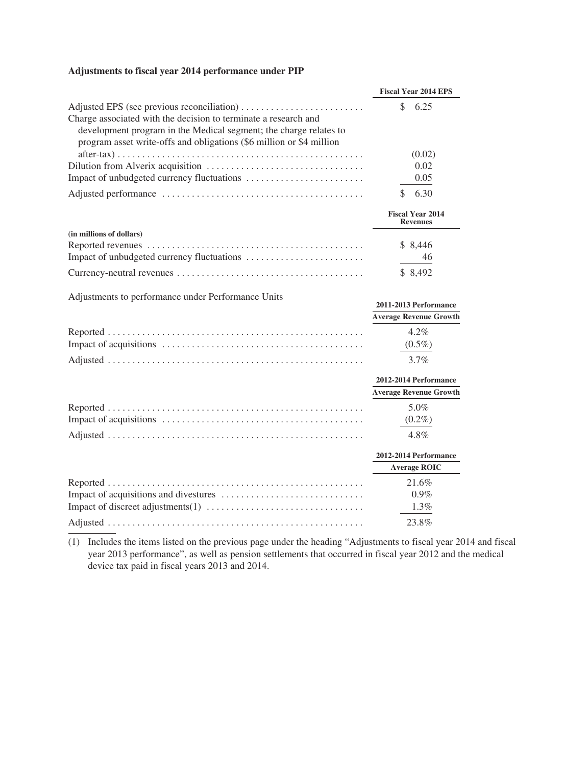**Adjustments to fiscal year 2014 performance under PIP**

| | Fiscal Year 2014 EPS |
|---|---|
| Adjusted EPS (see previous reconciliation) | $ 6.25 |
| Charge associated with the decision to terminate a research and development program in the Medical segment; the charge relates to program asset write-offs and obligations ($6 million or $4 million after-tax) | (0.02) |
| Dilution from Alverix acquisition | 0.02 |
| Impact of unbudgeted currency fluctuations | 0.05 |
| Adjusted performance | $ 6.30 |

| (in millions of dollars) | Fiscal Year 2014 Revenues |
|---|---|
| Reported revenues | $ 8,446 |
| Impact of unbudgeted currency fluctuations | 46 |
| Currency-neutral revenues | $ 8,492 |

Adjustments to performance under Performance Units

| | 2011-2013 Performance Average Revenue Growth |
|---|---|
| Reported | 4.2% |
| Impact of acquisitions | (0.5%) |
| Adjusted | 3.7% |

| | 2012-2014 Performance Average Revenue Growth |
|---|---|
| Reported | 5.0% |
| Impact of acquisitions | (0.2%) |
| Adjusted | 4.8% |

| | 2012-2014 Performance Average ROIC |
|---|---|
| Reported | 21.6% |
| Impact of acquisitions and divestures | 0.9% |
| Impact of discreet adjustments(1) | 1.3% |
| Adjusted | 23.8% |

(1) Includes the items listed on the previous page under the heading "Adjustments to fiscal year 2014 and fiscal year 2013 performance", as well as pension settlements that occurred in fiscal year 2012 and the medical device tax paid in fiscal years 2013 and 2014.